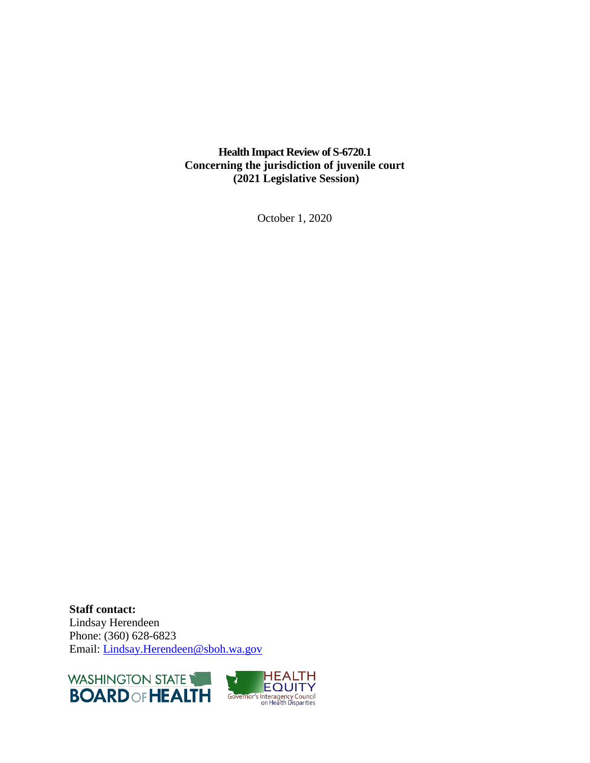# Health Impact Review of S-6720.1
## Concerning the jurisdiction of juvenile court
## (2021 Legislative Session)

October 1, 2020

**Staff contact:**
Lindsay Herendeen
Phone: (360) 628-6823
Email: [Lindsay.Herendeen@sboh.wa.gov](mailto:Lindsay.Herendeen@sboh.wa.gov)

WASHINGTON STATE BOARD OF HEALTH

HEALTH EQUITY
Governor's Interagency Council on Health Disparities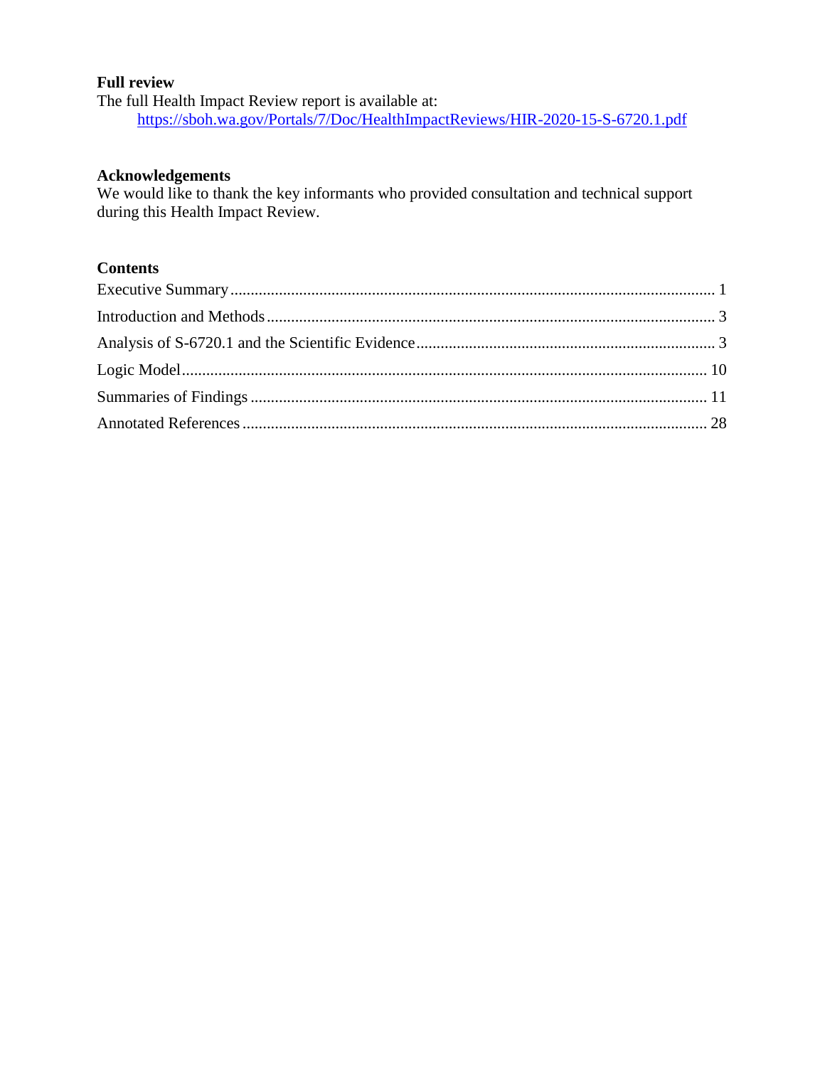**Full review**

The full Health Impact Review report is available at:

https://sboh.wa.gov/Portals/7/Doc/HealthImpactReviews/HIR-2020-15-S-6720.1.pdf

**Acknowledgements**

We would like to thank the key informants who provided consultation and technical support during this Health Impact Review.

**Contents**

Executive Summary ........................................................................................................... 1

Introduction and Methods ................................................................................................ 3

Analysis of S-6720.1 and the Scientific Evidence ............................................................ 3

Logic Model .................................................................................................................... 10

Summaries of Findings ................................................................................................... 11

Annotated References ..................................................................................................... 28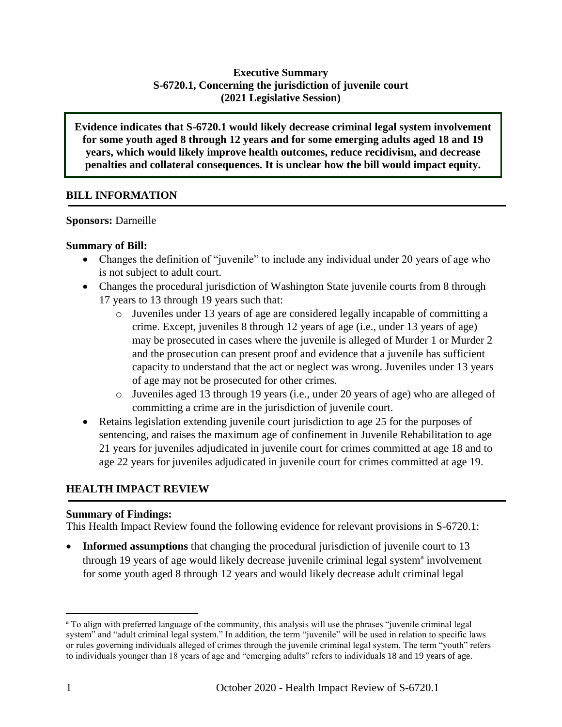**Executive Summary**
**S-6720.1, Concerning the jurisdiction of juvenile court**
**(2021 Legislative Session)**

**Evidence indicates that S-6720.1 would likely decrease criminal legal system involvement for some youth aged 8 through 12 years and for some emerging adults aged 18 and 19 years, which would likely improve health outcomes, reduce recidivism, and decrease penalties and collateral consequences. It is unclear how the bill would impact equity.**

## BILL INFORMATION

**Sponsors:** Darneille

**Summary of Bill:**

- Changes the definition of "juvenile" to include any individual under 20 years of age who is not subject to adult court.
- Changes the procedural jurisdiction of Washington State juvenile courts from 8 through 17 years to 13 through 19 years such that:
  - Juveniles under 13 years of age are considered legally incapable of committing a crime. Except, juveniles 8 through 12 years of age (i.e., under 13 years of age) may be prosecuted in cases where the juvenile is alleged of Murder 1 or Murder 2 and the prosecution can present proof and evidence that a juvenile has sufficient capacity to understand that the act or neglect was wrong. Juveniles under 13 years of age may not be prosecuted for other crimes.
  - Juveniles aged 13 through 19 years (i.e., under 20 years of age) who are alleged of committing a crime are in the jurisdiction of juvenile court.
- Retains legislation extending juvenile court jurisdiction to age 25 for the purposes of sentencing, and raises the maximum age of confinement in Juvenile Rehabilitation to age 21 years for juveniles adjudicated in juvenile court for crimes committed at age 18 and to age 22 years for juveniles adjudicated in juvenile court for crimes committed at age 19.

## HEALTH IMPACT REVIEW

**Summary of Findings:**

This Health Impact Review found the following evidence for relevant provisions in S-6720.1:

- **Informed assumptions** that changing the procedural jurisdiction of juvenile court to 13 through 19 years of age would likely decrease juvenile criminal legal system[a] involvement for some youth aged 8 through 12 years and would likely decrease adult criminal legal

[a] To align with preferred language of the community, this analysis will use the phrases "juvenile criminal legal system" and "adult criminal legal system." In addition, the term "juvenile" will be used in relation to specific laws or rules governing individuals alleged of crimes through the juvenile criminal legal system. The term "youth" refers to individuals younger than 18 years of age and "emerging adults" refers to individuals 18 and 19 years of age.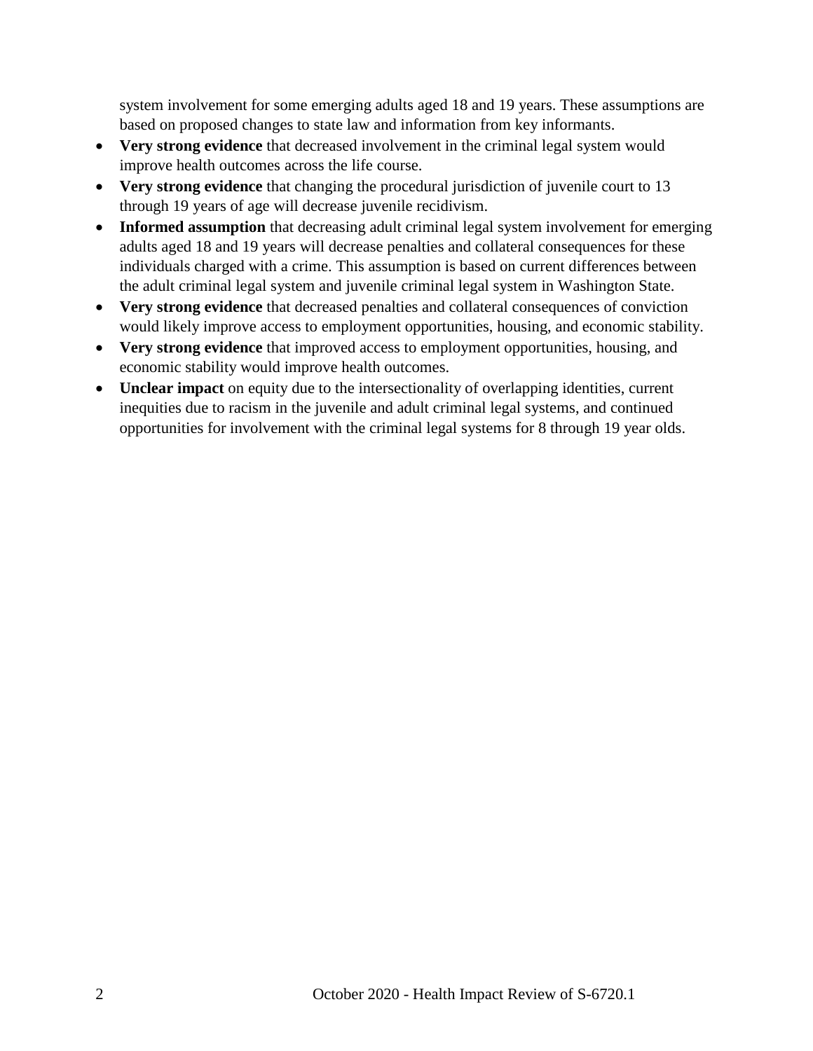system involvement for some emerging adults aged 18 and 19 years. These assumptions are based on proposed changes to state law and information from key informants.

- **Very strong evidence** that decreased involvement in the criminal legal system would improve health outcomes across the life course.
- **Very strong evidence** that changing the procedural jurisdiction of juvenile court to 13 through 19 years of age will decrease juvenile recidivism.
- **Informed assumption** that decreasing adult criminal legal system involvement for emerging adults aged 18 and 19 years will decrease penalties and collateral consequences for these individuals charged with a crime. This assumption is based on current differences between the adult criminal legal system and juvenile criminal legal system in Washington State.
- **Very strong evidence** that decreased penalties and collateral consequences of conviction would likely improve access to employment opportunities, housing, and economic stability.
- **Very strong evidence** that improved access to employment opportunities, housing, and economic stability would improve health outcomes.
- **Unclear impact** on equity due to the intersectionality of overlapping identities, current inequities due to racism in the juvenile and adult criminal legal systems, and continued opportunities for involvement with the criminal legal systems for 8 through 19 year olds.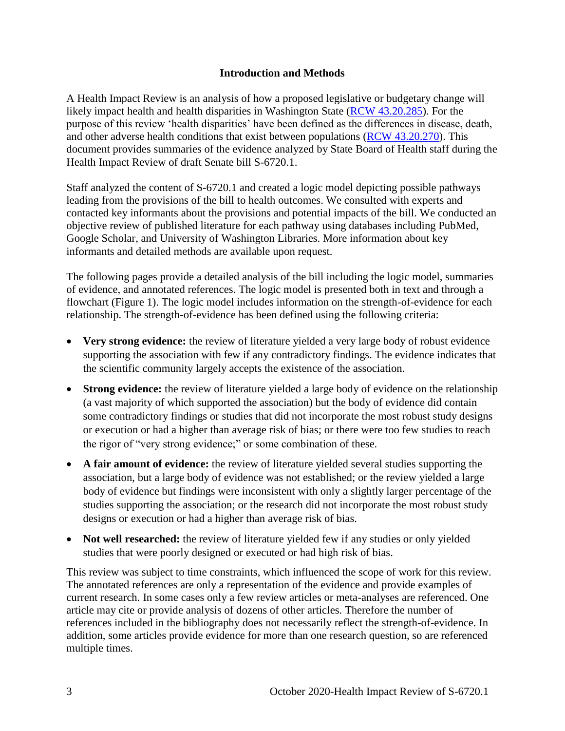## Introduction and Methods

A Health Impact Review is an analysis of how a proposed legislative or budgetary change will likely impact health and health disparities in Washington State ([RCW 43.20.285](RCW 43.20.285)). For the purpose of this review 'health disparities' have been defined as the differences in disease, death, and other adverse health conditions that exist between populations ([RCW 43.20.270](RCW 43.20.270)). This document provides summaries of the evidence analyzed by State Board of Health staff during the Health Impact Review of draft Senate bill S-6720.1.

Staff analyzed the content of S-6720.1 and created a logic model depicting possible pathways leading from the provisions of the bill to health outcomes. We consulted with experts and contacted key informants about the provisions and potential impacts of the bill. We conducted an objective review of published literature for each pathway using databases including PubMed, Google Scholar, and University of Washington Libraries. More information about key informants and detailed methods are available upon request.

The following pages provide a detailed analysis of the bill including the logic model, summaries of evidence, and annotated references. The logic model is presented both in text and through a flowchart (Figure 1). The logic model includes information on the strength-of-evidence for each relationship. The strength-of-evidence has been defined using the following criteria:

- **Very strong evidence:** the review of literature yielded a very large body of robust evidence supporting the association with few if any contradictory findings. The evidence indicates that the scientific community largely accepts the existence of the association.
- **Strong evidence:** the review of literature yielded a large body of evidence on the relationship (a vast majority of which supported the association) but the body of evidence did contain some contradictory findings or studies that did not incorporate the most robust study designs or execution or had a higher than average risk of bias; or there were too few studies to reach the rigor of "very strong evidence;" or some combination of these.
- **A fair amount of evidence:** the review of literature yielded several studies supporting the association, but a large body of evidence was not established; or the review yielded a large body of evidence but findings were inconsistent with only a slightly larger percentage of the studies supporting the association; or the research did not incorporate the most robust study designs or execution or had a higher than average risk of bias.
- **Not well researched:** the review of literature yielded few if any studies or only yielded studies that were poorly designed or executed or had high risk of bias.

This review was subject to time constraints, which influenced the scope of work for this review. The annotated references are only a representation of the evidence and provide examples of current research. In some cases only a few review articles or meta-analyses are referenced. One article may cite or provide analysis of dozens of other articles. Therefore the number of references included in the bibliography does not necessarily reflect the strength-of-evidence. In addition, some articles provide evidence for more than one research question, so are referenced multiple times.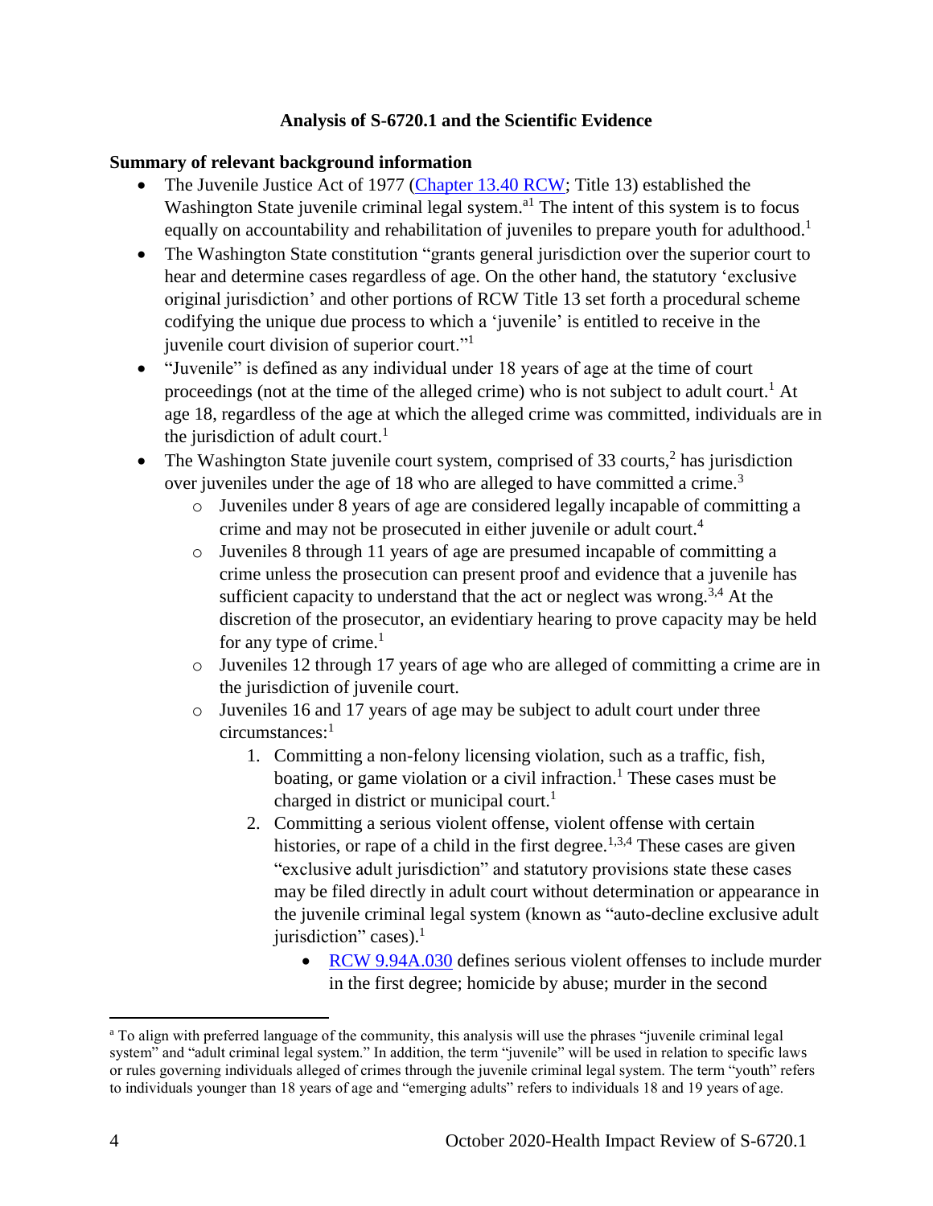**Analysis of S-6720.1 and the Scientific Evidence**

**Summary of relevant background information**

- The Juvenile Justice Act of 1977 ([Chapter 13.40 RCW](Chapter 13.40 RCW); Title 13) established the Washington State juvenile criminal legal system.[a1] The intent of this system is to focus equally on accountability and rehabilitation of juveniles to prepare youth for adulthood.[1]
- The Washington State constitution "grants general jurisdiction over the superior court to hear and determine cases regardless of age. On the other hand, the statutory 'exclusive original jurisdiction' and other portions of RCW Title 13 set forth a procedural scheme codifying the unique due process to which a 'juvenile' is entitled to receive in the juvenile court division of superior court."[1]
- "Juvenile" is defined as any individual under 18 years of age at the time of court proceedings (not at the time of the alleged crime) who is not subject to adult court.[1] At age 18, regardless of the age at which the alleged crime was committed, individuals are in the jurisdiction of adult court.[1]
- The Washington State juvenile court system, comprised of 33 courts,[2] has jurisdiction over juveniles under the age of 18 who are alleged to have committed a crime.[3]
    - Juveniles under 8 years of age are considered legally incapable of committing a crime and may not be prosecuted in either juvenile or adult court.[4]
    - Juveniles 8 through 11 years of age are presumed incapable of committing a crime unless the prosecution can present proof and evidence that a juvenile has sufficient capacity to understand that the act or neglect was wrong.[3,4] At the discretion of the prosecutor, an evidentiary hearing to prove capacity may be held for any type of crime.[1]
    - Juveniles 12 through 17 years of age who are alleged of committing a crime are in the jurisdiction of juvenile court.
    - Juveniles 16 and 17 years of age may be subject to adult court under three circumstances:[1]
        1. Committing a non-felony licensing violation, such as a traffic, fish, boating, or game violation or a civil infraction.[1] These cases must be charged in district or municipal court.[1]
        2. Committing a serious violent offense, violent offense with certain histories, or rape of a child in the first degree.[1,3,4] These cases are given "exclusive adult jurisdiction" and statutory provisions state these cases may be filed directly in adult court without determination or appearance in the juvenile criminal legal system (known as "auto-decline exclusive adult jurisdiction" cases).[1]
            - [RCW 9.94A.030](RCW 9.94A.030) defines serious violent offenses to include murder in the first degree; homicide by abuse; murder in the second

[a] To align with preferred language of the community, this analysis will use the phrases "juvenile criminal legal system" and "adult criminal legal system." In addition, the term "juvenile" will be used in relation to specific laws or rules governing individuals alleged of crimes through the juvenile criminal legal system. The term "youth" refers to individuals younger than 18 years of age and "emerging adults" refers to individuals 18 and 19 years of age.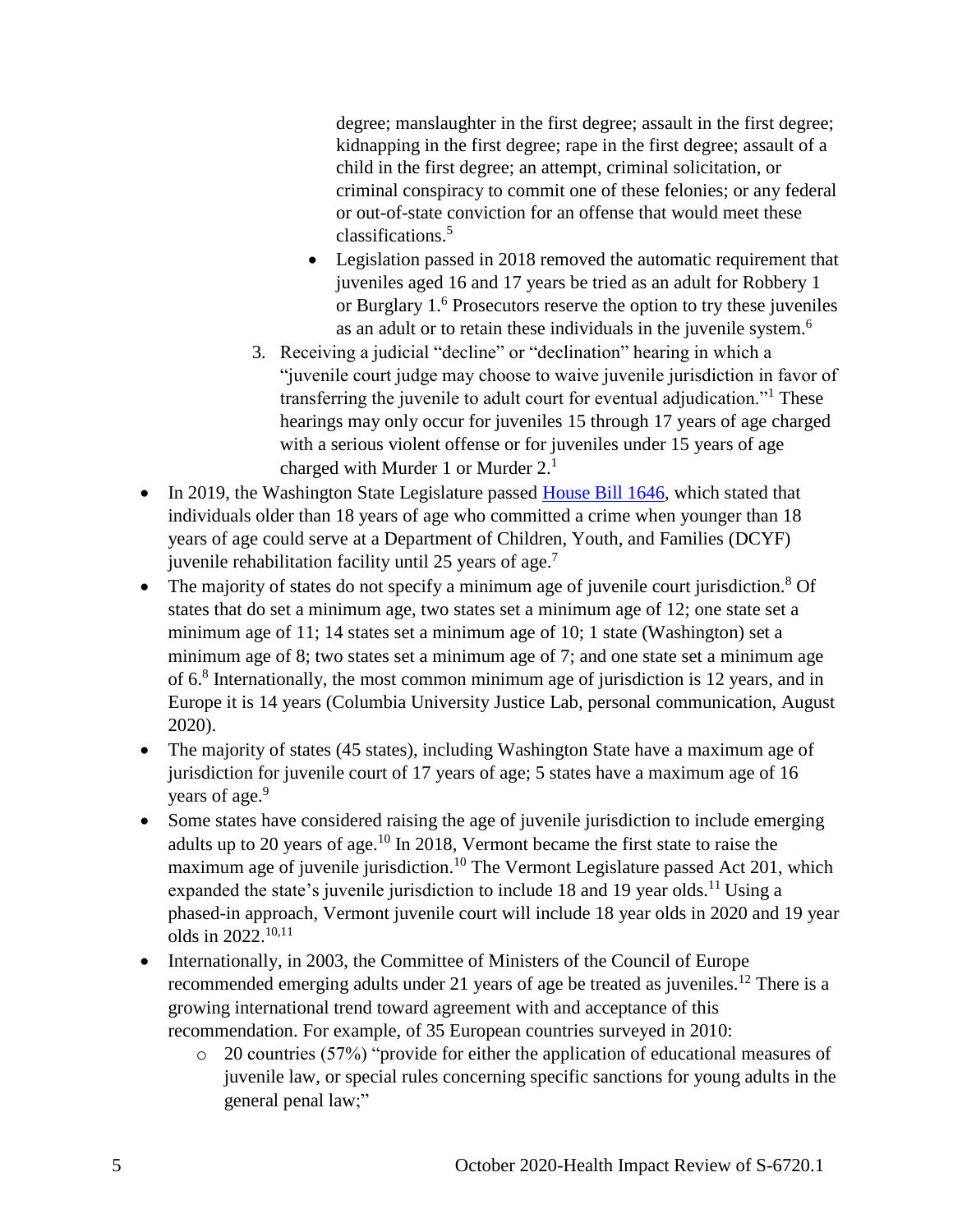degree; manslaughter in the first degree; assault in the first degree; kidnapping in the first degree; rape in the first degree; assault of a child in the first degree; an attempt, criminal solicitation, or criminal conspiracy to commit one of these felonies; or any federal or out-of-state conviction for an offense that would meet these classifications.[5]

        - Legislation passed in 2018 removed the automatic requirement that juveniles aged 16 and 17 years be tried as an adult for Robbery 1 or Burglary 1.[6] Prosecutors reserve the option to try these juveniles as an adult or to retain these individuals in the juvenile system.[6]

    3. Receiving a judicial "decline" or "declination" hearing in which a "juvenile court judge may choose to waive juvenile jurisdiction in favor of transferring the juvenile to adult court for eventual adjudication."[1] These hearings may only occur for juveniles 15 through 17 years of age charged with a serious violent offense or for juveniles under 15 years of age charged with Murder 1 or Murder 2.[1]

- In 2019, the Washington State Legislature passed House Bill 1646, which stated that individuals older than 18 years of age who committed a crime when younger than 18 years of age could serve at a Department of Children, Youth, and Families (DCYF) juvenile rehabilitation facility until 25 years of age.[7]
- The majority of states do not specify a minimum age of juvenile court jurisdiction.[8] Of states that do set a minimum age, two states set a minimum age of 12; one state set a minimum age of 11; 14 states set a minimum age of 10; 1 state (Washington) set a minimum age of 8; two states set a minimum age of 7; and one state set a minimum age of 6.[8] Internationally, the most common minimum age of jurisdiction is 12 years, and in Europe it is 14 years (Columbia University Justice Lab, personal communication, August 2020).
- The majority of states (45 states), including Washington State have a maximum age of jurisdiction for juvenile court of 17 years of age; 5 states have a maximum age of 16 years of age.[9]
- Some states have considered raising the age of juvenile jurisdiction to include emerging adults up to 20 years of age.[10] In 2018, Vermont became the first state to raise the maximum age of juvenile jurisdiction.[10] The Vermont Legislature passed Act 201, which expanded the state's juvenile jurisdiction to include 18 and 19 year olds.[11] Using a phased-in approach, Vermont juvenile court will include 18 year olds in 2020 and 19 year olds in 2022.[10,11]
- Internationally, in 2003, the Committee of Ministers of the Council of Europe recommended emerging adults under 21 years of age be treated as juveniles.[12] There is a growing international trend toward agreement with and acceptance of this recommendation. For example, of 35 European countries surveyed in 2010:
    - 20 countries (57%) "provide for either the application of educational measures of juvenile law, or special rules concerning specific sanctions for young adults in the general penal law;"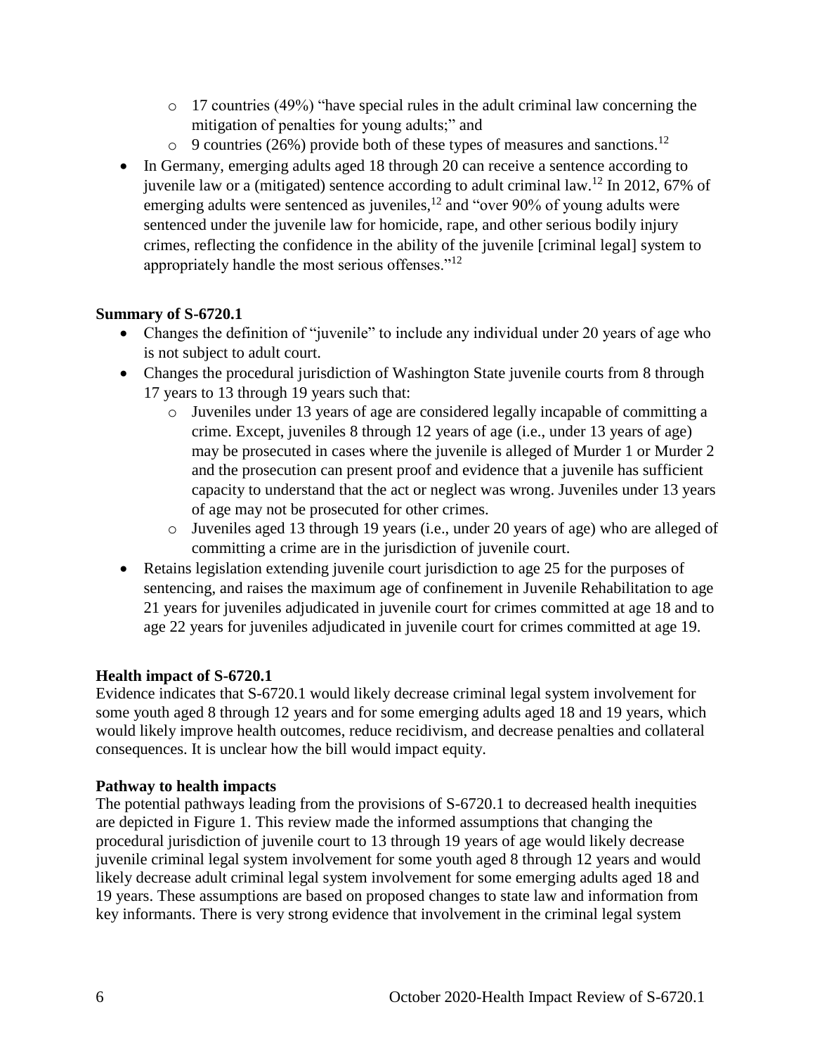- 17 countries (49%) "have special rules in the adult criminal law concerning the mitigation of penalties for young adults;" and
    - 9 countries (26%) provide both of these types of measures and sanctions.[12]
- In Germany, emerging adults aged 18 through 20 can receive a sentence according to juvenile law or a (mitigated) sentence according to adult criminal law.[12] In 2012, 67% of emerging adults were sentenced as juveniles,[12] and "over 90% of young adults were sentenced under the juvenile law for homicide, rape, and other serious bodily injury crimes, reflecting the confidence in the ability of the juvenile [criminal legal] system to appropriately handle the most serious offenses."[12]

**Summary of S-6720.1**

- Changes the definition of "juvenile" to include any individual under 20 years of age who is not subject to adult court.
- Changes the procedural jurisdiction of Washington State juvenile courts from 8 through 17 years to 13 through 19 years such that:
    - Juveniles under 13 years of age are considered legally incapable of committing a crime. Except, juveniles 8 through 12 years of age (i.e., under 13 years of age) may be prosecuted in cases where the juvenile is alleged of Murder 1 or Murder 2 and the prosecution can present proof and evidence that a juvenile has sufficient capacity to understand that the act or neglect was wrong. Juveniles under 13 years of age may not be prosecuted for other crimes.
    - Juveniles aged 13 through 19 years (i.e., under 20 years of age) who are alleged of committing a crime are in the jurisdiction of juvenile court.
- Retains legislation extending juvenile court jurisdiction to age 25 for the purposes of sentencing, and raises the maximum age of confinement in Juvenile Rehabilitation to age 21 years for juveniles adjudicated in juvenile court for crimes committed at age 18 and to age 22 years for juveniles adjudicated in juvenile court for crimes committed at age 19.

**Health impact of S-6720.1**

Evidence indicates that S-6720.1 would likely decrease criminal legal system involvement for some youth aged 8 through 12 years and for some emerging adults aged 18 and 19 years, which would likely improve health outcomes, reduce recidivism, and decrease penalties and collateral consequences. It is unclear how the bill would impact equity.

**Pathway to health impacts**

The potential pathways leading from the provisions of S-6720.1 to decreased health inequities are depicted in Figure 1. This review made the informed assumptions that changing the procedural jurisdiction of juvenile court to 13 through 19 years of age would likely decrease juvenile criminal legal system involvement for some youth aged 8 through 12 years and would likely decrease adult criminal legal system involvement for some emerging adults aged 18 and 19 years. These assumptions are based on proposed changes to state law and information from key informants. There is very strong evidence that involvement in the criminal legal system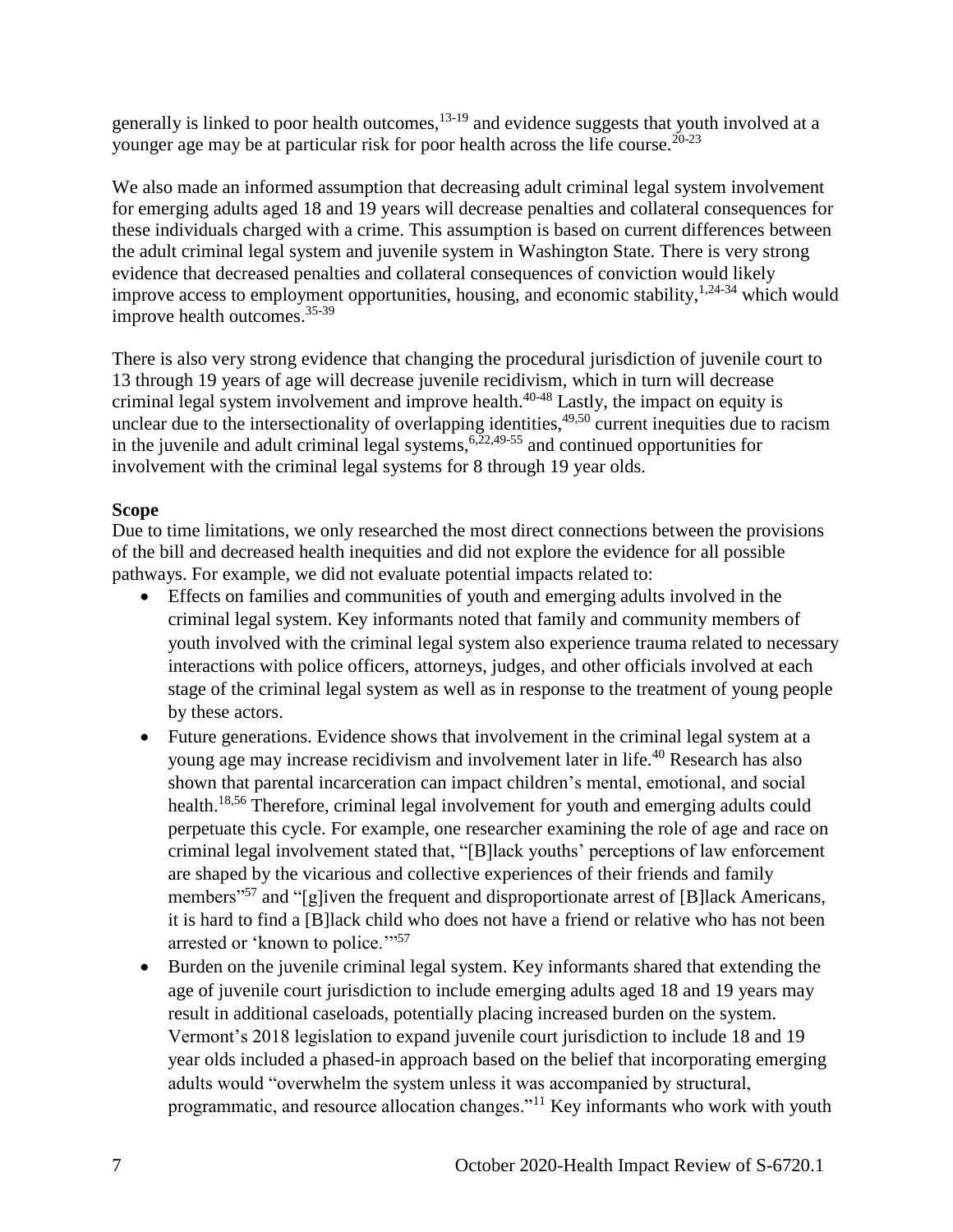generally is linked to poor health outcomes,[13-19] and evidence suggests that youth involved at a younger age may be at particular risk for poor health across the life course.[20-23]

We also made an informed assumption that decreasing adult criminal legal system involvement for emerging adults aged 18 and 19 years will decrease penalties and collateral consequences for these individuals charged with a crime. This assumption is based on current differences between the adult criminal legal system and juvenile system in Washington State. There is very strong evidence that decreased penalties and collateral consequences of conviction would likely improve access to employment opportunities, housing, and economic stability,[1,24-34] which would improve health outcomes.[35-39]

There is also very strong evidence that changing the procedural jurisdiction of juvenile court to 13 through 19 years of age will decrease juvenile recidivism, which in turn will decrease criminal legal system involvement and improve health.[40-48] Lastly, the impact on equity is unclear due to the intersectionality of overlapping identities,[49,50] current inequities due to racism in the juvenile and adult criminal legal systems,[6,22,49-55] and continued opportunities for involvement with the criminal legal systems for 8 through 19 year olds.

**Scope**

Due to time limitations, we only researched the most direct connections between the provisions of the bill and decreased health inequities and did not explore the evidence for all possible pathways. For example, we did not evaluate potential impacts related to:

- Effects on families and communities of youth and emerging adults involved in the criminal legal system. Key informants noted that family and community members of youth involved with the criminal legal system also experience trauma related to necessary interactions with police officers, attorneys, judges, and other officials involved at each stage of the criminal legal system as well as in response to the treatment of young people by these actors.
- Future generations. Evidence shows that involvement in the criminal legal system at a young age may increase recidivism and involvement later in life.[40] Research has also shown that parental incarceration can impact children's mental, emotional, and social health.[18,56] Therefore, criminal legal involvement for youth and emerging adults could perpetuate this cycle. For example, one researcher examining the role of age and race on criminal legal involvement stated that, "[B]lack youths' perceptions of law enforcement are shaped by the vicarious and collective experiences of their friends and family members"[57] and "[g]iven the frequent and disproportionate arrest of [B]lack Americans, it is hard to find a [B]lack child who does not have a friend or relative who has not been arrested or 'known to police.'"[57]
- Burden on the juvenile criminal legal system. Key informants shared that extending the age of juvenile court jurisdiction to include emerging adults aged 18 and 19 years may result in additional caseloads, potentially placing increased burden on the system. Vermont's 2018 legislation to expand juvenile court jurisdiction to include 18 and 19 year olds included a phased-in approach based on the belief that incorporating emerging adults would "overwhelm the system unless it was accompanied by structural, programmatic, and resource allocation changes."[11] Key informants who work with youth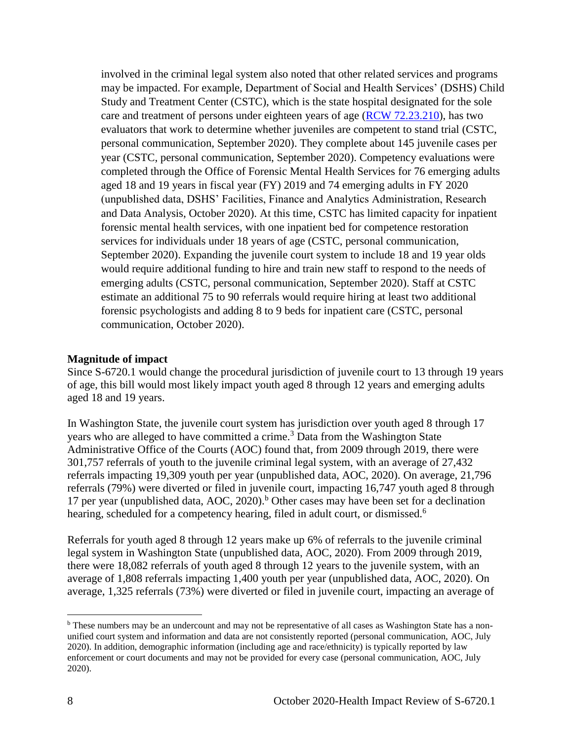involved in the criminal legal system also noted that other related services and programs may be impacted. For example, Department of Social and Health Services' (DSHS) Child Study and Treatment Center (CSTC), which is the state hospital designated for the sole care and treatment of persons under eighteen years of age (RCW 72.23.210), has two evaluators that work to determine whether juveniles are competent to stand trial (CSTC, personal communication, September 2020). They complete about 145 juvenile cases per year (CSTC, personal communication, September 2020). Competency evaluations were completed through the Office of Forensic Mental Health Services for 76 emerging adults aged 18 and 19 years in fiscal year (FY) 2019 and 74 emerging adults in FY 2020 (unpublished data, DSHS' Facilities, Finance and Analytics Administration, Research and Data Analysis, October 2020). At this time, CSTC has limited capacity for inpatient forensic mental health services, with one inpatient bed for competence restoration services for individuals under 18 years of age (CSTC, personal communication, September 2020). Expanding the juvenile court system to include 18 and 19 year olds would require additional funding to hire and train new staff to respond to the needs of emerging adults (CSTC, personal communication, September 2020). Staff at CSTC estimate an additional 75 to 90 referrals would require hiring at least two additional forensic psychologists and adding 8 to 9 beds for inpatient care (CSTC, personal communication, October 2020).

**Magnitude of impact**

Since S-6720.1 would change the procedural jurisdiction of juvenile court to 13 through 19 years of age, this bill would most likely impact youth aged 8 through 12 years and emerging adults aged 18 and 19 years.

In Washington State, the juvenile court system has jurisdiction over youth aged 8 through 17 years who are alleged to have committed a crime.[3] Data from the Washington State Administrative Office of the Courts (AOC) found that, from 2009 through 2019, there were 301,757 referrals of youth to the juvenile criminal legal system, with an average of 27,432 referrals impacting 19,309 youth per year (unpublished data, AOC, 2020). On average, 21,796 referrals (79%) were diverted or filed in juvenile court, impacting 16,747 youth aged 8 through 17 per year (unpublished data, AOC, 2020).[b] Other cases may have been set for a declination hearing, scheduled for a competency hearing, filed in adult court, or dismissed.[6]

Referrals for youth aged 8 through 12 years make up 6% of referrals to the juvenile criminal legal system in Washington State (unpublished data, AOC, 2020). From 2009 through 2019, there were 18,082 referrals of youth aged 8 through 12 years to the juvenile system, with an average of 1,808 referrals impacting 1,400 youth per year (unpublished data, AOC, 2020). On average, 1,325 referrals (73%) were diverted or filed in juvenile court, impacting an average of

[b] These numbers may be an undercount and may not be representative of all cases as Washington State has a non-unified court system and information and data are not consistently reported (personal communication, AOC, July 2020). In addition, demographic information (including age and race/ethnicity) is typically reported by law enforcement or court documents and may not be provided for every case (personal communication, AOC, July 2020).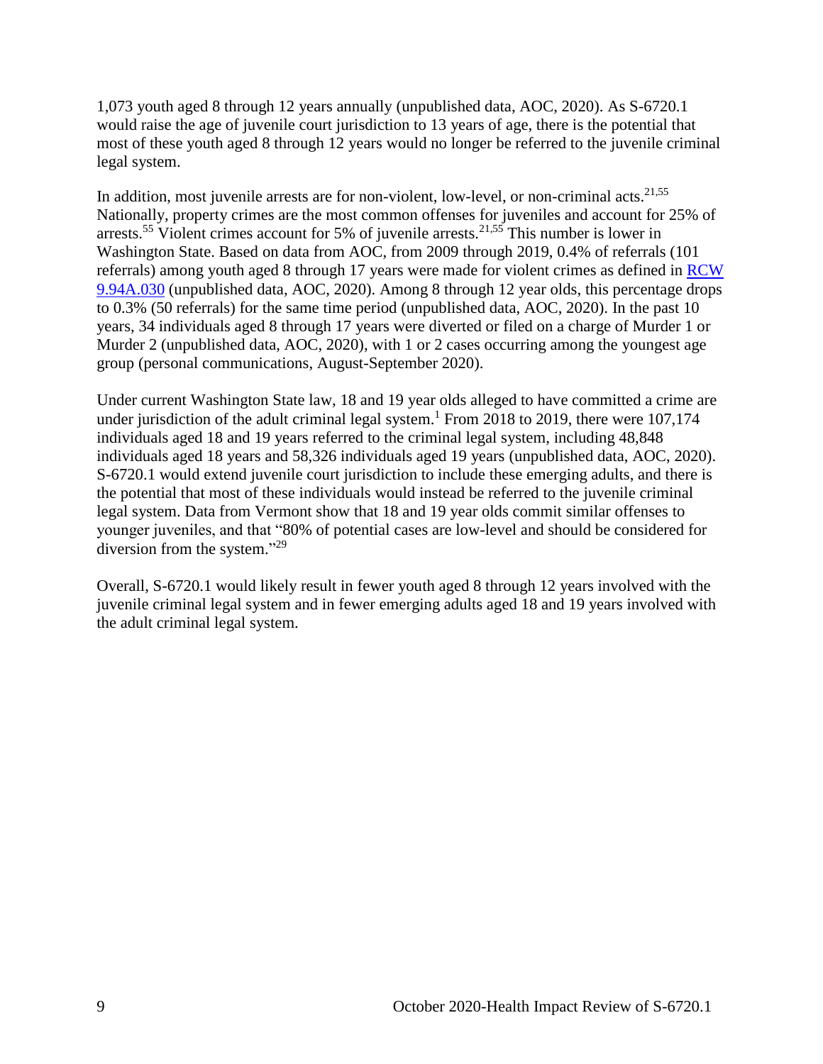1,073 youth aged 8 through 12 years annually (unpublished data, AOC, 2020). As S-6720.1 would raise the age of juvenile court jurisdiction to 13 years of age, there is the potential that most of these youth aged 8 through 12 years would no longer be referred to the juvenile criminal legal system.

In addition, most juvenile arrests are for non-violent, low-level, or non-criminal acts.[21,55] Nationally, property crimes are the most common offenses for juveniles and account for 25% of arrests.[55] Violent crimes account for 5% of juvenile arrests.[21,55] This number is lower in Washington State. Based on data from AOC, from 2009 through 2019, 0.4% of referrals (101 referrals) among youth aged 8 through 17 years were made for violent crimes as defined in [RCW 9.94A.030](RCW 9.94A.030) (unpublished data, AOC, 2020). Among 8 through 12 year olds, this percentage drops to 0.3% (50 referrals) for the same time period (unpublished data, AOC, 2020). In the past 10 years, 34 individuals aged 8 through 17 years were diverted or filed on a charge of Murder 1 or Murder 2 (unpublished data, AOC, 2020), with 1 or 2 cases occurring among the youngest age group (personal communications, August-September 2020).

Under current Washington State law, 18 and 19 year olds alleged to have committed a crime are under jurisdiction of the adult criminal legal system.[1] From 2018 to 2019, there were 107,174 individuals aged 18 and 19 years referred to the criminal legal system, including 48,848 individuals aged 18 years and 58,326 individuals aged 19 years (unpublished data, AOC, 2020). S-6720.1 would extend juvenile court jurisdiction to include these emerging adults, and there is the potential that most of these individuals would instead be referred to the juvenile criminal legal system. Data from Vermont show that 18 and 19 year olds commit similar offenses to younger juveniles, and that "80% of potential cases are low-level and should be considered for diversion from the system."[29]

Overall, S-6720.1 would likely result in fewer youth aged 8 through 12 years involved with the juvenile criminal legal system and in fewer emerging adults aged 18 and 19 years involved with the adult criminal legal system.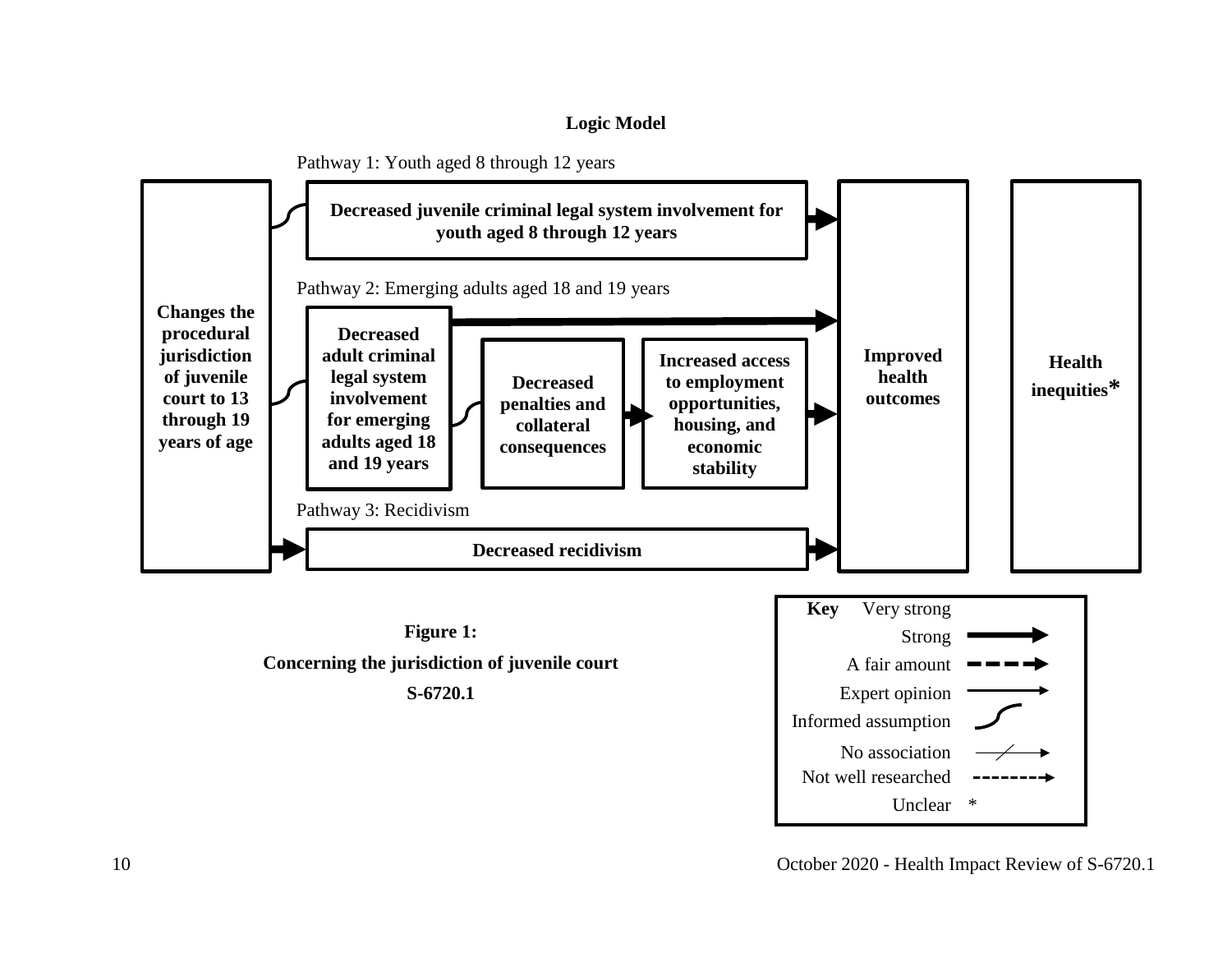**Logic Model**

Pathway 1: Youth aged 8 through 12 years

**Changes the procedural jurisdiction of juvenile court to 13 through 19 years of age**

**Decreased juvenile criminal legal system involvement for youth aged 8 through 12 years**

Pathway 2: Emerging adults aged 18 and 19 years

**Decreased adult criminal legal system involvement for emerging adults aged 18 and 19 years**

**Decreased penalties and collateral consequences**

**Increased access to employment opportunities, housing, and economic stability**

Pathway 3: Recidivism

**Decreased recidivism**

**Improved health outcomes**

**Health inequities***

**Key**

- Very strong
- Strong
- A fair amount
- Expert opinion
- Informed assumption
- No association
- Not well researched
- Unclear *

**Figure 1:**

**Concerning the jurisdiction of juvenile court**

**S-6720.1**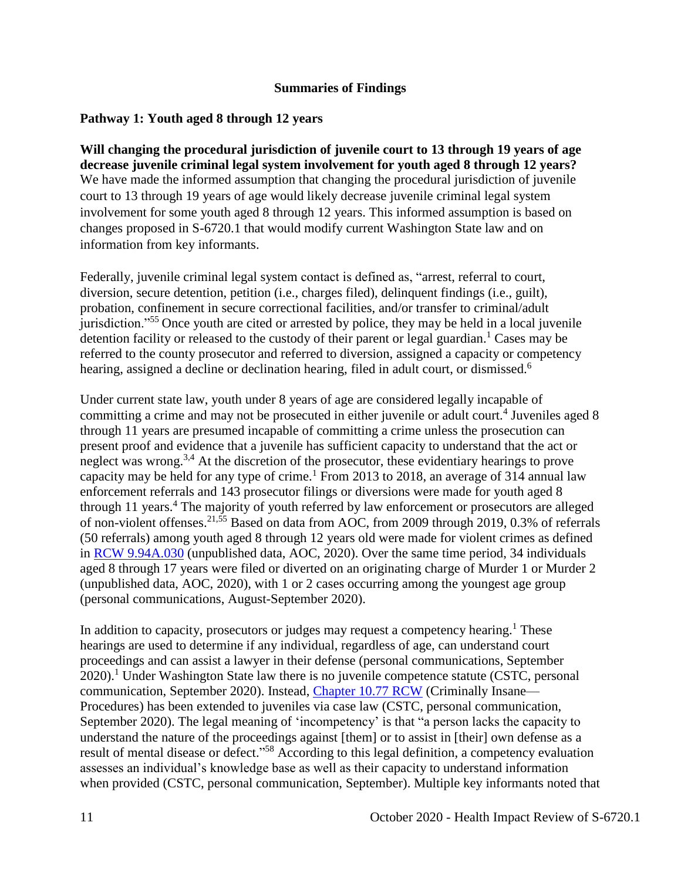## Summaries of Findings

### Pathway 1: Youth aged 8 through 12 years

**Will changing the procedural jurisdiction of juvenile court to 13 through 19 years of age decrease juvenile criminal legal system involvement for youth aged 8 through 12 years?** We have made the informed assumption that changing the procedural jurisdiction of juvenile court to 13 through 19 years of age would likely decrease juvenile criminal legal system involvement for some youth aged 8 through 12 years. This informed assumption is based on changes proposed in S-6720.1 that would modify current Washington State law and on information from key informants.

Federally, juvenile criminal legal system contact is defined as, "arrest, referral to court, diversion, secure detention, petition (i.e., charges filed), delinquent findings (i.e., guilt), probation, confinement in secure correctional facilities, and/or transfer to criminal/adult jurisdiction."[55] Once youth are cited or arrested by police, they may be held in a local juvenile detention facility or released to the custody of their parent or legal guardian.[1] Cases may be referred to the county prosecutor and referred to diversion, assigned a capacity or competency hearing, assigned a decline or declination hearing, filed in adult court, or dismissed.[6]

Under current state law, youth under 8 years of age are considered legally incapable of committing a crime and may not be prosecuted in either juvenile or adult court.[4] Juveniles aged 8 through 11 years are presumed incapable of committing a crime unless the prosecution can present proof and evidence that a juvenile has sufficient capacity to understand that the act or neglect was wrong.[3,4] At the discretion of the prosecutor, these evidentiary hearings to prove capacity may be held for any type of crime.[1] From 2013 to 2018, an average of 314 annual law enforcement referrals and 143 prosecutor filings or diversions were made for youth aged 8 through 11 years.[4] The majority of youth referred by law enforcement or prosecutors are alleged of non-violent offenses.[21,55] Based on data from AOC, from 2009 through 2019, 0.3% of referrals (50 referrals) among youth aged 8 through 12 years old were made for violent crimes as defined in [RCW 9.94A.030](RCW 9.94A.030) (unpublished data, AOC, 2020). Over the same time period, 34 individuals aged 8 through 17 years were filed or diverted on an originating charge of Murder 1 or Murder 2 (unpublished data, AOC, 2020), with 1 or 2 cases occurring among the youngest age group (personal communications, August-September 2020).

In addition to capacity, prosecutors or judges may request a competency hearing.[1] These hearings are used to determine if any individual, regardless of age, can understand court proceedings and can assist a lawyer in their defense (personal communications, September 2020).[1] Under Washington State law there is no juvenile competence statute (CSTC, personal communication, September 2020). Instead, [Chapter 10.77 RCW](Chapter 10.77 RCW) (Criminally Insane—Procedures) has been extended to juveniles via case law (CSTC, personal communication, September 2020). The legal meaning of 'incompetency' is that "a person lacks the capacity to understand the nature of the proceedings against [them] or to assist in [their] own defense as a result of mental disease or defect."[58] According to this legal definition, a competency evaluation assesses an individual's knowledge base as well as their capacity to understand information when provided (CSTC, personal communication, September). Multiple key informants noted that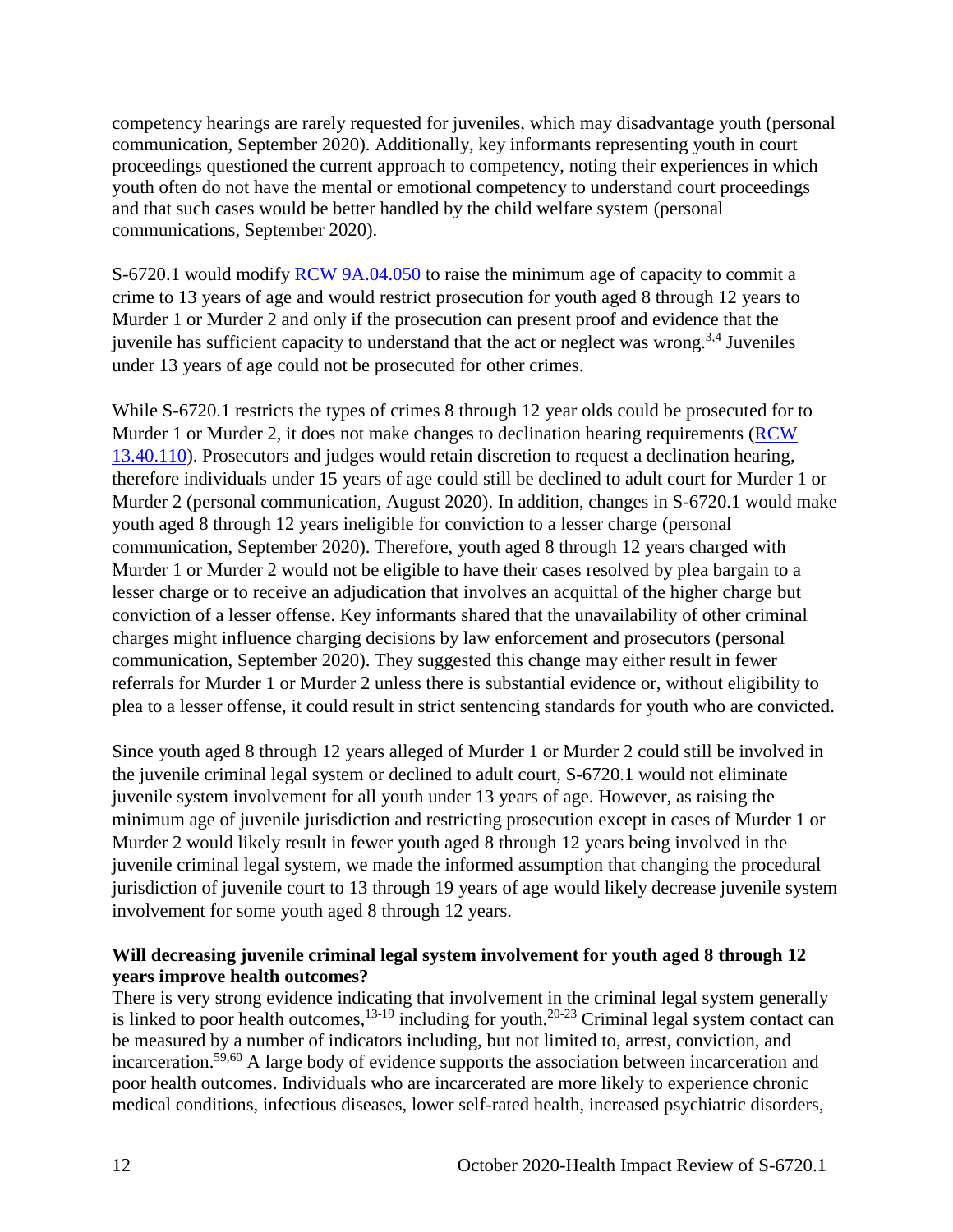competency hearings are rarely requested for juveniles, which may disadvantage youth (personal communication, September 2020). Additionally, key informants representing youth in court proceedings questioned the current approach to competency, noting their experiences in which youth often do not have the mental or emotional competency to understand court proceedings and that such cases would be better handled by the child welfare system (personal communications, September 2020).

S-6720.1 would modify [RCW 9A.04.050](RCW 9A.04.050) to raise the minimum age of capacity to commit a crime to 13 years of age and would restrict prosecution for youth aged 8 through 12 years to Murder 1 or Murder 2 and only if the prosecution can present proof and evidence that the juvenile has sufficient capacity to understand that the act or neglect was wrong.[3,4] Juveniles under 13 years of age could not be prosecuted for other crimes.

While S-6720.1 restricts the types of crimes 8 through 12 year olds could be prosecuted for to Murder 1 or Murder 2, it does not make changes to declination hearing requirements ([RCW 13.40.110](RCW 13.40.110)). Prosecutors and judges would retain discretion to request a declination hearing, therefore individuals under 15 years of age could still be declined to adult court for Murder 1 or Murder 2 (personal communication, August 2020). In addition, changes in S-6720.1 would make youth aged 8 through 12 years ineligible for conviction to a lesser charge (personal communication, September 2020). Therefore, youth aged 8 through 12 years charged with Murder 1 or Murder 2 would not be eligible to have their cases resolved by plea bargain to a lesser charge or to receive an adjudication that involves an acquittal of the higher charge but conviction of a lesser offense. Key informants shared that the unavailability of other criminal charges might influence charging decisions by law enforcement and prosecutors (personal communication, September 2020). They suggested this change may either result in fewer referrals for Murder 1 or Murder 2 unless there is substantial evidence or, without eligibility to plea to a lesser offense, it could result in strict sentencing standards for youth who are convicted.

Since youth aged 8 through 12 years alleged of Murder 1 or Murder 2 could still be involved in the juvenile criminal legal system or declined to adult court, S-6720.1 would not eliminate juvenile system involvement for all youth under 13 years of age. However, as raising the minimum age of juvenile jurisdiction and restricting prosecution except in cases of Murder 1 or Murder 2 would likely result in fewer youth aged 8 through 12 years being involved in the juvenile criminal legal system, we made the informed assumption that changing the procedural jurisdiction of juvenile court to 13 through 19 years of age would likely decrease juvenile system involvement for some youth aged 8 through 12 years.

**Will decreasing juvenile criminal legal system involvement for youth aged 8 through 12 years improve health outcomes?**

There is very strong evidence indicating that involvement in the criminal legal system generally is linked to poor health outcomes,[13-19] including for youth.[20-23] Criminal legal system contact can be measured by a number of indicators including, but not limited to, arrest, conviction, and incarceration.[59,60] A large body of evidence supports the association between incarceration and poor health outcomes. Individuals who are incarcerated are more likely to experience chronic medical conditions, infectious diseases, lower self-rated health, increased psychiatric disorders,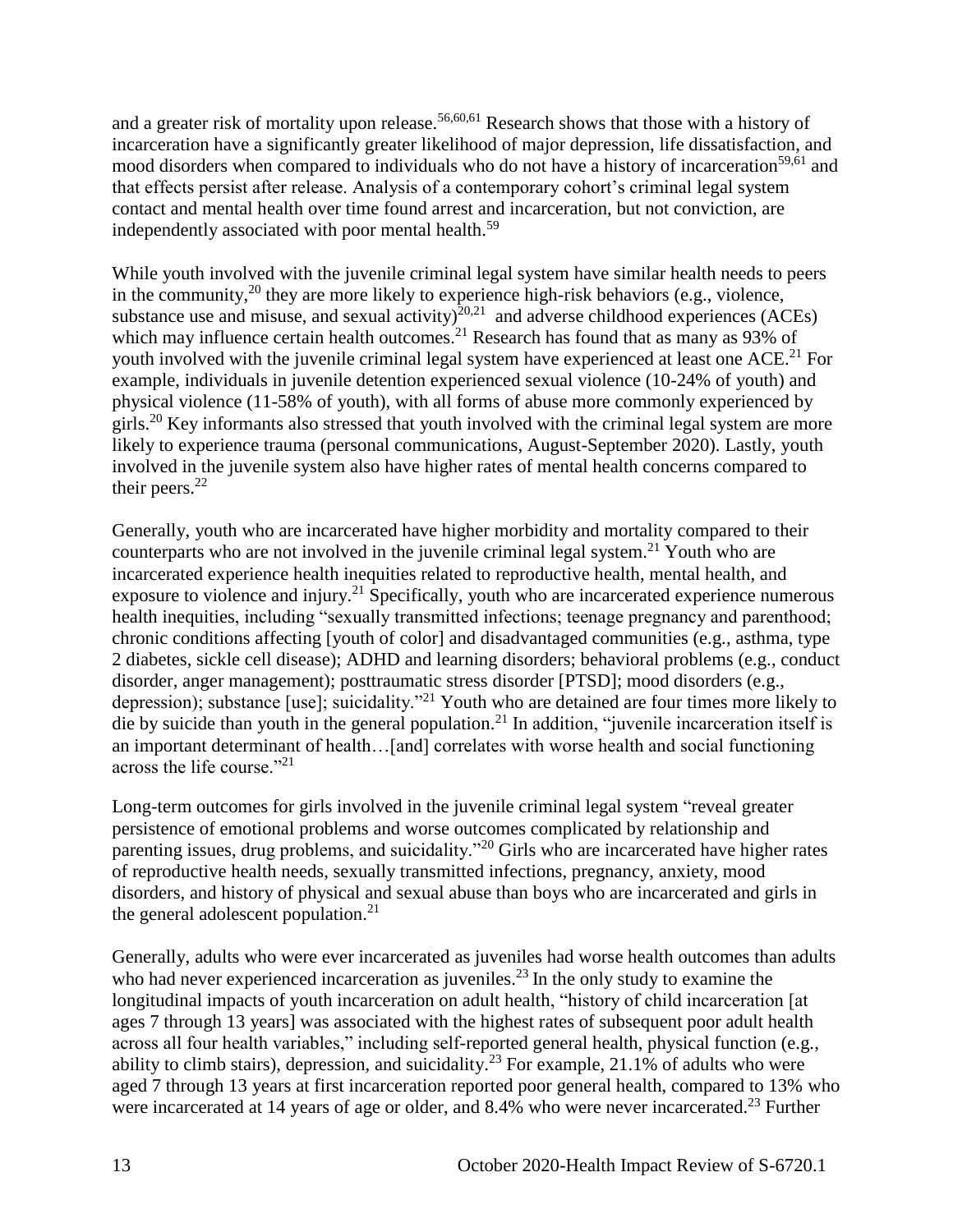and a greater risk of mortality upon release.[56,60,61] Research shows that those with a history of incarceration have a significantly greater likelihood of major depression, life dissatisfaction, and mood disorders when compared to individuals who do not have a history of incarceration[59,61] and that effects persist after release. Analysis of a contemporary cohort's criminal legal system contact and mental health over time found arrest and incarceration, but not conviction, are independently associated with poor mental health.[59]

While youth involved with the juvenile criminal legal system have similar health needs to peers in the community,[20] they are more likely to experience high-risk behaviors (e.g., violence, substance use and misuse, and sexual activity)[20,21] and adverse childhood experiences (ACEs) which may influence certain health outcomes.[21] Research has found that as many as 93% of youth involved with the juvenile criminal legal system have experienced at least one ACE.[21] For example, individuals in juvenile detention experienced sexual violence (10-24% of youth) and physical violence (11-58% of youth), with all forms of abuse more commonly experienced by girls.[20] Key informants also stressed that youth involved with the criminal legal system are more likely to experience trauma (personal communications, August-September 2020). Lastly, youth involved in the juvenile system also have higher rates of mental health concerns compared to their peers.[22]

Generally, youth who are incarcerated have higher morbidity and mortality compared to their counterparts who are not involved in the juvenile criminal legal system.[21] Youth who are incarcerated experience health inequities related to reproductive health, mental health, and exposure to violence and injury.[21] Specifically, youth who are incarcerated experience numerous health inequities, including "sexually transmitted infections; teenage pregnancy and parenthood; chronic conditions affecting [youth of color] and disadvantaged communities (e.g., asthma, type 2 diabetes, sickle cell disease); ADHD and learning disorders; behavioral problems (e.g., conduct disorder, anger management); posttraumatic stress disorder [PTSD]; mood disorders (e.g., depression); substance [use]; suicidality."[21] Youth who are detained are four times more likely to die by suicide than youth in the general population.[21] In addition, "juvenile incarceration itself is an important determinant of health…[and] correlates with worse health and social functioning across the life course."[21]

Long-term outcomes for girls involved in the juvenile criminal legal system "reveal greater persistence of emotional problems and worse outcomes complicated by relationship and parenting issues, drug problems, and suicidality."[20] Girls who are incarcerated have higher rates of reproductive health needs, sexually transmitted infections, pregnancy, anxiety, mood disorders, and history of physical and sexual abuse than boys who are incarcerated and girls in the general adolescent population.[21]

Generally, adults who were ever incarcerated as juveniles had worse health outcomes than adults who had never experienced incarceration as juveniles.[23] In the only study to examine the longitudinal impacts of youth incarceration on adult health, "history of child incarceration [at ages 7 through 13 years] was associated with the highest rates of subsequent poor adult health across all four health variables," including self-reported general health, physical function (e.g., ability to climb stairs), depression, and suicidality.[23] For example, 21.1% of adults who were aged 7 through 13 years at first incarceration reported poor general health, compared to 13% who were incarcerated at 14 years of age or older, and 8.4% who were never incarcerated.[23] Further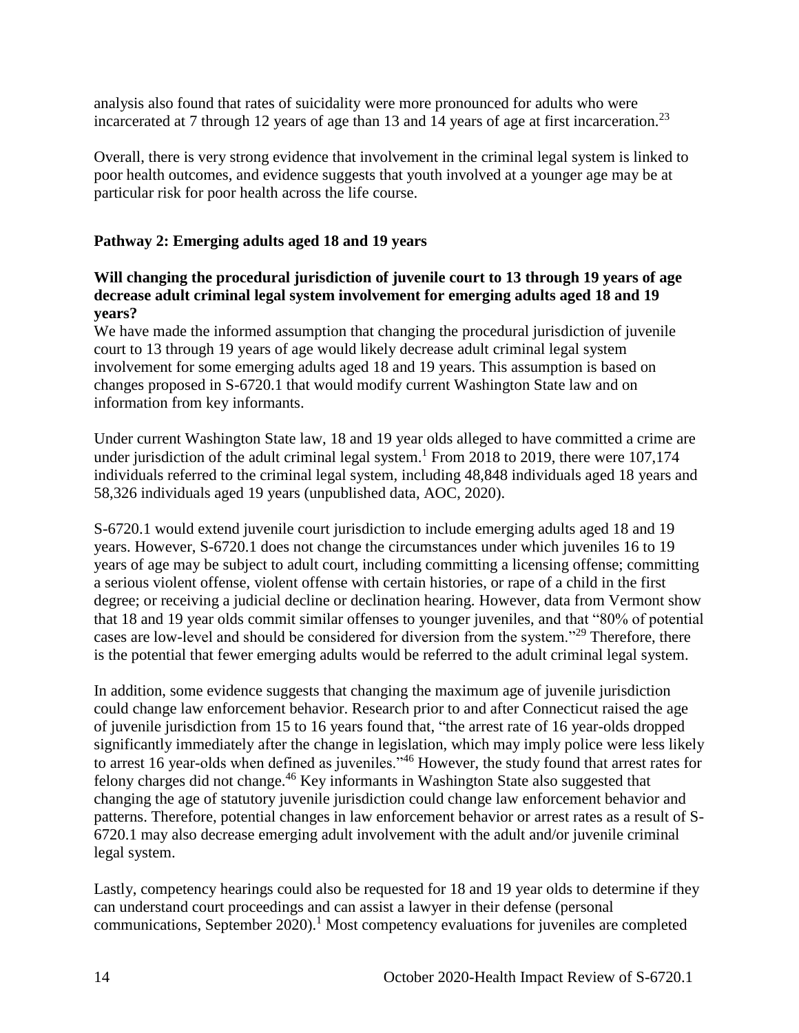analysis also found that rates of suicidality were more pronounced for adults who were incarcerated at 7 through 12 years of age than 13 and 14 years of age at first incarceration.[23]

Overall, there is very strong evidence that involvement in the criminal legal system is linked to poor health outcomes, and evidence suggests that youth involved at a younger age may be at particular risk for poor health across the life course.

**Pathway 2: Emerging adults aged 18 and 19 years**

**Will changing the procedural jurisdiction of juvenile court to 13 through 19 years of age decrease adult criminal legal system involvement for emerging adults aged 18 and 19 years?**

We have made the informed assumption that changing the procedural jurisdiction of juvenile court to 13 through 19 years of age would likely decrease adult criminal legal system involvement for some emerging adults aged 18 and 19 years. This assumption is based on changes proposed in S-6720.1 that would modify current Washington State law and on information from key informants.

Under current Washington State law, 18 and 19 year olds alleged to have committed a crime are under jurisdiction of the adult criminal legal system.[1] From 2018 to 2019, there were 107,174 individuals referred to the criminal legal system, including 48,848 individuals aged 18 years and 58,326 individuals aged 19 years (unpublished data, AOC, 2020).

S-6720.1 would extend juvenile court jurisdiction to include emerging adults aged 18 and 19 years. However, S-6720.1 does not change the circumstances under which juveniles 16 to 19 years of age may be subject to adult court, including committing a licensing offense; committing a serious violent offense, violent offense with certain histories, or rape of a child in the first degree; or receiving a judicial decline or declination hearing. However, data from Vermont show that 18 and 19 year olds commit similar offenses to younger juveniles, and that "80% of potential cases are low-level and should be considered for diversion from the system."[29] Therefore, there is the potential that fewer emerging adults would be referred to the adult criminal legal system.

In addition, some evidence suggests that changing the maximum age of juvenile jurisdiction could change law enforcement behavior. Research prior to and after Connecticut raised the age of juvenile jurisdiction from 15 to 16 years found that, "the arrest rate of 16 year-olds dropped significantly immediately after the change in legislation, which may imply police were less likely to arrest 16 year-olds when defined as juveniles."[46] However, the study found that arrest rates for felony charges did not change.[46] Key informants in Washington State also suggested that changing the age of statutory juvenile jurisdiction could change law enforcement behavior and patterns. Therefore, potential changes in law enforcement behavior or arrest rates as a result of S-6720.1 may also decrease emerging adult involvement with the adult and/or juvenile criminal legal system.

Lastly, competency hearings could also be requested for 18 and 19 year olds to determine if they can understand court proceedings and can assist a lawyer in their defense (personal communications, September 2020).[1] Most competency evaluations for juveniles are completed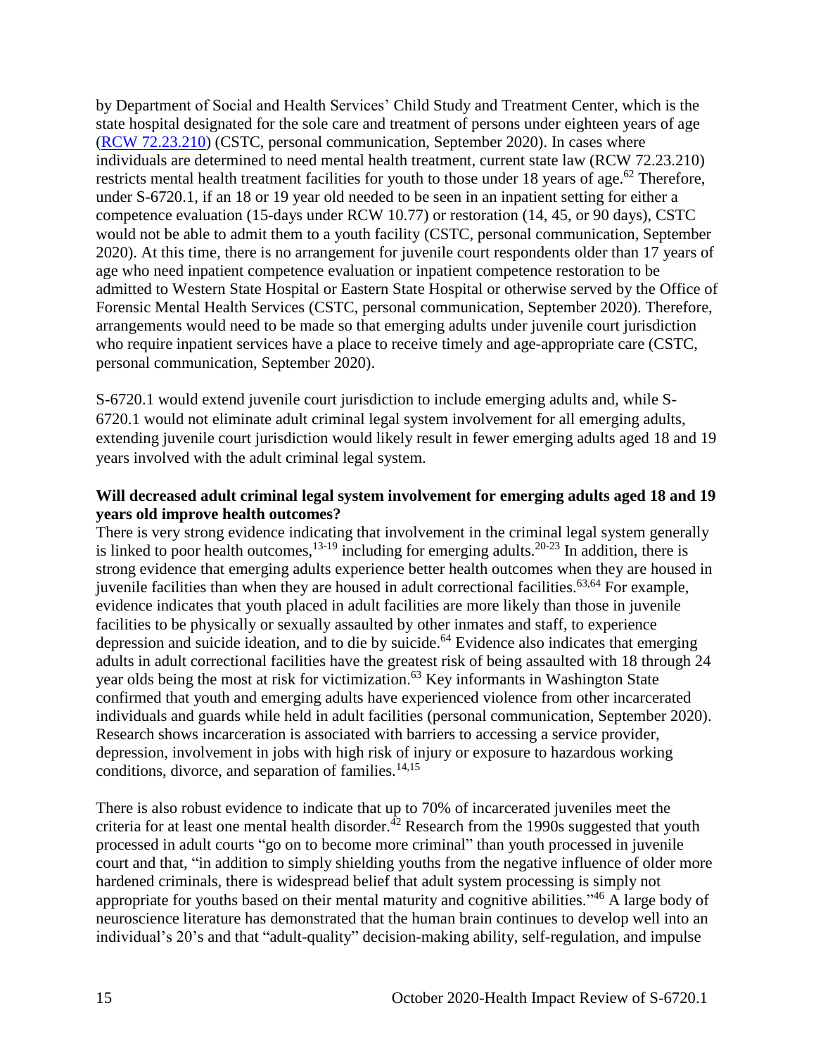by Department of Social and Health Services' Child Study and Treatment Center, which is the state hospital designated for the sole care and treatment of persons under eighteen years of age ([RCW 72.23.210](RCW 72.23.210)) (CSTC, personal communication, September 2020). In cases where individuals are determined to need mental health treatment, current state law (RCW 72.23.210) restricts mental health treatment facilities for youth to those under 18 years of age.[62] Therefore, under S-6720.1, if an 18 or 19 year old needed to be seen in an inpatient setting for either a competence evaluation (15-days under RCW 10.77) or restoration (14, 45, or 90 days), CSTC would not be able to admit them to a youth facility (CSTC, personal communication, September 2020). At this time, there is no arrangement for juvenile court respondents older than 17 years of age who need inpatient competence evaluation or inpatient competence restoration to be admitted to Western State Hospital or Eastern State Hospital or otherwise served by the Office of Forensic Mental Health Services (CSTC, personal communication, September 2020). Therefore, arrangements would need to be made so that emerging adults under juvenile court jurisdiction who require inpatient services have a place to receive timely and age-appropriate care (CSTC, personal communication, September 2020).

S-6720.1 would extend juvenile court jurisdiction to include emerging adults and, while S-6720.1 would not eliminate adult criminal legal system involvement for all emerging adults, extending juvenile court jurisdiction would likely result in fewer emerging adults aged 18 and 19 years involved with the adult criminal legal system.

**Will decreased adult criminal legal system involvement for emerging adults aged 18 and 19 years old improve health outcomes?**

There is very strong evidence indicating that involvement in the criminal legal system generally is linked to poor health outcomes,[13-19] including for emerging adults.[20-23] In addition, there is strong evidence that emerging adults experience better health outcomes when they are housed in juvenile facilities than when they are housed in adult correctional facilities.[63,64] For example, evidence indicates that youth placed in adult facilities are more likely than those in juvenile facilities to be physically or sexually assaulted by other inmates and staff, to experience depression and suicide ideation, and to die by suicide.[64] Evidence also indicates that emerging adults in adult correctional facilities have the greatest risk of being assaulted with 18 through 24 year olds being the most at risk for victimization.[63] Key informants in Washington State confirmed that youth and emerging adults have experienced violence from other incarcerated individuals and guards while held in adult facilities (personal communication, September 2020). Research shows incarceration is associated with barriers to accessing a service provider, depression, involvement in jobs with high risk of injury or exposure to hazardous working conditions, divorce, and separation of families.[14,15]

There is also robust evidence to indicate that up to 70% of incarcerated juveniles meet the criteria for at least one mental health disorder.[42] Research from the 1990s suggested that youth processed in adult courts "go on to become more criminal" than youth processed in juvenile court and that, "in addition to simply shielding youths from the negative influence of older more hardened criminals, there is widespread belief that adult system processing is simply not appropriate for youths based on their mental maturity and cognitive abilities."[46] A large body of neuroscience literature has demonstrated that the human brain continues to develop well into an individual's 20's and that "adult-quality" decision-making ability, self-regulation, and impulse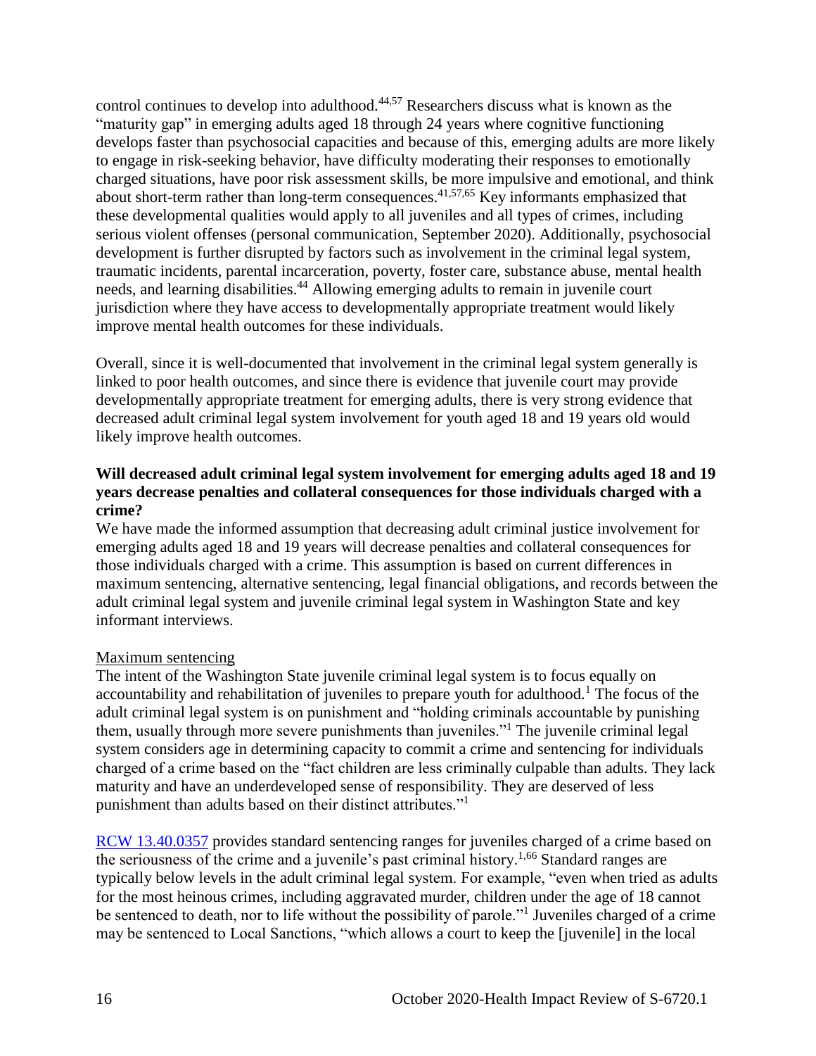control continues to develop into adulthood.[44,57] Researchers discuss what is known as the "maturity gap" in emerging adults aged 18 through 24 years where cognitive functioning develops faster than psychosocial capacities and because of this, emerging adults are more likely to engage in risk-seeking behavior, have difficulty moderating their responses to emotionally charged situations, have poor risk assessment skills, be more impulsive and emotional, and think about short-term rather than long-term consequences.[41,57,65] Key informants emphasized that these developmental qualities would apply to all juveniles and all types of crimes, including serious violent offenses (personal communication, September 2020). Additionally, psychosocial development is further disrupted by factors such as involvement in the criminal legal system, traumatic incidents, parental incarceration, poverty, foster care, substance abuse, mental health needs, and learning disabilities.[44] Allowing emerging adults to remain in juvenile court jurisdiction where they have access to developmentally appropriate treatment would likely improve mental health outcomes for these individuals.

Overall, since it is well-documented that involvement in the criminal legal system generally is linked to poor health outcomes, and since there is evidence that juvenile court may provide developmentally appropriate treatment for emerging adults, there is very strong evidence that decreased adult criminal legal system involvement for youth aged 18 and 19 years old would likely improve health outcomes.

**Will decreased adult criminal legal system involvement for emerging adults aged 18 and 19 years decrease penalties and collateral consequences for those individuals charged with a crime?**

We have made the informed assumption that decreasing adult criminal justice involvement for emerging adults aged 18 and 19 years will decrease penalties and collateral consequences for those individuals charged with a crime. This assumption is based on current differences in maximum sentencing, alternative sentencing, legal financial obligations, and records between the adult criminal legal system and juvenile criminal legal system in Washington State and key informant interviews.

Maximum sentencing

The intent of the Washington State juvenile criminal legal system is to focus equally on accountability and rehabilitation of juveniles to prepare youth for adulthood.[1] The focus of the adult criminal legal system is on punishment and "holding criminals accountable by punishing them, usually through more severe punishments than juveniles."[1] The juvenile criminal legal system considers age in determining capacity to commit a crime and sentencing for individuals charged of a crime based on the "fact children are less criminally culpable than adults. They lack maturity and have an underdeveloped sense of responsibility. They are deserved of less punishment than adults based on their distinct attributes."[1]

RCW 13.40.0357 provides standard sentencing ranges for juveniles charged of a crime based on the seriousness of the crime and a juvenile's past criminal history.[1,66] Standard ranges are typically below levels in the adult criminal legal system. For example, "even when tried as adults for the most heinous crimes, including aggravated murder, children under the age of 18 cannot be sentenced to death, nor to life without the possibility of parole."[1] Juveniles charged of a crime may be sentenced to Local Sanctions, "which allows a court to keep the [juvenile] in the local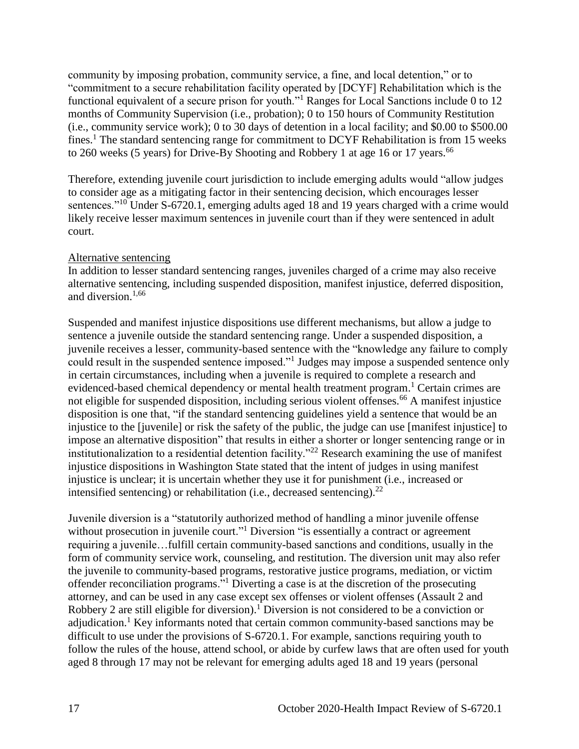community by imposing probation, community service, a fine, and local detention," or to "commitment to a secure rehabilitation facility operated by [DCYF] Rehabilitation which is the functional equivalent of a secure prison for youth."[1] Ranges for Local Sanctions include 0 to 12 months of Community Supervision (i.e., probation); 0 to 150 hours of Community Restitution (i.e., community service work); 0 to 30 days of detention in a local facility; and $0.00 to $500.00 fines.[1] The standard sentencing range for commitment to DCYF Rehabilitation is from 15 weeks to 260 weeks (5 years) for Drive-By Shooting and Robbery 1 at age 16 or 17 years.[66]

Therefore, extending juvenile court jurisdiction to include emerging adults would "allow judges to consider age as a mitigating factor in their sentencing decision, which encourages lesser sentences."[10] Under S-6720.1, emerging adults aged 18 and 19 years charged with a crime would likely receive lesser maximum sentences in juvenile court than if they were sentenced in adult court.

<u>Alternative sentencing</u>

In addition to lesser standard sentencing ranges, juveniles charged of a crime may also receive alternative sentencing, including suspended disposition, manifest injustice, deferred disposition, and diversion.[1,66]

Suspended and manifest injustice dispositions use different mechanisms, but allow a judge to sentence a juvenile outside the standard sentencing range. Under a suspended disposition, a juvenile receives a lesser, community-based sentence with the "knowledge any failure to comply could result in the suspended sentence imposed."[1] Judges may impose a suspended sentence only in certain circumstances, including when a juvenile is required to complete a research and evidenced-based chemical dependency or mental health treatment program.[1] Certain crimes are not eligible for suspended disposition, including serious violent offenses.[66] A manifest injustice disposition is one that, "if the standard sentencing guidelines yield a sentence that would be an injustice to the [juvenile] or risk the safety of the public, the judge can use [manifest injustice] to impose an alternative disposition" that results in either a shorter or longer sentencing range or in institutionalization to a residential detention facility."[22] Research examining the use of manifest injustice dispositions in Washington State stated that the intent of judges in using manifest injustice is unclear; it is uncertain whether they use it for punishment (i.e., increased or intensified sentencing) or rehabilitation (i.e., decreased sentencing).[22]

Juvenile diversion is a "statutorily authorized method of handling a minor juvenile offense without prosecution in juvenile court."[1] Diversion "is essentially a contract or agreement requiring a juvenile…fulfill certain community-based sanctions and conditions, usually in the form of community service work, counseling, and restitution. The diversion unit may also refer the juvenile to community-based programs, restorative justice programs, mediation, or victim offender reconciliation programs."[1] Diverting a case is at the discretion of the prosecuting attorney, and can be used in any case except sex offenses or violent offenses (Assault 2 and Robbery 2 are still eligible for diversion).[1] Diversion is not considered to be a conviction or adjudication.[1] Key informants noted that certain common community-based sanctions may be difficult to use under the provisions of S-6720.1. For example, sanctions requiring youth to follow the rules of the house, attend school, or abide by curfew laws that are often used for youth aged 8 through 17 may not be relevant for emerging adults aged 18 and 19 years (personal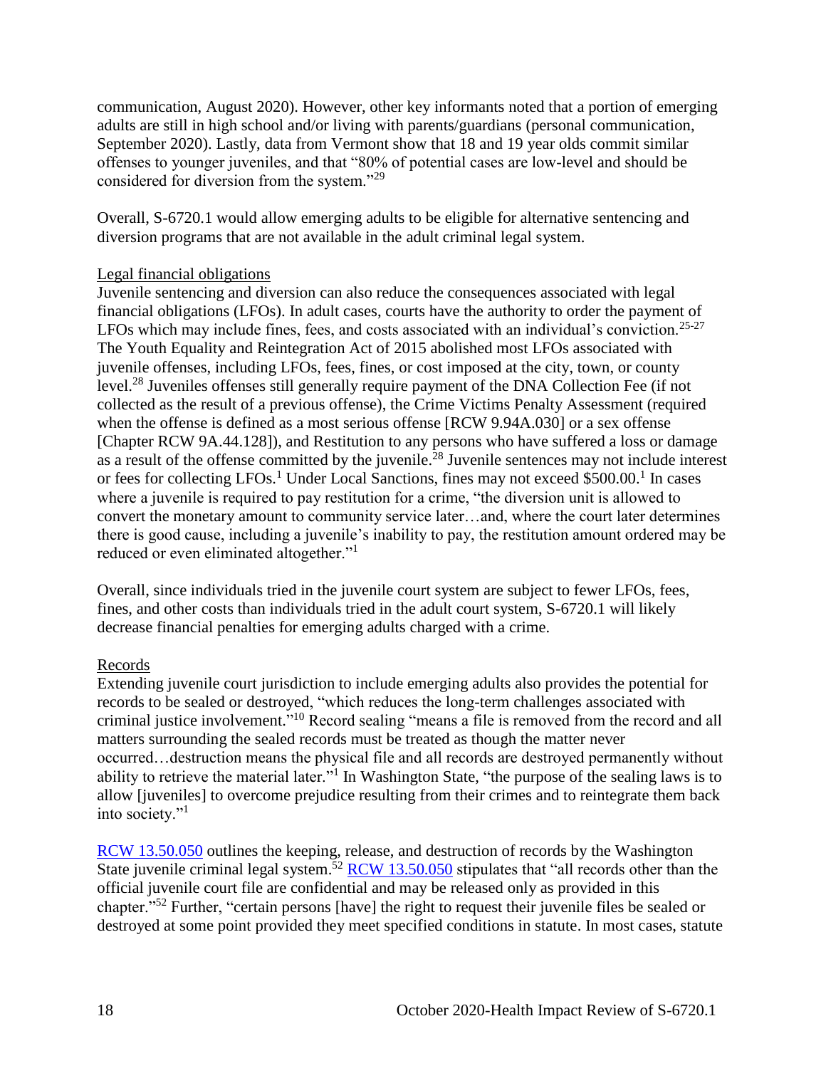communication, August 2020). However, other key informants noted that a portion of emerging adults are still in high school and/or living with parents/guardians (personal communication, September 2020). Lastly, data from Vermont show that 18 and 19 year olds commit similar offenses to younger juveniles, and that "80% of potential cases are low-level and should be considered for diversion from the system."[29]

Overall, S-6720.1 would allow emerging adults to be eligible for alternative sentencing and diversion programs that are not available in the adult criminal legal system.

Legal financial obligations

Juvenile sentencing and diversion can also reduce the consequences associated with legal financial obligations (LFOs). In adult cases, courts have the authority to order the payment of LFOs which may include fines, fees, and costs associated with an individual's conviction.[25-27] The Youth Equality and Reintegration Act of 2015 abolished most LFOs associated with juvenile offenses, including LFOs, fees, fines, or cost imposed at the city, town, or county level.[28] Juveniles offenses still generally require payment of the DNA Collection Fee (if not collected as the result of a previous offense), the Crime Victims Penalty Assessment (required when the offense is defined as a most serious offense [RCW 9.94A.030] or a sex offense [Chapter RCW 9A.44.128]), and Restitution to any persons who have suffered a loss or damage as a result of the offense committed by the juvenile.[28] Juvenile sentences may not include interest or fees for collecting LFOs.[1] Under Local Sanctions, fines may not exceed $500.00.[1] In cases where a juvenile is required to pay restitution for a crime, "the diversion unit is allowed to convert the monetary amount to community service later…and, where the court later determines there is good cause, including a juvenile's inability to pay, the restitution amount ordered may be reduced or even eliminated altogether."[1]

Overall, since individuals tried in the juvenile court system are subject to fewer LFOs, fees, fines, and other costs than individuals tried in the adult court system, S-6720.1 will likely decrease financial penalties for emerging adults charged with a crime.

Records

Extending juvenile court jurisdiction to include emerging adults also provides the potential for records to be sealed or destroyed, "which reduces the long-term challenges associated with criminal justice involvement."[10] Record sealing "means a file is removed from the record and all matters surrounding the sealed records must be treated as though the matter never occurred…destruction means the physical file and all records are destroyed permanently without ability to retrieve the material later."[1] In Washington State, "the purpose of the sealing laws is to allow [juveniles] to overcome prejudice resulting from their crimes and to reintegrate them back into society."[1]

RCW 13.50.050 outlines the keeping, release, and destruction of records by the Washington State juvenile criminal legal system.[52] RCW 13.50.050 stipulates that "all records other than the official juvenile court file are confidential and may be released only as provided in this chapter."[52] Further, "certain persons [have] the right to request their juvenile files be sealed or destroyed at some point provided they meet specified conditions in statute. In most cases, statute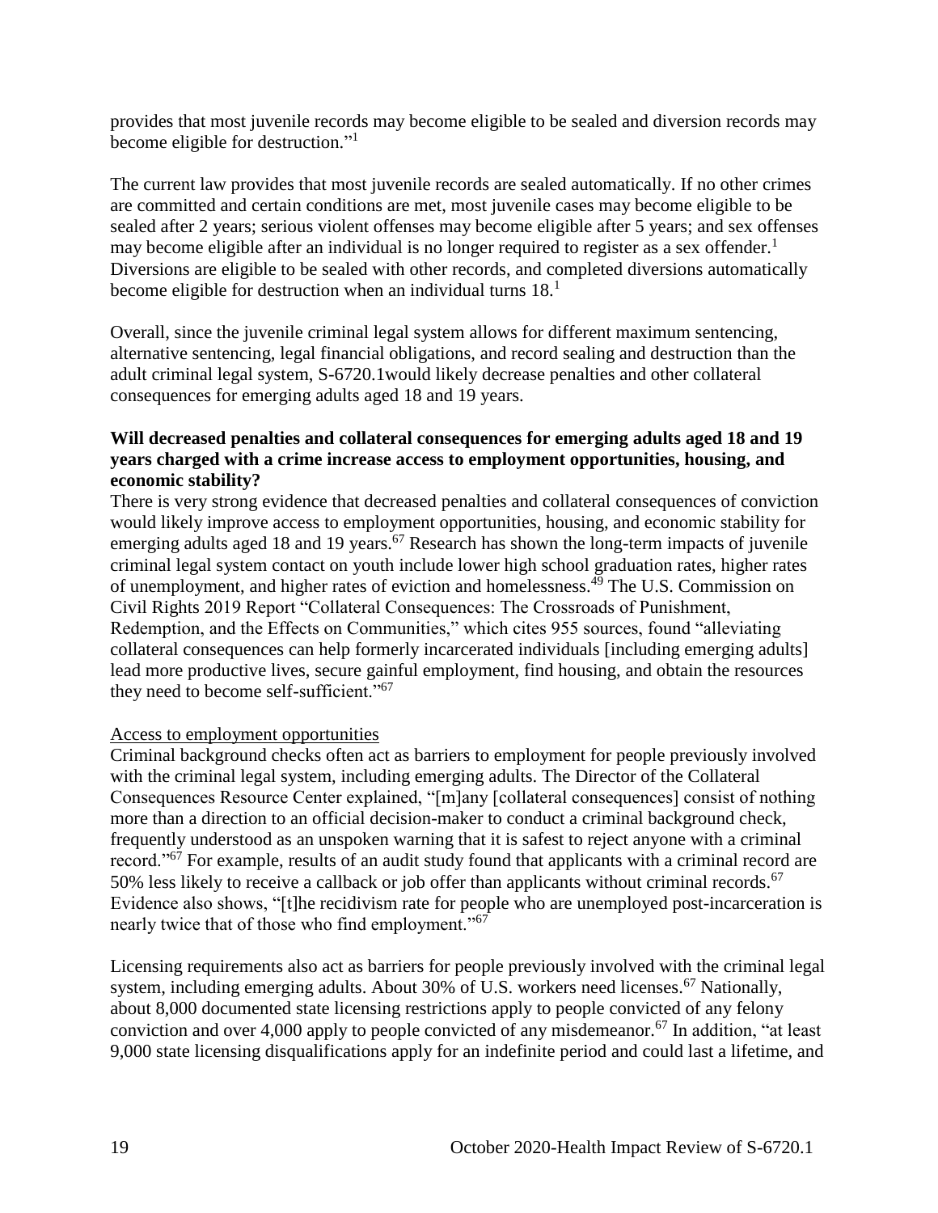provides that most juvenile records may become eligible to be sealed and diversion records may become eligible for destruction."[1]

The current law provides that most juvenile records are sealed automatically. If no other crimes are committed and certain conditions are met, most juvenile cases may become eligible to be sealed after 2 years; serious violent offenses may become eligible after 5 years; and sex offenses may become eligible after an individual is no longer required to register as a sex offender.[1] Diversions are eligible to be sealed with other records, and completed diversions automatically become eligible for destruction when an individual turns 18.[1]

Overall, since the juvenile criminal legal system allows for different maximum sentencing, alternative sentencing, legal financial obligations, and record sealing and destruction than the adult criminal legal system, S-6720.1would likely decrease penalties and other collateral consequences for emerging adults aged 18 and 19 years.

**Will decreased penalties and collateral consequences for emerging adults aged 18 and 19 years charged with a crime increase access to employment opportunities, housing, and economic stability?**

There is very strong evidence that decreased penalties and collateral consequences of conviction would likely improve access to employment opportunities, housing, and economic stability for emerging adults aged 18 and 19 years.[67] Research has shown the long-term impacts of juvenile criminal legal system contact on youth include lower high school graduation rates, higher rates of unemployment, and higher rates of eviction and homelessness.[49] The U.S. Commission on Civil Rights 2019 Report "Collateral Consequences: The Crossroads of Punishment, Redemption, and the Effects on Communities," which cites 955 sources, found "alleviating collateral consequences can help formerly incarcerated individuals [including emerging adults] lead more productive lives, secure gainful employment, find housing, and obtain the resources they need to become self-sufficient."[67]

<u>Access to employment opportunities</u>

Criminal background checks often act as barriers to employment for people previously involved with the criminal legal system, including emerging adults. The Director of the Collateral Consequences Resource Center explained, "[m]any [collateral consequences] consist of nothing more than a direction to an official decision-maker to conduct a criminal background check, frequently understood as an unspoken warning that it is safest to reject anyone with a criminal record."[67] For example, results of an audit study found that applicants with a criminal record are 50% less likely to receive a callback or job offer than applicants without criminal records.[67] Evidence also shows, "[t]he recidivism rate for people who are unemployed post-incarceration is nearly twice that of those who find employment."[67]

Licensing requirements also act as barriers for people previously involved with the criminal legal system, including emerging adults. About 30% of U.S. workers need licenses.[67] Nationally, about 8,000 documented state licensing restrictions apply to people convicted of any felony conviction and over 4,000 apply to people convicted of any misdemeanor.[67] In addition, "at least 9,000 state licensing disqualifications apply for an indefinite period and could last a lifetime, and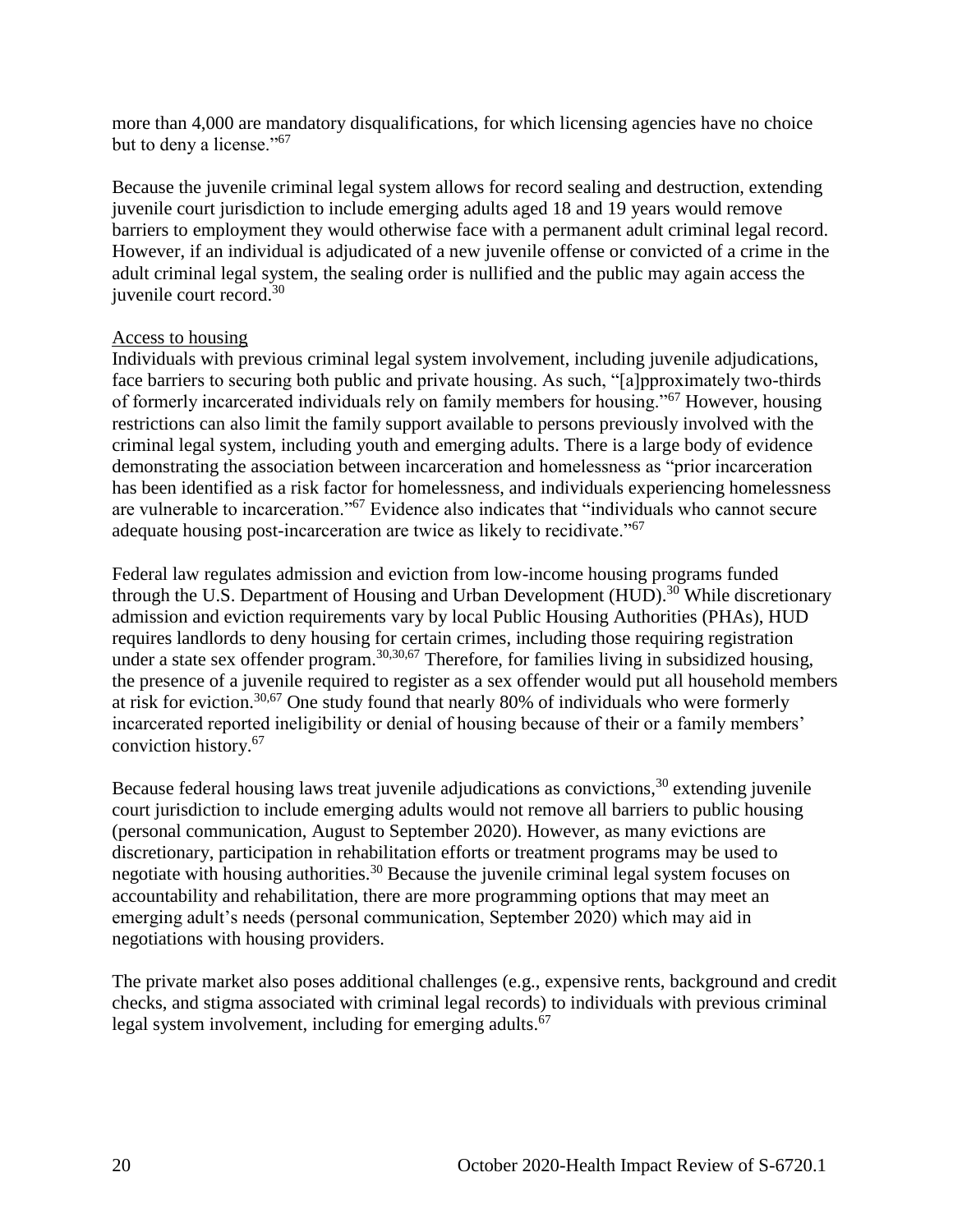more than 4,000 are mandatory disqualifications, for which licensing agencies have no choice but to deny a license."[67]

Because the juvenile criminal legal system allows for record sealing and destruction, extending juvenile court jurisdiction to include emerging adults aged 18 and 19 years would remove barriers to employment they would otherwise face with a permanent adult criminal legal record. However, if an individual is adjudicated of a new juvenile offense or convicted of a crime in the adult criminal legal system, the sealing order is nullified and the public may again access the juvenile court record.[30]

Access to housing

Individuals with previous criminal legal system involvement, including juvenile adjudications, face barriers to securing both public and private housing. As such, "[a]pproximately two-thirds of formerly incarcerated individuals rely on family members for housing."[67] However, housing restrictions can also limit the family support available to persons previously involved with the criminal legal system, including youth and emerging adults. There is a large body of evidence demonstrating the association between incarceration and homelessness as "prior incarceration has been identified as a risk factor for homelessness, and individuals experiencing homelessness are vulnerable to incarceration."[67] Evidence also indicates that "individuals who cannot secure adequate housing post-incarceration are twice as likely to recidivate."[67]

Federal law regulates admission and eviction from low-income housing programs funded through the U.S. Department of Housing and Urban Development (HUD).[30] While discretionary admission and eviction requirements vary by local Public Housing Authorities (PHAs), HUD requires landlords to deny housing for certain crimes, including those requiring registration under a state sex offender program.[30,30,67] Therefore, for families living in subsidized housing, the presence of a juvenile required to register as a sex offender would put all household members at risk for eviction.[30,67] One study found that nearly 80% of individuals who were formerly incarcerated reported ineligibility or denial of housing because of their or a family members' conviction history.[67]

Because federal housing laws treat juvenile adjudications as convictions,[30] extending juvenile court jurisdiction to include emerging adults would not remove all barriers to public housing (personal communication, August to September 2020). However, as many evictions are discretionary, participation in rehabilitation efforts or treatment programs may be used to negotiate with housing authorities.[30] Because the juvenile criminal legal system focuses on accountability and rehabilitation, there are more programming options that may meet an emerging adult's needs (personal communication, September 2020) which may aid in negotiations with housing providers.

The private market also poses additional challenges (e.g., expensive rents, background and credit checks, and stigma associated with criminal legal records) to individuals with previous criminal legal system involvement, including for emerging adults.[67]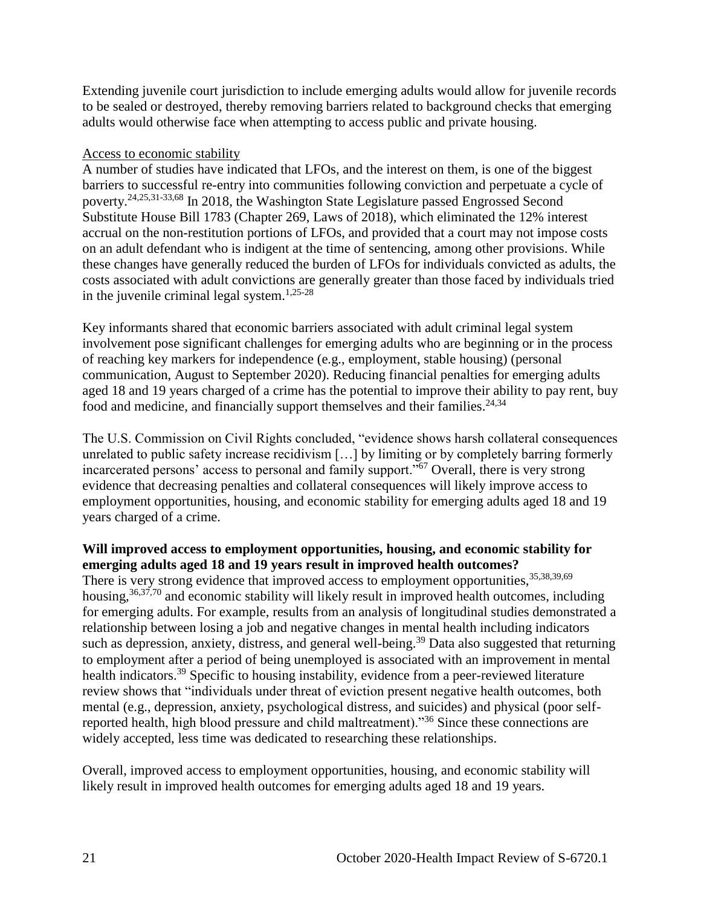Extending juvenile court jurisdiction to include emerging adults would allow for juvenile records to be sealed or destroyed, thereby removing barriers related to background checks that emerging adults would otherwise face when attempting to access public and private housing.

Access to economic stability

A number of studies have indicated that LFOs, and the interest on them, is one of the biggest barriers to successful re-entry into communities following conviction and perpetuate a cycle of poverty.[24,25,31-33,68] In 2018, the Washington State Legislature passed Engrossed Second Substitute House Bill 1783 (Chapter 269, Laws of 2018), which eliminated the 12% interest accrual on the non-restitution portions of LFOs, and provided that a court may not impose costs on an adult defendant who is indigent at the time of sentencing, among other provisions. While these changes have generally reduced the burden of LFOs for individuals convicted as adults, the costs associated with adult convictions are generally greater than those faced by individuals tried in the juvenile criminal legal system.[1,25-28]

Key informants shared that economic barriers associated with adult criminal legal system involvement pose significant challenges for emerging adults who are beginning or in the process of reaching key markers for independence (e.g., employment, stable housing) (personal communication, August to September 2020). Reducing financial penalties for emerging adults aged 18 and 19 years charged of a crime has the potential to improve their ability to pay rent, buy food and medicine, and financially support themselves and their families.[24,34]

The U.S. Commission on Civil Rights concluded, "evidence shows harsh collateral consequences unrelated to public safety increase recidivism […] by limiting or by completely barring formerly incarcerated persons' access to personal and family support."[67] Overall, there is very strong evidence that decreasing penalties and collateral consequences will likely improve access to employment opportunities, housing, and economic stability for emerging adults aged 18 and 19 years charged of a crime.

**Will improved access to employment opportunities, housing, and economic stability for emerging adults aged 18 and 19 years result in improved health outcomes?**

There is very strong evidence that improved access to employment opportunities,[35,38,39,69] housing,[36,37,70] and economic stability will likely result in improved health outcomes, including for emerging adults. For example, results from an analysis of longitudinal studies demonstrated a relationship between losing a job and negative changes in mental health including indicators such as depression, anxiety, distress, and general well-being.[39] Data also suggested that returning to employment after a period of being unemployed is associated with an improvement in mental health indicators.[39] Specific to housing instability, evidence from a peer-reviewed literature review shows that "individuals under threat of eviction present negative health outcomes, both mental (e.g., depression, anxiety, psychological distress, and suicides) and physical (poor self-reported health, high blood pressure and child maltreatment)."[36] Since these connections are widely accepted, less time was dedicated to researching these relationships.

Overall, improved access to employment opportunities, housing, and economic stability will likely result in improved health outcomes for emerging adults aged 18 and 19 years.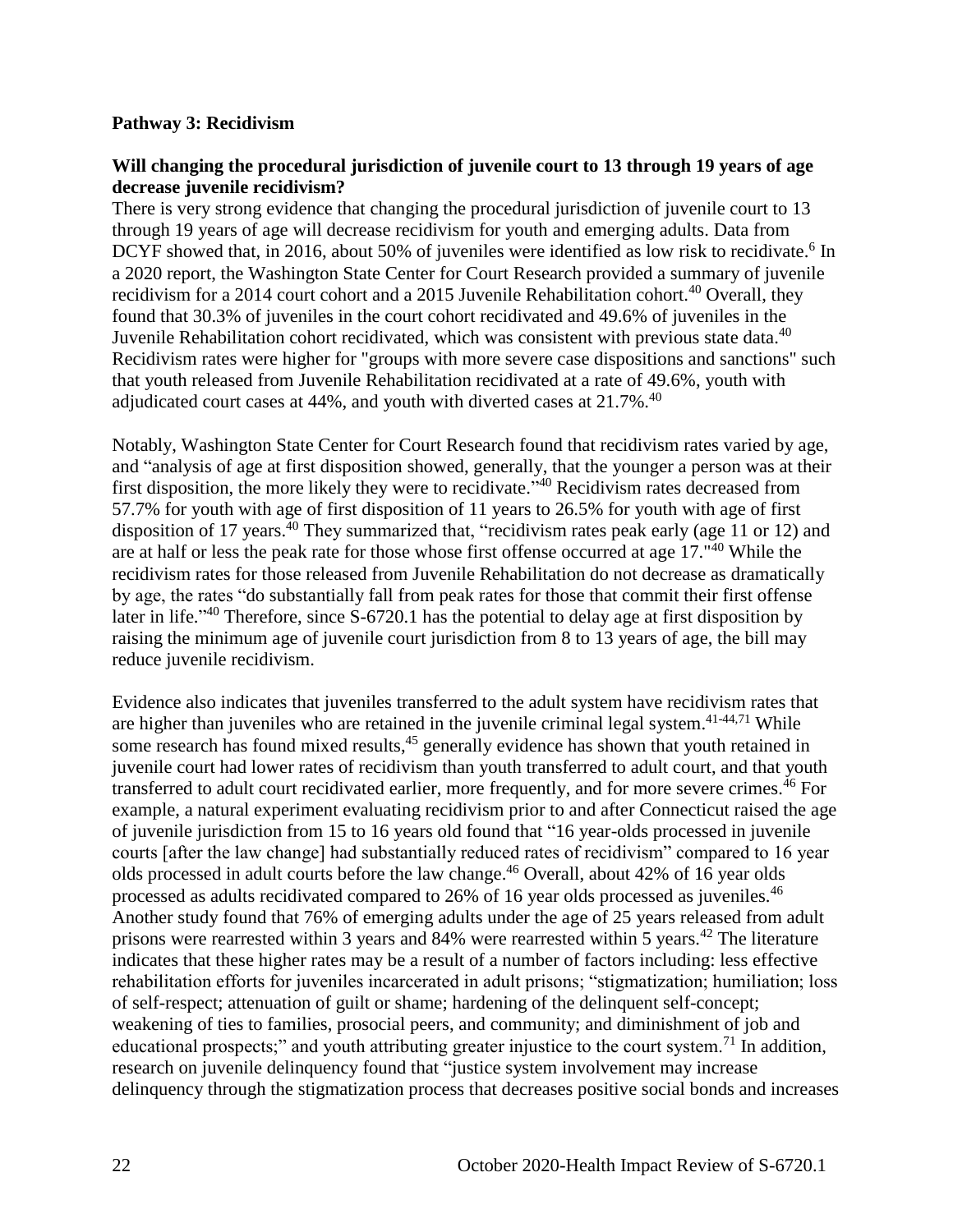**Pathway 3: Recidivism**

**Will changing the procedural jurisdiction of juvenile court to 13 through 19 years of age decrease juvenile recidivism?**

There is very strong evidence that changing the procedural jurisdiction of juvenile court to 13 through 19 years of age will decrease recidivism for youth and emerging adults. Data from DCYF showed that, in 2016, about 50% of juveniles were identified as low risk to recidivate.[6] In a 2020 report, the Washington State Center for Court Research provided a summary of juvenile recidivism for a 2014 court cohort and a 2015 Juvenile Rehabilitation cohort.[40] Overall, they found that 30.3% of juveniles in the court cohort recidivated and 49.6% of juveniles in the Juvenile Rehabilitation cohort recidivated, which was consistent with previous state data.[40] Recidivism rates were higher for "groups with more severe case dispositions and sanctions" such that youth released from Juvenile Rehabilitation recidivated at a rate of 49.6%, youth with adjudicated court cases at 44%, and youth with diverted cases at 21.7%.[40]

Notably, Washington State Center for Court Research found that recidivism rates varied by age, and "analysis of age at first disposition showed, generally, that the younger a person was at their first disposition, the more likely they were to recidivate."[40] Recidivism rates decreased from 57.7% for youth with age of first disposition of 11 years to 26.5% for youth with age of first disposition of 17 years.[40] They summarized that, "recidivism rates peak early (age 11 or 12) and are at half or less the peak rate for those whose first offense occurred at age 17."[40] While the recidivism rates for those released from Juvenile Rehabilitation do not decrease as dramatically by age, the rates "do substantially fall from peak rates for those that commit their first offense later in life."[40] Therefore, since S-6720.1 has the potential to delay age at first disposition by raising the minimum age of juvenile court jurisdiction from 8 to 13 years of age, the bill may reduce juvenile recidivism.

Evidence also indicates that juveniles transferred to the adult system have recidivism rates that are higher than juveniles who are retained in the juvenile criminal legal system.[41-44,71] While some research has found mixed results,[45] generally evidence has shown that youth retained in juvenile court had lower rates of recidivism than youth transferred to adult court, and that youth transferred to adult court recidivated earlier, more frequently, and for more severe crimes.[46] For example, a natural experiment evaluating recidivism prior to and after Connecticut raised the age of juvenile jurisdiction from 15 to 16 years old found that "16 year-olds processed in juvenile courts [after the law change] had substantially reduced rates of recidivism" compared to 16 year olds processed in adult courts before the law change.[46] Overall, about 42% of 16 year olds processed as adults recidivated compared to 26% of 16 year olds processed as juveniles.[46] Another study found that 76% of emerging adults under the age of 25 years released from adult prisons were rearrested within 3 years and 84% were rearrested within 5 years.[42] The literature indicates that these higher rates may be a result of a number of factors including: less effective rehabilitation efforts for juveniles incarcerated in adult prisons; "stigmatization; humiliation; loss of self-respect; attenuation of guilt or shame; hardening of the delinquent self-concept; weakening of ties to families, prosocial peers, and community; and diminishment of job and educational prospects;" and youth attributing greater injustice to the court system.[71] In addition, research on juvenile delinquency found that "justice system involvement may increase delinquency through the stigmatization process that decreases positive social bonds and increases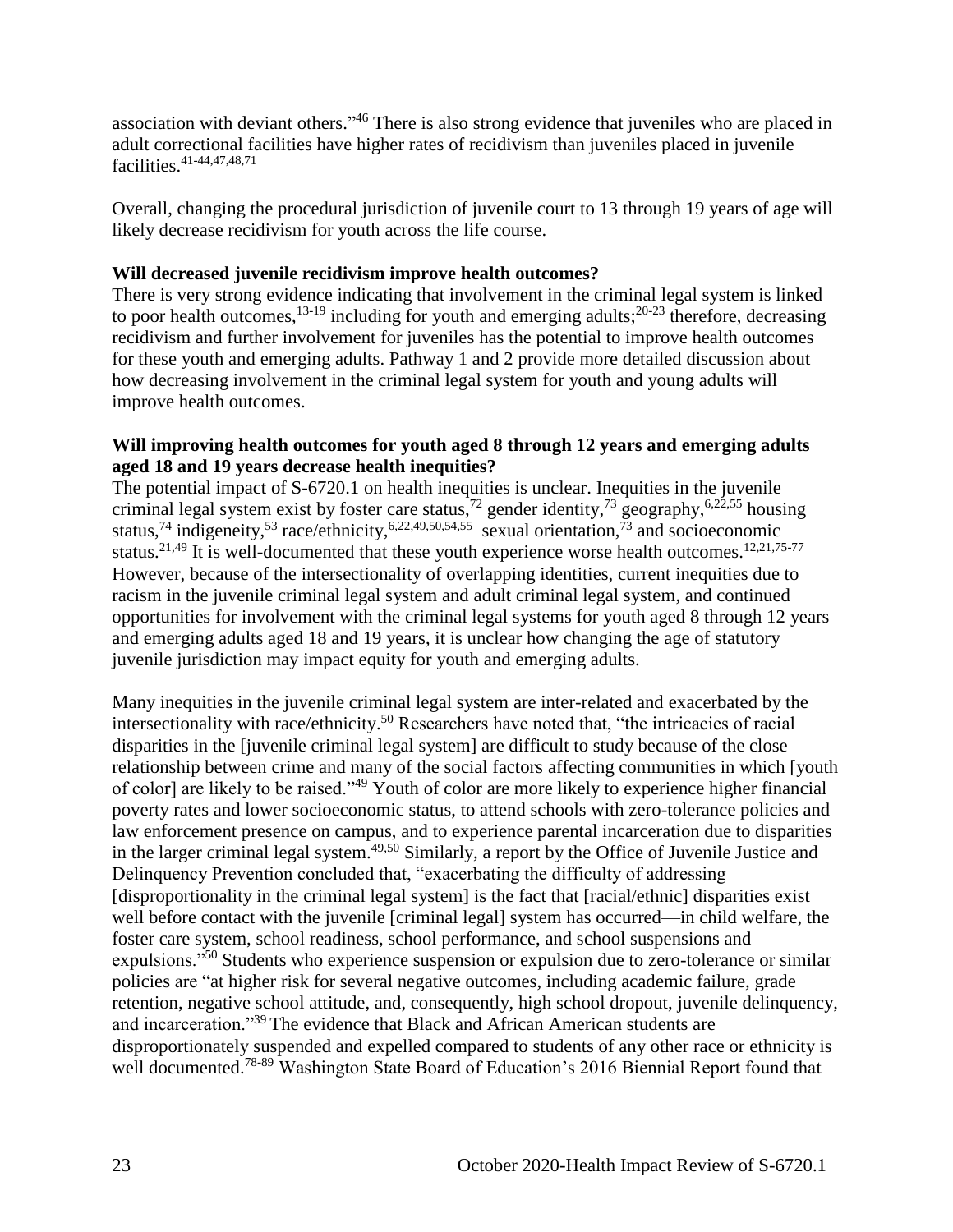association with deviant others."[46] There is also strong evidence that juveniles who are placed in adult correctional facilities have higher rates of recidivism than juveniles placed in juvenile facilities.[41-44,47,48,71]

Overall, changing the procedural jurisdiction of juvenile court to 13 through 19 years of age will likely decrease recidivism for youth across the life course.

**Will decreased juvenile recidivism improve health outcomes?**

There is very strong evidence indicating that involvement in the criminal legal system is linked to poor health outcomes,[13-19] including for youth and emerging adults;[20-23] therefore, decreasing recidivism and further involvement for juveniles has the potential to improve health outcomes for these youth and emerging adults. Pathway 1 and 2 provide more detailed discussion about how decreasing involvement in the criminal legal system for youth and young adults will improve health outcomes.

**Will improving health outcomes for youth aged 8 through 12 years and emerging adults aged 18 and 19 years decrease health inequities?**

The potential impact of S-6720.1 on health inequities is unclear. Inequities in the juvenile criminal legal system exist by foster care status,[72] gender identity,[73] geography,[6,22,55] housing status,[74] indigeneity,[53] race/ethnicity,[6,22,49,50,54,55] sexual orientation,[73] and socioeconomic status.[21,49] It is well-documented that these youth experience worse health outcomes.[12,21,75-77] However, because of the intersectionality of overlapping identities, current inequities due to racism in the juvenile criminal legal system and adult criminal legal system, and continued opportunities for involvement with the criminal legal systems for youth aged 8 through 12 years and emerging adults aged 18 and 19 years, it is unclear how changing the age of statutory juvenile jurisdiction may impact equity for youth and emerging adults.

Many inequities in the juvenile criminal legal system are inter-related and exacerbated by the intersectionality with race/ethnicity.[50] Researchers have noted that, "the intricacies of racial disparities in the [juvenile criminal legal system] are difficult to study because of the close relationship between crime and many of the social factors affecting communities in which [youth of color] are likely to be raised."[49] Youth of color are more likely to experience higher financial poverty rates and lower socioeconomic status, to attend schools with zero-tolerance policies and law enforcement presence on campus, and to experience parental incarceration due to disparities in the larger criminal legal system.[49,50] Similarly, a report by the Office of Juvenile Justice and Delinquency Prevention concluded that, "exacerbating the difficulty of addressing [disproportionality in the criminal legal system] is the fact that [racial/ethnic] disparities exist well before contact with the juvenile [criminal legal] system has occurred—in child welfare, the foster care system, school readiness, school performance, and school suspensions and expulsions."[50] Students who experience suspension or expulsion due to zero-tolerance or similar policies are "at higher risk for several negative outcomes, including academic failure, grade retention, negative school attitude, and, consequently, high school dropout, juvenile delinquency, and incarceration."[39] The evidence that Black and African American students are disproportionately suspended and expelled compared to students of any other race or ethnicity is well documented.[78-89] Washington State Board of Education's 2016 Biennial Report found that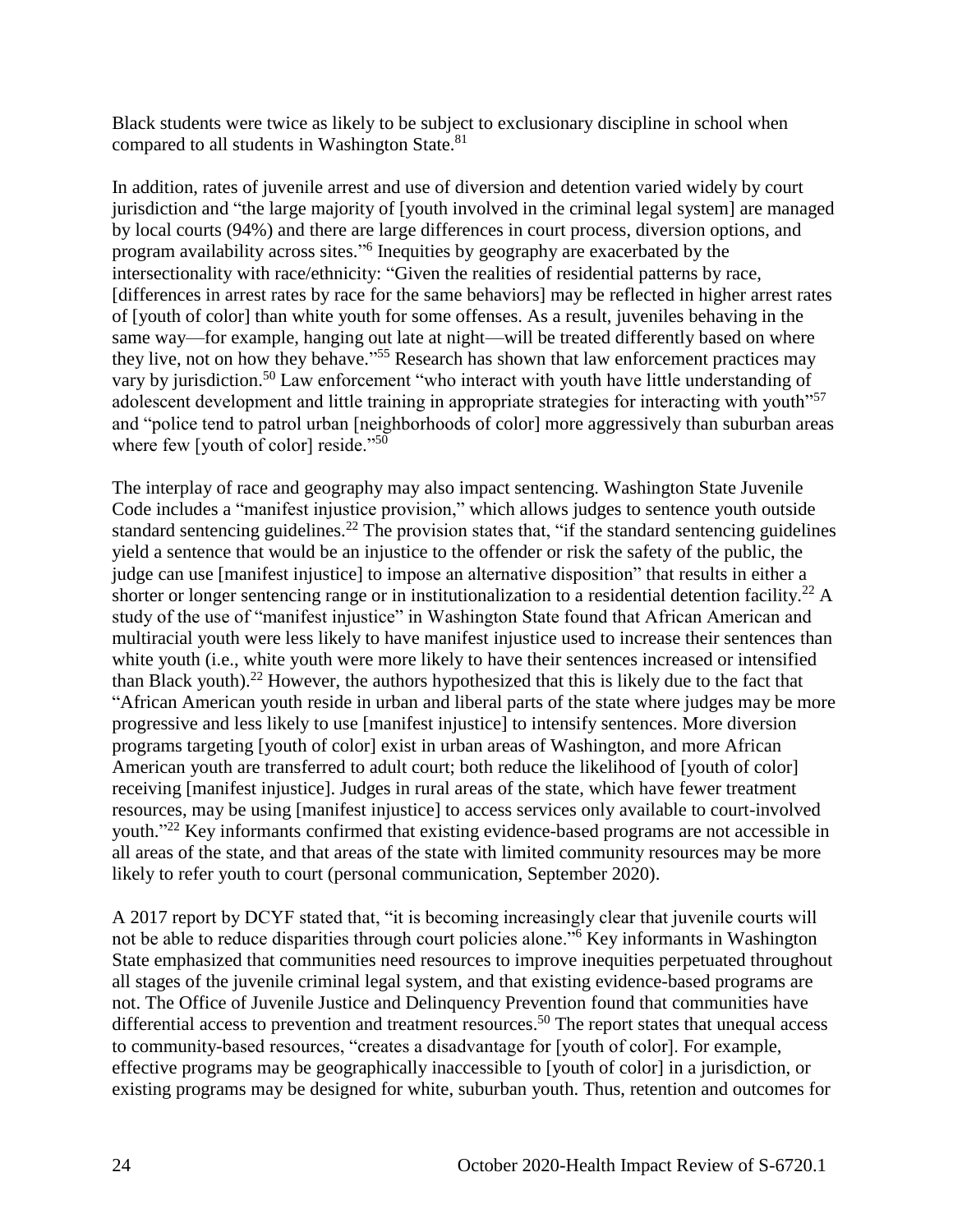Black students were twice as likely to be subject to exclusionary discipline in school when compared to all students in Washington State.[81]

In addition, rates of juvenile arrest and use of diversion and detention varied widely by court jurisdiction and "the large majority of [youth involved in the criminal legal system] are managed by local courts (94%) and there are large differences in court process, diversion options, and program availability across sites."[6] Inequities by geography are exacerbated by the intersectionality with race/ethnicity: "Given the realities of residential patterns by race, [differences in arrest rates by race for the same behaviors] may be reflected in higher arrest rates of [youth of color] than white youth for some offenses. As a result, juveniles behaving in the same way—for example, hanging out late at night—will be treated differently based on where they live, not on how they behave."[55] Research has shown that law enforcement practices may vary by jurisdiction.[50] Law enforcement "who interact with youth have little understanding of adolescent development and little training in appropriate strategies for interacting with youth"[57] and "police tend to patrol urban [neighborhoods of color] more aggressively than suburban areas where few [youth of color] reside."[50]

The interplay of race and geography may also impact sentencing. Washington State Juvenile Code includes a "manifest injustice provision," which allows judges to sentence youth outside standard sentencing guidelines.[22] The provision states that, "if the standard sentencing guidelines yield a sentence that would be an injustice to the offender or risk the safety of the public, the judge can use [manifest injustice] to impose an alternative disposition" that results in either a shorter or longer sentencing range or in institutionalization to a residential detention facility.[22] A study of the use of "manifest injustice" in Washington State found that African American and multiracial youth were less likely to have manifest injustice used to increase their sentences than white youth (i.e., white youth were more likely to have their sentences increased or intensified than Black youth).[22] However, the authors hypothesized that this is likely due to the fact that "African American youth reside in urban and liberal parts of the state where judges may be more progressive and less likely to use [manifest injustice] to intensify sentences. More diversion programs targeting [youth of color] exist in urban areas of Washington, and more African American youth are transferred to adult court; both reduce the likelihood of [youth of color] receiving [manifest injustice]. Judges in rural areas of the state, which have fewer treatment resources, may be using [manifest injustice] to access services only available to court-involved youth."[22] Key informants confirmed that existing evidence-based programs are not accessible in all areas of the state, and that areas of the state with limited community resources may be more likely to refer youth to court (personal communication, September 2020).

A 2017 report by DCYF stated that, "it is becoming increasingly clear that juvenile courts will not be able to reduce disparities through court policies alone."[6] Key informants in Washington State emphasized that communities need resources to improve inequities perpetuated throughout all stages of the juvenile criminal legal system, and that existing evidence-based programs are not. The Office of Juvenile Justice and Delinquency Prevention found that communities have differential access to prevention and treatment resources.[50] The report states that unequal access to community-based resources, "creates a disadvantage for [youth of color]. For example, effective programs may be geographically inaccessible to [youth of color] in a jurisdiction, or existing programs may be designed for white, suburban youth. Thus, retention and outcomes for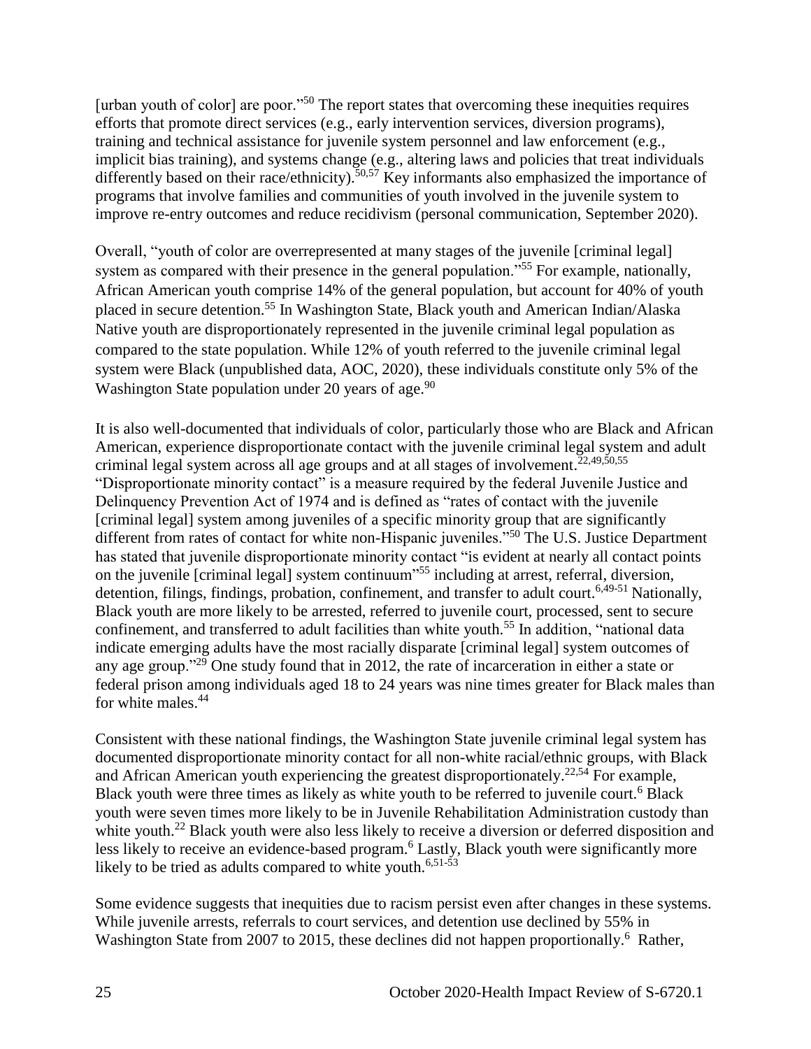[urban youth of color] are poor."[50] The report states that overcoming these inequities requires efforts that promote direct services (e.g., early intervention services, diversion programs), training and technical assistance for juvenile system personnel and law enforcement (e.g., implicit bias training), and systems change (e.g., altering laws and policies that treat individuals differently based on their race/ethnicity).[50,57] Key informants also emphasized the importance of programs that involve families and communities of youth involved in the juvenile system to improve re-entry outcomes and reduce recidivism (personal communication, September 2020).

Overall, "youth of color are overrepresented at many stages of the juvenile [criminal legal] system as compared with their presence in the general population."[55] For example, nationally, African American youth comprise 14% of the general population, but account for 40% of youth placed in secure detention.[55] In Washington State, Black youth and American Indian/Alaska Native youth are disproportionately represented in the juvenile criminal legal population as compared to the state population. While 12% of youth referred to the juvenile criminal legal system were Black (unpublished data, AOC, 2020), these individuals constitute only 5% of the Washington State population under 20 years of age.[90]

It is also well-documented that individuals of color, particularly those who are Black and African American, experience disproportionate contact with the juvenile criminal legal system and adult criminal legal system across all age groups and at all stages of involvement.[22,49,50,55] "Disproportionate minority contact" is a measure required by the federal Juvenile Justice and Delinquency Prevention Act of 1974 and is defined as "rates of contact with the juvenile [criminal legal] system among juveniles of a specific minority group that are significantly different from rates of contact for white non-Hispanic juveniles."[50] The U.S. Justice Department has stated that juvenile disproportionate minority contact "is evident at nearly all contact points on the juvenile [criminal legal] system continuum"[55] including at arrest, referral, diversion, detention, filings, findings, probation, confinement, and transfer to adult court.[6,49-51] Nationally, Black youth are more likely to be arrested, referred to juvenile court, processed, sent to secure confinement, and transferred to adult facilities than white youth.[55] In addition, "national data indicate emerging adults have the most racially disparate [criminal legal] system outcomes of any age group."[29] One study found that in 2012, the rate of incarceration in either a state or federal prison among individuals aged 18 to 24 years was nine times greater for Black males than for white males.[44]

Consistent with these national findings, the Washington State juvenile criminal legal system has documented disproportionate minority contact for all non-white racial/ethnic groups, with Black and African American youth experiencing the greatest disproportionately.[22,54] For example, Black youth were three times as likely as white youth to be referred to juvenile court.[6] Black youth were seven times more likely to be in Juvenile Rehabilitation Administration custody than white youth.[22] Black youth were also less likely to receive a diversion or deferred disposition and less likely to receive an evidence-based program.[6] Lastly, Black youth were significantly more likely to be tried as adults compared to white youth.[6,51-53]

Some evidence suggests that inequities due to racism persist even after changes in these systems. While juvenile arrests, referrals to court services, and detention use declined by 55% in Washington State from 2007 to 2015, these declines did not happen proportionally.[6] Rather,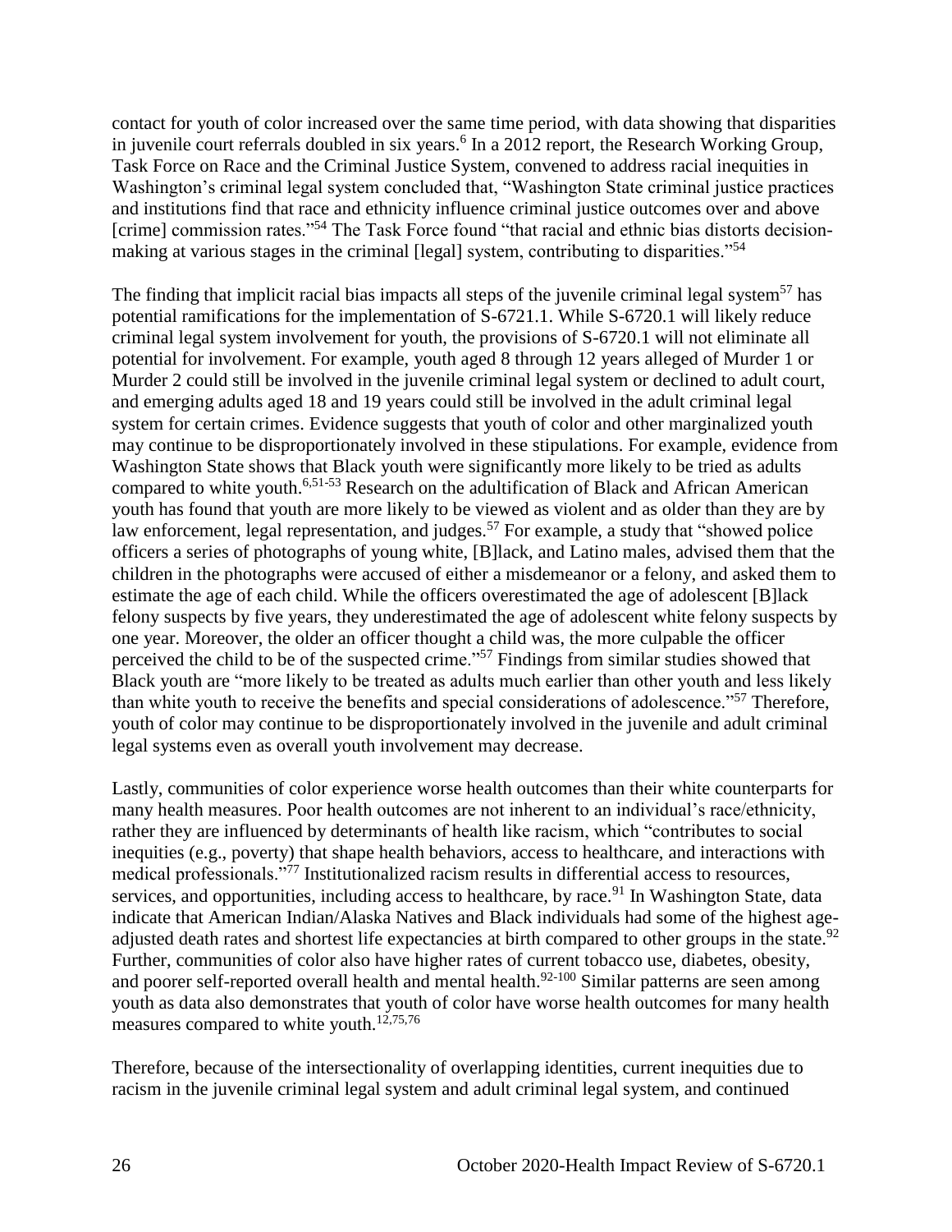contact for youth of color increased over the same time period, with data showing that disparities in juvenile court referrals doubled in six years.[6] In a 2012 report, the Research Working Group, Task Force on Race and the Criminal Justice System, convened to address racial inequities in Washington's criminal legal system concluded that, "Washington State criminal justice practices and institutions find that race and ethnicity influence criminal justice outcomes over and above [crime] commission rates."[54] The Task Force found "that racial and ethnic bias distorts decision-making at various stages in the criminal [legal] system, contributing to disparities."[54]

The finding that implicit racial bias impacts all steps of the juvenile criminal legal system[57] has potential ramifications for the implementation of S-6721.1. While S-6720.1 will likely reduce criminal legal system involvement for youth, the provisions of S-6720.1 will not eliminate all potential for involvement. For example, youth aged 8 through 12 years alleged of Murder 1 or Murder 2 could still be involved in the juvenile criminal legal system or declined to adult court, and emerging adults aged 18 and 19 years could still be involved in the adult criminal legal system for certain crimes. Evidence suggests that youth of color and other marginalized youth may continue to be disproportionately involved in these stipulations. For example, evidence from Washington State shows that Black youth were significantly more likely to be tried as adults compared to white youth.[6,51-53] Research on the adultification of Black and African American youth has found that youth are more likely to be viewed as violent and as older than they are by law enforcement, legal representation, and judges.[57] For example, a study that "showed police officers a series of photographs of young white, [B]lack, and Latino males, advised them that the children in the photographs were accused of either a misdemeanor or a felony, and asked them to estimate the age of each child. While the officers overestimated the age of adolescent [B]lack felony suspects by five years, they underestimated the age of adolescent white felony suspects by one year. Moreover, the older an officer thought a child was, the more culpable the officer perceived the child to be of the suspected crime."[57] Findings from similar studies showed that Black youth are "more likely to be treated as adults much earlier than other youth and less likely than white youth to receive the benefits and special considerations of adolescence."[57] Therefore, youth of color may continue to be disproportionately involved in the juvenile and adult criminal legal systems even as overall youth involvement may decrease.

Lastly, communities of color experience worse health outcomes than their white counterparts for many health measures. Poor health outcomes are not inherent to an individual's race/ethnicity, rather they are influenced by determinants of health like racism, which "contributes to social inequities (e.g., poverty) that shape health behaviors, access to healthcare, and interactions with medical professionals."[77] Institutionalized racism results in differential access to resources, services, and opportunities, including access to healthcare, by race.[91] In Washington State, data indicate that American Indian/Alaska Natives and Black individuals had some of the highest age-adjusted death rates and shortest life expectancies at birth compared to other groups in the state.[92] Further, communities of color also have higher rates of current tobacco use, diabetes, obesity, and poorer self-reported overall health and mental health.[92-100] Similar patterns are seen among youth as data also demonstrates that youth of color have worse health outcomes for many health measures compared to white youth.[12,75,76]

Therefore, because of the intersectionality of overlapping identities, current inequities due to racism in the juvenile criminal legal system and adult criminal legal system, and continued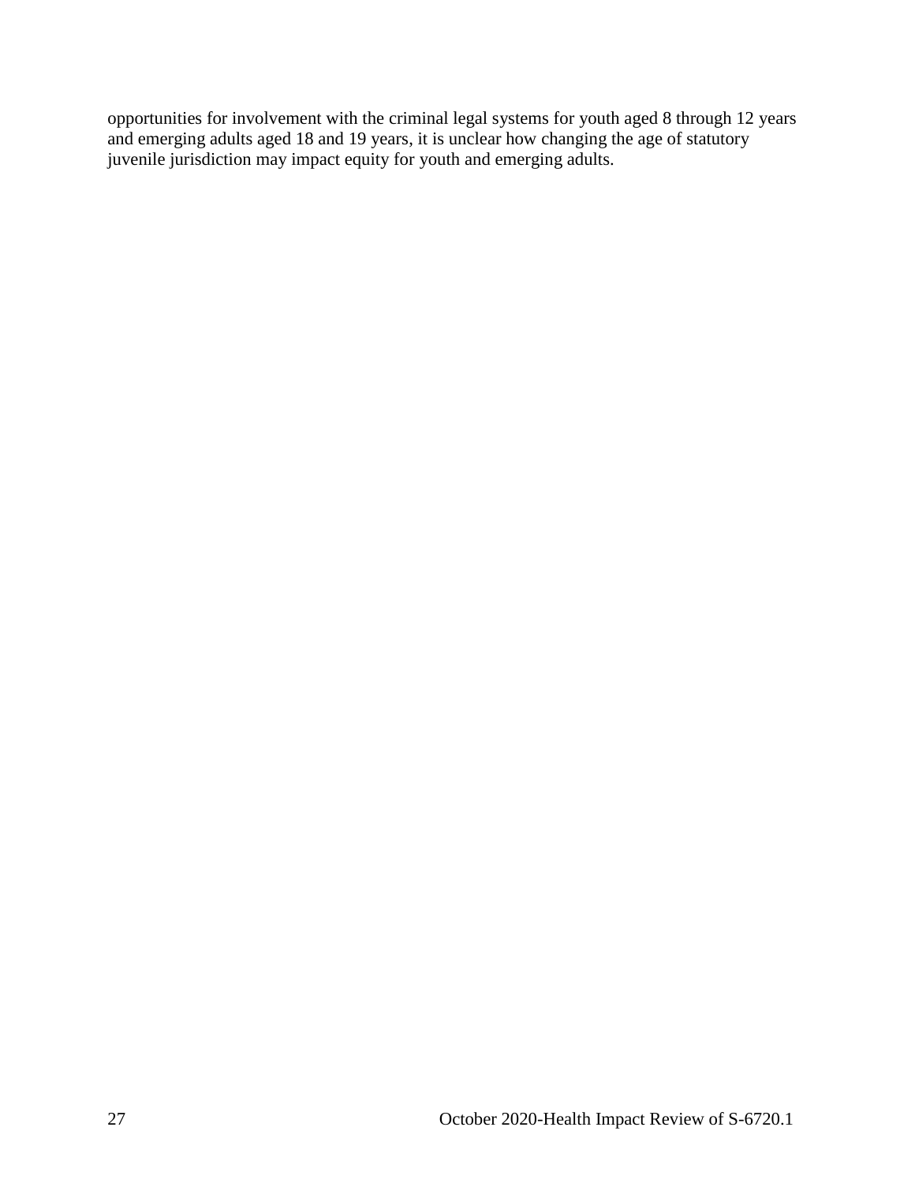opportunities for involvement with the criminal legal systems for youth aged 8 through 12 years and emerging adults aged 18 and 19 years, it is unclear how changing the age of statutory juvenile jurisdiction may impact equity for youth and emerging adults.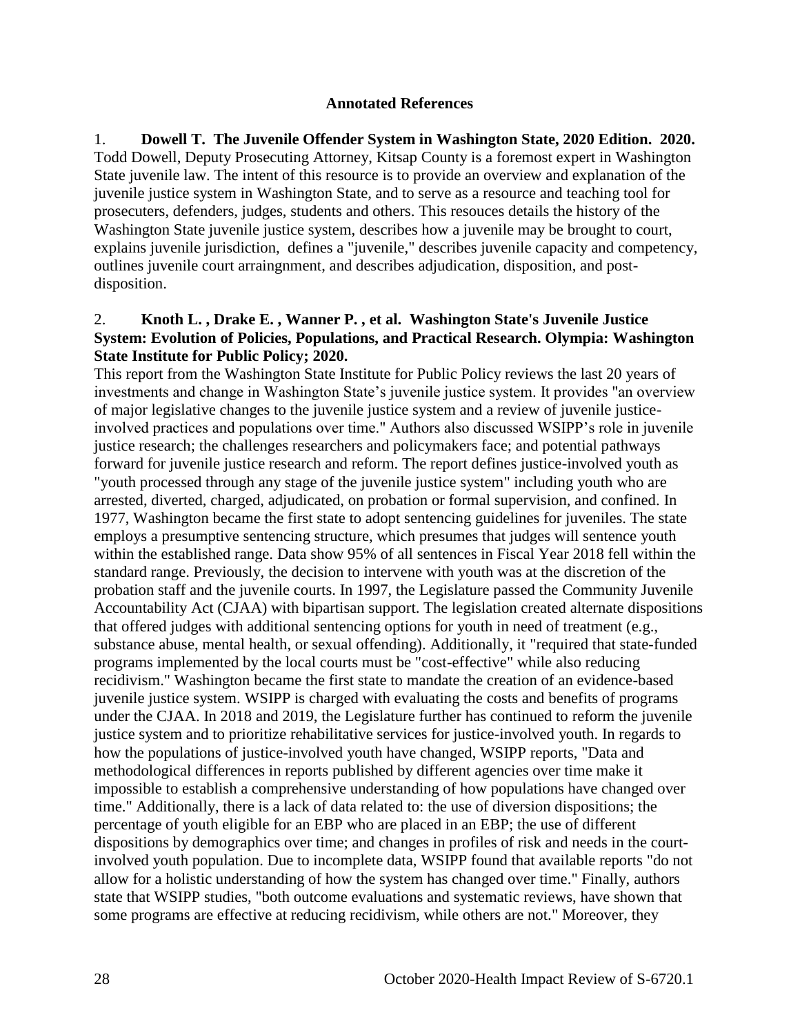**Annotated References**

1. **Dowell T. The Juvenile Offender System in Washington State, 2020 Edition. 2020.** Todd Dowell, Deputy Prosecuting Attorney, Kitsap County is a foremost expert in Washington State juvenile law. The intent of this resource is to provide an overview and explanation of the juvenile justice system in Washington State, and to serve as a resource and teaching tool for prosecuters, defenders, judges, students and others. This resouces details the history of the Washington State juvenile justice system, describes how a juvenile may be brought to court, explains juvenile jurisdiction, defines a "juvenile," describes juvenile capacity and competency, outlines juvenile court arraingnment, and describes adjudication, disposition, and post-disposition.

2. **Knoth L. , Drake E. , Wanner P. , et al. Washington State's Juvenile Justice System: Evolution of Policies, Populations, and Practical Research. Olympia: Washington State Institute for Public Policy; 2020.**
This report from the Washington State Institute for Public Policy reviews the last 20 years of investments and change in Washington State's juvenile justice system. It provides "an overview of major legislative changes to the juvenile justice system and a review of juvenile justice-involved practices and populations over time." Authors also discussed WSIPP's role in juvenile justice research; the challenges researchers and policymakers face; and potential pathways forward for juvenile justice research and reform. The report defines justice-involved youth as "youth processed through any stage of the juvenile justice system" including youth who are arrested, diverted, charged, adjudicated, on probation or formal supervision, and confined. In 1977, Washington became the first state to adopt sentencing guidelines for juveniles. The state employs a presumptive sentencing structure, which presumes that judges will sentence youth within the established range. Data show 95% of all sentences in Fiscal Year 2018 fell within the standard range. Previously, the decision to intervene with youth was at the discretion of the probation staff and the juvenile courts. In 1997, the Legislature passed the Community Juvenile Accountability Act (CJAA) with bipartisan support. The legislation created alternate dispositions that offered judges with additional sentencing options for youth in need of treatment (e.g., substance abuse, mental health, or sexual offending). Additionally, it "required that state-funded programs implemented by the local courts must be "cost-effective" while also reducing recidivism." Washington became the first state to mandate the creation of an evidence-based juvenile justice system. WSIPP is charged with evaluating the costs and benefits of programs under the CJAA. In 2018 and 2019, the Legislature further has continued to reform the juvenile justice system and to prioritize rehabilitative services for justice-involved youth. In regards to how the populations of justice-involved youth have changed, WSIPP reports, "Data and methodological differences in reports published by different agencies over time make it impossible to establish a comprehensive understanding of how populations have changed over time." Additionally, there is a lack of data related to: the use of diversion dispositions; the percentage of youth eligible for an EBP who are placed in an EBP; the use of different dispositions by demographics over time; and changes in profiles of risk and needs in the court-involved youth population. Due to incomplete data, WSIPP found that available reports "do not allow for a holistic understanding of how the system has changed over time." Finally, authors state that WSIPP studies, "both outcome evaluations and systematic reviews, have shown that some programs are effective at reducing recidivism, while others are not." Moreover, they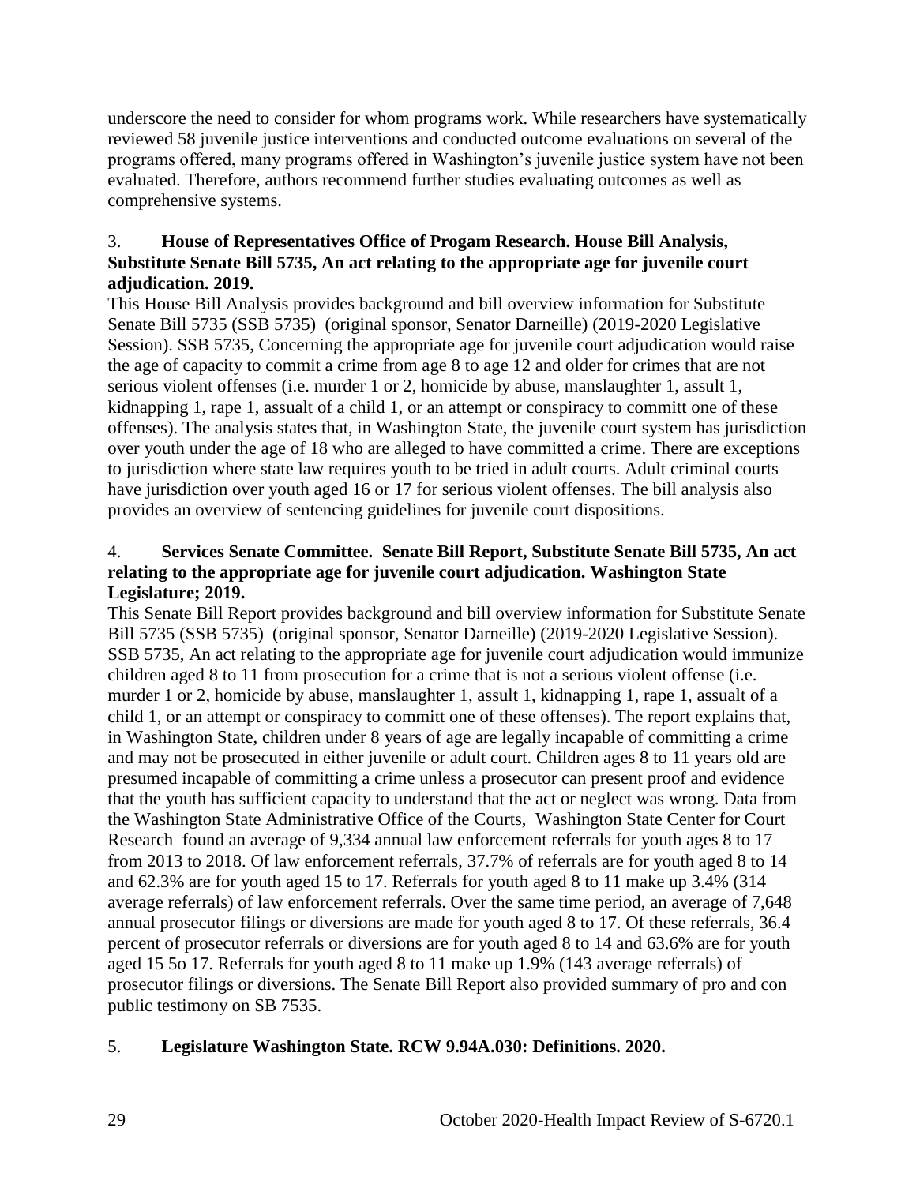underscore the need to consider for whom programs work. While researchers have systematically reviewed 58 juvenile justice interventions and conducted outcome evaluations on several of the programs offered, many programs offered in Washington's juvenile justice system have not been evaluated. Therefore, authors recommend further studies evaluating outcomes as well as comprehensive systems.

3. **House of Representatives Office of Progam Research. House Bill Analysis, Substitute Senate Bill 5735, An act relating to the appropriate age for juvenile court adjudication. 2019.**

This House Bill Analysis provides background and bill overview information for Substitute Senate Bill 5735 (SSB 5735) (original sponsor, Senator Darneille) (2019-2020 Legislative Session). SSB 5735, Concerning the appropriate age for juvenile court adjudication would raise the age of capacity to commit a crime from age 8 to age 12 and older for crimes that are not serious violent offenses (i.e. murder 1 or 2, homicide by abuse, manslaughter 1, assult 1, kidnapping 1, rape 1, assault of a child 1, or an attempt or conspiracy to committ one of these offenses). The analysis states that, in Washington State, the juvenile court system has jurisdiction over youth under the age of 18 who are alleged to have committed a crime. There are exceptions to jurisdiction where state law requires youth to be tried in adult courts. Adult criminal courts have jurisdiction over youth aged 16 or 17 for serious violent offenses. The bill analysis also provides an overview of sentencing guidelines for juvenile court dispositions.

4. **Services Senate Committee. Senate Bill Report, Substitute Senate Bill 5735, An act relating to the appropriate age for juvenile court adjudication. Washington State Legislature; 2019.**

This Senate Bill Report provides background and bill overview information for Substitute Senate Bill 5735 (SSB 5735) (original sponsor, Senator Darneille) (2019-2020 Legislative Session). SSB 5735, An act relating to the appropriate age for juvenile court adjudication would immunize children aged 8 to 11 from prosecution for a crime that is not a serious violent offense (i.e. murder 1 or 2, homicide by abuse, manslaughter 1, assult 1, kidnapping 1, rape 1, assault of a child 1, or an attempt or conspiracy to committ one of these offenses). The report explains that, in Washington State, children under 8 years of age are legally incapable of committing a crime and may not be prosecuted in either juvenile or adult court. Children ages 8 to 11 years old are presumed incapable of committing a crime unless a prosecutor can present proof and evidence that the youth has sufficient capacity to understand that the act or neglect was wrong. Data from the Washington State Administrative Office of the Courts, Washington State Center for Court Research found an average of 9,334 annual law enforcement referrals for youth ages 8 to 17 from 2013 to 2018. Of law enforcement referrals, 37.7% of referrals are for youth aged 8 to 14 and 62.3% are for youth aged 15 to 17. Referrals for youth aged 8 to 11 make up 3.4% (314 average referrals) of law enforcement referrals. Over the same time period, an average of 7,648 annual prosecutor filings or diversions are made for youth aged 8 to 17. Of these referrals, 36.4 percent of prosecutor referrals or diversions are for youth aged 8 to 14 and 63.6% are for youth aged 15 5o 17. Referrals for youth aged 8 to 11 make up 1.9% (143 average referrals) of prosecutor filings or diversions. The Senate Bill Report also provided summary of pro and con public testimony on SB 7535.

5. **Legislature Washington State. RCW 9.94A.030: Definitions. 2020.**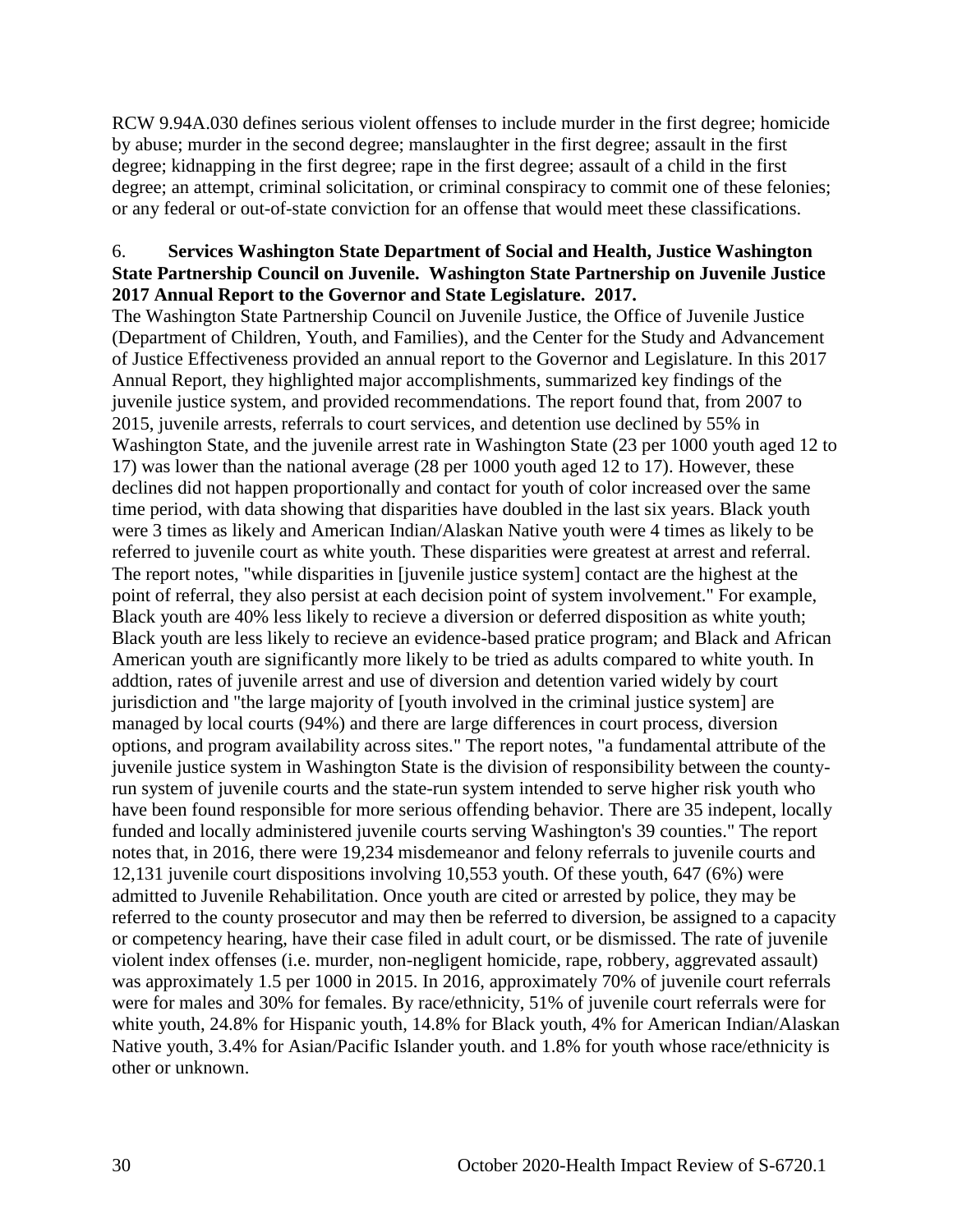RCW 9.94A.030 defines serious violent offenses to include murder in the first degree; homicide by abuse; murder in the second degree; manslaughter in the first degree; assault in the first degree; kidnapping in the first degree; rape in the first degree; assault of a child in the first degree; an attempt, criminal solicitation, or criminal conspiracy to commit one of these felonies; or any federal or out-of-state conviction for an offense that would meet these classifications.

6. **Services Washington State Department of Social and Health, Justice Washington State Partnership Council on Juvenile. Washington State Partnership on Juvenile Justice 2017 Annual Report to the Governor and State Legislature. 2017.**

The Washington State Partnership Council on Juvenile Justice, the Office of Juvenile Justice (Department of Children, Youth, and Families), and the Center for the Study and Advancement of Justice Effectiveness provided an annual report to the Governor and Legislature. In this 2017 Annual Report, they highlighted major accomplishments, summarized key findings of the juvenile justice system, and provided recommendations. The report found that, from 2007 to 2015, juvenile arrests, referrals to court services, and detention use declined by 55% in Washington State, and the juvenile arrest rate in Washington State (23 per 1000 youth aged 12 to 17) was lower than the national average (28 per 1000 youth aged 12 to 17). However, these declines did not happen proportionally and contact for youth of color increased over the same time period, with data showing that disparities have doubled in the last six years. Black youth were 3 times as likely and American Indian/Alaskan Native youth were 4 times as likely to be referred to juvenile court as white youth. These disparities were greatest at arrest and referral. The report notes, "while disparities in [juvenile justice system] contact are the highest at the point of referral, they also persist at each decision point of system involvement." For example, Black youth are 40% less likely to recieve a diversion or deferred disposition as white youth; Black youth are less likely to recieve an evidence-based pratice program; and Black and African American youth are significantly more likely to be tried as adults compared to white youth. In addtion, rates of juvenile arrest and use of diversion and detention varied widely by court jurisdiction and "the large majority of [youth involved in the criminal justice system] are managed by local courts (94%) and there are large differences in court process, diversion options, and program availability across sites." The report notes, "a fundamental attribute of the juvenile justice system in Washington State is the division of responsibility between the county-run system of juvenile courts and the state-run system intended to serve higher risk youth who have been found responsible for more serious offending behavior. There are 35 indepent, locally funded and locally administered juvenile courts serving Washington's 39 counties." The report notes that, in 2016, there were 19,234 misdemeanor and felony referrals to juvenile courts and 12,131 juvenile court dispositions involving 10,553 youth. Of these youth, 647 (6%) were admitted to Juvenile Rehabilitation. Once youth are cited or arrested by police, they may be referred to the county prosecutor and may then be referred to diversion, be assigned to a capacity or competency hearing, have their case filed in adult court, or be dismissed. The rate of juvenile violent index offenses (i.e. murder, non-negligent homicide, rape, robbery, aggrevated assault) was approximately 1.5 per 1000 in 2015. In 2016, approximately 70% of juvenile court referrals were for males and 30% for females. By race/ethnicity, 51% of juvenile court referrals were for white youth, 24.8% for Hispanic youth, 14.8% for Black youth, 4% for American Indian/Alaskan Native youth, 3.4% for Asian/Pacific Islander youth. and 1.8% for youth whose race/ethnicity is other or unknown.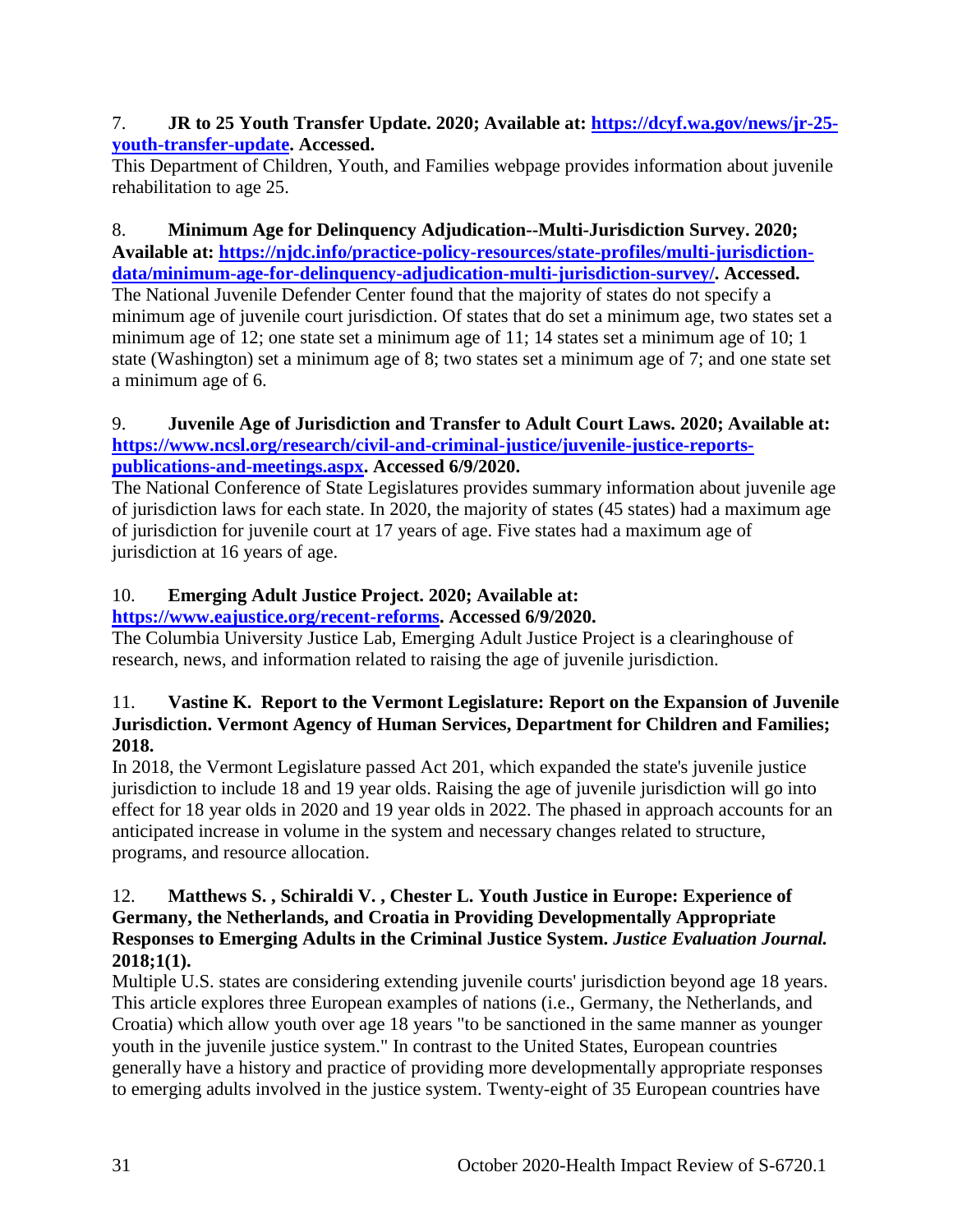7. **JR to 25 Youth Transfer Update. 2020; Available at: [https://dcyf.wa.gov/news/jr-25-youth-transfer-update](https://dcyf.wa.gov/news/jr-25-youth-transfer-update). Accessed.**

This Department of Children, Youth, and Families webpage provides information about juvenile rehabilitation to age 25.

8. **Minimum Age for Delinquency Adjudication--Multi-Jurisdiction Survey. 2020; Available at: [https://njdc.info/practice-policy-resources/state-profiles/multi-jurisdiction-data/minimum-age-for-delinquency-adjudication-multi-jurisdiction-survey/](https://njdc.info/practice-policy-resources/state-profiles/multi-jurisdiction-data/minimum-age-for-delinquency-adjudication-multi-jurisdiction-survey/). Accessed.**

The National Juvenile Defender Center found that the majority of states do not specify a minimum age of juvenile court jurisdiction. Of states that do set a minimum age, two states set a minimum age of 12; one state set a minimum age of 11; 14 states set a minimum age of 10; 1 state (Washington) set a minimum age of 8; two states set a minimum age of 7; and one state set a minimum age of 6.

9. **Juvenile Age of Jurisdiction and Transfer to Adult Court Laws. 2020; Available at: [https://www.ncsl.org/research/civil-and-criminal-justice/juvenile-justice-reports-publications-and-meetings.aspx](https://www.ncsl.org/research/civil-and-criminal-justice/juvenile-justice-reports-publications-and-meetings.aspx). Accessed 6/9/2020.**

The National Conference of State Legislatures provides summary information about juvenile age of jurisdiction laws for each state. In 2020, the majority of states (45 states) had a maximum age of jurisdiction for juvenile court at 17 years of age. Five states had a maximum age of jurisdiction at 16 years of age.

10. **Emerging Adult Justice Project. 2020; Available at: [https://www.eajustice.org/recent-reforms](https://www.eajustice.org/recent-reforms). Accessed 6/9/2020.**

The Columbia University Justice Lab, Emerging Adult Justice Project is a clearinghouse of research, news, and information related to raising the age of juvenile jurisdiction.

11. **Vastine K. Report to the Vermont Legislature: Report on the Expansion of Juvenile Jurisdiction. Vermont Agency of Human Services, Department for Children and Families; 2018.**

In 2018, the Vermont Legislature passed Act 201, which expanded the state's juvenile justice jurisdiction to include 18 and 19 year olds. Raising the age of juvenile jurisdiction will go into effect for 18 year olds in 2020 and 19 year olds in 2022. The phased in approach accounts for an anticipated increase in volume in the system and necessary changes related to structure, programs, and resource allocation.

12. **Matthews S. , Schiraldi V. , Chester L. Youth Justice in Europe: Experience of Germany, the Netherlands, and Croatia in Providing Developmentally Appropriate Responses to Emerging Adults in the Criminal Justice System. *Justice Evaluation Journal.* 2018;1(1).**

Multiple U.S. states are considering extending juvenile courts' jurisdiction beyond age 18 years. This article explores three European examples of nations (i.e., Germany, the Netherlands, and Croatia) which allow youth over age 18 years "to be sanctioned in the same manner as younger youth in the juvenile justice system." In contrast to the United States, European countries generally have a history and practice of providing more developmentally appropriate responses to emerging adults involved in the justice system. Twenty-eight of 35 European countries have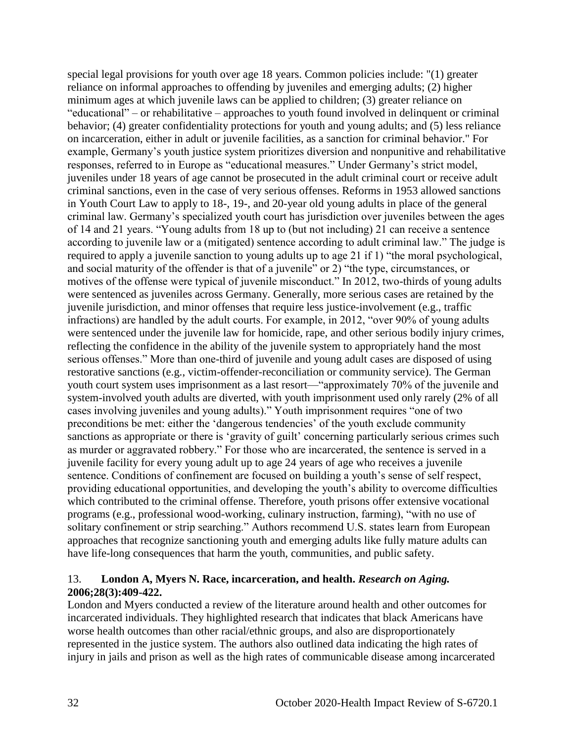special legal provisions for youth over age 18 years. Common policies include: "(1) greater reliance on informal approaches to offending by juveniles and emerging adults; (2) higher minimum ages at which juvenile laws can be applied to children; (3) greater reliance on "educational" – or rehabilitative – approaches to youth found involved in delinquent or criminal behavior; (4) greater confidentiality protections for youth and young adults; and (5) less reliance on incarceration, either in adult or juvenile facilities, as a sanction for criminal behavior." For example, Germany's youth justice system prioritizes diversion and nonpunitive and rehabilitative responses, referred to in Europe as "educational measures." Under Germany's strict model, juveniles under 18 years of age cannot be prosecuted in the adult criminal court or receive adult criminal sanctions, even in the case of very serious offenses. Reforms in 1953 allowed sanctions in Youth Court Law to apply to 18-, 19-, and 20-year old young adults in place of the general criminal law. Germany's specialized youth court has jurisdiction over juveniles between the ages of 14 and 21 years. "Young adults from 18 up to (but not including) 21 can receive a sentence according to juvenile law or a (mitigated) sentence according to adult criminal law." The judge is required to apply a juvenile sanction to young adults up to age 21 if 1) "the moral psychological, and social maturity of the offender is that of a juvenile" or 2) "the type, circumstances, or motives of the offense were typical of juvenile misconduct." In 2012, two-thirds of young adults were sentenced as juveniles across Germany. Generally, more serious cases are retained by the juvenile jurisdiction, and minor offenses that require less justice-involvement (e.g., traffic infractions) are handled by the adult courts. For example, in 2012, "over 90% of young adults were sentenced under the juvenile law for homicide, rape, and other serious bodily injury crimes, reflecting the confidence in the ability of the juvenile system to appropriately hand the most serious offenses." More than one-third of juvenile and young adult cases are disposed of using restorative sanctions (e.g., victim-offender-reconciliation or community service). The German youth court system uses imprisonment as a last resort—"approximately 70% of the juvenile and system-involved youth adults are diverted, with youth imprisonment used only rarely (2% of all cases involving juveniles and young adults)." Youth imprisonment requires "one of two preconditions be met: either the 'dangerous tendencies' of the youth exclude community sanctions as appropriate or there is 'gravity of guilt' concerning particularly serious crimes such as murder or aggravated robbery." For those who are incarcerated, the sentence is served in a juvenile facility for every young adult up to age 24 years of age who receives a juvenile sentence. Conditions of confinement are focused on building a youth's sense of self respect, providing educational opportunities, and developing the youth's ability to overcome difficulties which contributed to the criminal offense. Therefore, youth prisons offer extensive vocational programs (e.g., professional wood-working, culinary instruction, farming), "with no use of solitary confinement or strip searching." Authors recommend U.S. states learn from European approaches that recognize sanctioning youth and emerging adults like fully mature adults can have life-long consequences that harm the youth, communities, and public safety.

### 13. **London A, Myers N. Race, incarceration, and health. *Research on Aging.* 2006;28(3):409-422.**

London and Myers conducted a review of the literature around health and other outcomes for incarcerated individuals. They highlighted research that indicates that black Americans have worse health outcomes than other racial/ethnic groups, and also are disproportionately represented in the justice system. The authors also outlined data indicating the high rates of injury in jails and prison as well as the high rates of communicable disease among incarcerated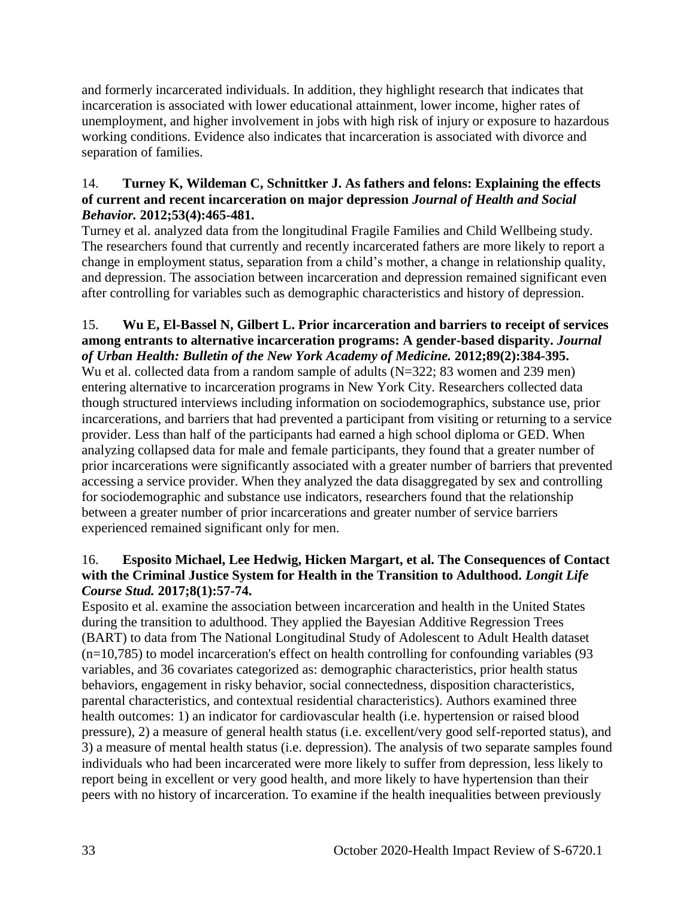and formerly incarcerated individuals. In addition, they highlight research that indicates that incarceration is associated with lower educational attainment, lower income, higher rates of unemployment, and higher involvement in jobs with high risk of injury or exposure to hazardous working conditions. Evidence also indicates that incarceration is associated with divorce and separation of families.

14. **Turney K, Wildeman C, Schnittker J. As fathers and felons: Explaining the effects of current and recent incarceration on major depression *Journal of Health and Social Behavior.* 2012;53(4):465-481.**
Turney et al. analyzed data from the longitudinal Fragile Families and Child Wellbeing study. The researchers found that currently and recently incarcerated fathers are more likely to report a change in employment status, separation from a child's mother, a change in relationship quality, and depression. The association between incarceration and depression remained significant even after controlling for variables such as demographic characteristics and history of depression.

15. **Wu E, El-Bassel N, Gilbert L. Prior incarceration and barriers to receipt of services among entrants to alternative incarceration programs: A gender-based disparity. *Journal of Urban Health: Bulletin of the New York Academy of Medicine.* 2012;89(2):384-395.**
Wu et al. collected data from a random sample of adults (N=322; 83 women and 239 men) entering alternative to incarceration programs in New York City. Researchers collected data though structured interviews including information on sociodemographics, substance use, prior incarcerations, and barriers that had prevented a participant from visiting or returning to a service provider. Less than half of the participants had earned a high school diploma or GED. When analyzing collapsed data for male and female participants, they found that a greater number of prior incarcerations were significantly associated with a greater number of barriers that prevented accessing a service provider. When they analyzed the data disaggregated by sex and controlling for sociodemographic and substance use indicators, researchers found that the relationship between a greater number of prior incarcerations and greater number of service barriers experienced remained significant only for men.

16. **Esposito Michael, Lee Hedwig, Hicken Margart, et al. The Consequences of Contact with the Criminal Justice System for Health in the Transition to Adulthood. *Longit Life Course Stud.* 2017;8(1):57-74.**
Esposito et al. examine the association between incarceration and health in the United States during the transition to adulthood. They applied the Bayesian Additive Regression Trees (BART) to data from The National Longitudinal Study of Adolescent to Adult Health dataset (n=10,785) to model incarceration's effect on health controlling for confounding variables (93 variables, and 36 covariates categorized as: demographic characteristics, prior health status behaviors, engagement in risky behavior, social connectedness, disposition characteristics, parental characteristics, and contextual residential characteristics). Authors examined three health outcomes: 1) an indicator for cardiovascular health (i.e. hypertension or raised blood pressure), 2) a measure of general health status (i.e. excellent/very good self-reported status), and 3) a measure of mental health status (i.e. depression). The analysis of two separate samples found individuals who had been incarcerated were more likely to suffer from depression, less likely to report being in excellent or very good health, and more likely to have hypertension than their peers with no history of incarceration. To examine if the health inequalities between previously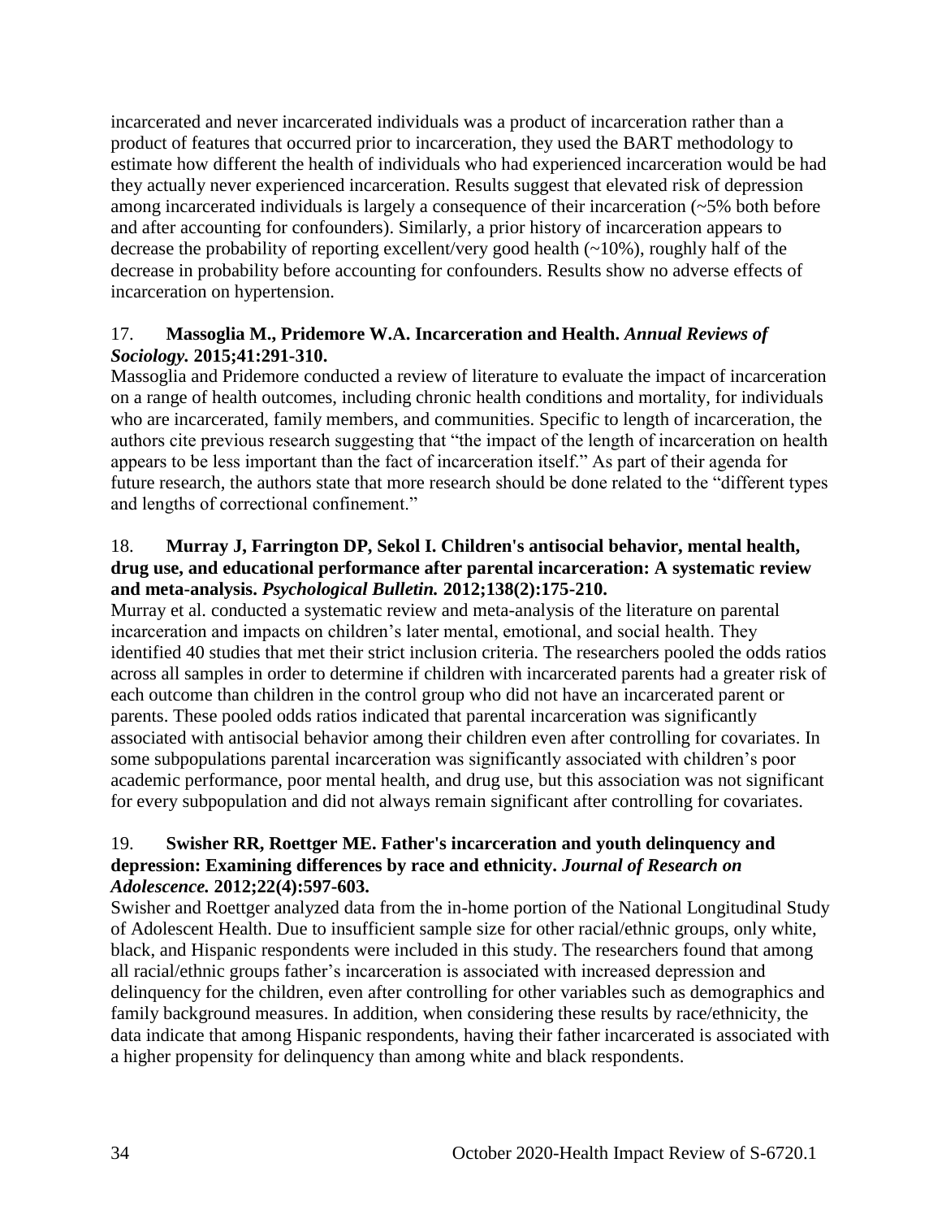incarcerated and never incarcerated individuals was a product of incarceration rather than a product of features that occurred prior to incarceration, they used the BART methodology to estimate how different the health of individuals who had experienced incarceration would be had they actually never experienced incarceration. Results suggest that elevated risk of depression among incarcerated individuals is largely a consequence of their incarceration (~5% both before and after accounting for confounders). Similarly, a prior history of incarceration appears to decrease the probability of reporting excellent/very good health (~10%), roughly half of the decrease in probability before accounting for confounders. Results show no adverse effects of incarceration on hypertension.

17. **Massoglia M., Pridemore W.A. Incarceration and Health.** ***Annual Reviews of Sociology.*** **2015;41:291-310.**
Massoglia and Pridemore conducted a review of literature to evaluate the impact of incarceration on a range of health outcomes, including chronic health conditions and mortality, for individuals who are incarcerated, family members, and communities. Specific to length of incarceration, the authors cite previous research suggesting that "the impact of the length of incarceration on health appears to be less important than the fact of incarceration itself." As part of their agenda for future research, the authors state that more research should be done related to the "different types and lengths of correctional confinement."

18. **Murray J, Farrington DP, Sekol I. Children's antisocial behavior, mental health, drug use, and educational performance after parental incarceration: A systematic review and meta-analysis.** ***Psychological Bulletin.*** **2012;138(2):175-210.**
Murray et al. conducted a systematic review and meta-analysis of the literature on parental incarceration and impacts on children's later mental, emotional, and social health. They identified 40 studies that met their strict inclusion criteria. The researchers pooled the odds ratios across all samples in order to determine if children with incarcerated parents had a greater risk of each outcome than children in the control group who did not have an incarcerated parent or parents. These pooled odds ratios indicated that parental incarceration was significantly associated with antisocial behavior among their children even after controlling for covariates. In some subpopulations parental incarceration was significantly associated with children's poor academic performance, poor mental health, and drug use, but this association was not significant for every subpopulation and did not always remain significant after controlling for covariates.

19. **Swisher RR, Roettger ME. Father's incarceration and youth delinquency and depression: Examining differences by race and ethnicity.** ***Journal of Research on Adolescence.*** **2012;22(4):597-603.**
Swisher and Roettger analyzed data from the in-home portion of the National Longitudinal Study of Adolescent Health. Due to insufficient sample size for other racial/ethnic groups, only white, black, and Hispanic respondents were included in this study. The researchers found that among all racial/ethnic groups father's incarceration is associated with increased depression and delinquency for the children, even after controlling for other variables such as demographics and family background measures. In addition, when considering these results by race/ethnicity, the data indicate that among Hispanic respondents, having their father incarcerated is associated with a higher propensity for delinquency than among white and black respondents.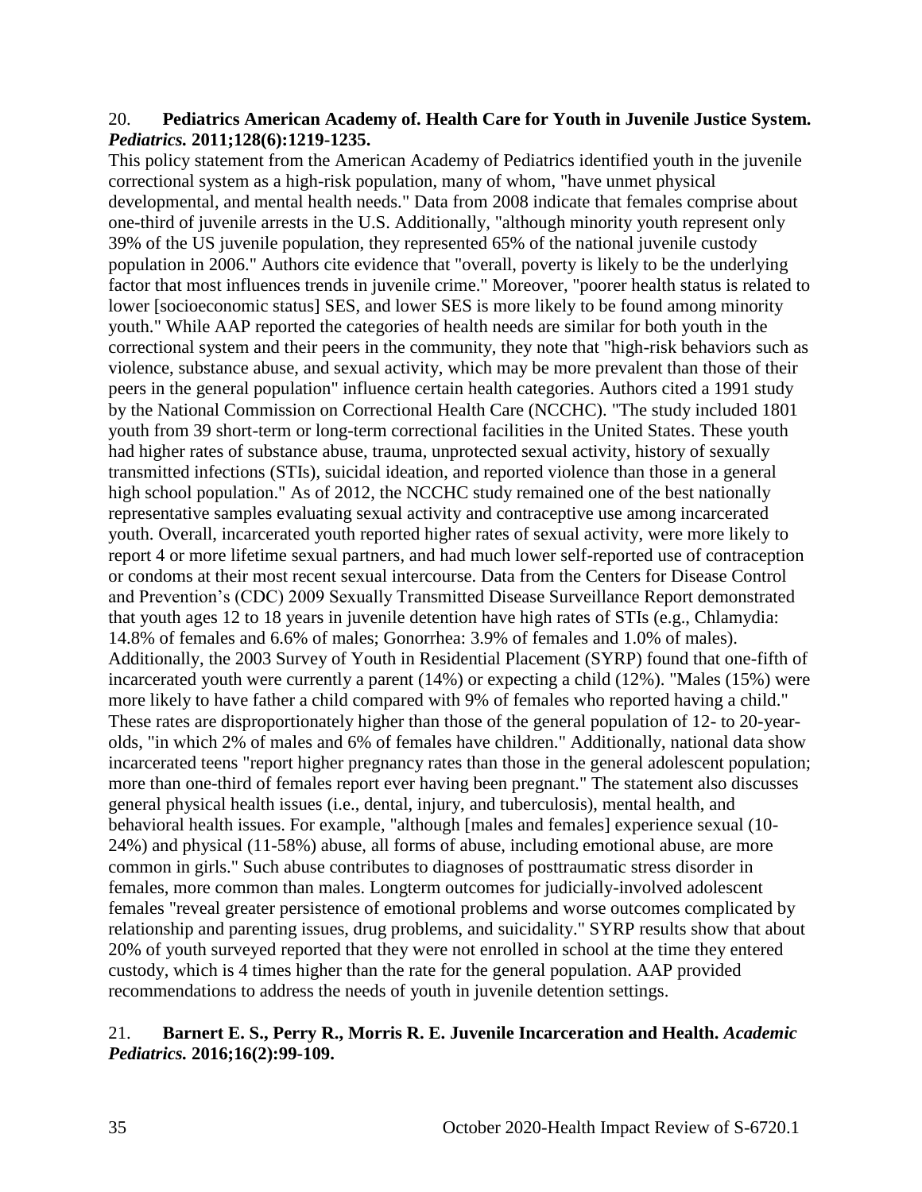20. **Pediatrics American Academy of. Health Care for Youth in Juvenile Justice System. *Pediatrics.* 2011;128(6):1219-1235.**

This policy statement from the American Academy of Pediatrics identified youth in the juvenile correctional system as a high-risk population, many of whom, "have unmet physical developmental, and mental health needs." Data from 2008 indicate that females comprise about one-third of juvenile arrests in the U.S. Additionally, "although minority youth represent only 39% of the US juvenile population, they represented 65% of the national juvenile custody population in 2006." Authors cite evidence that "overall, poverty is likely to be the underlying factor that most influences trends in juvenile crime." Moreover, "poorer health status is related to lower [socioeconomic status] SES, and lower SES is more likely to be found among minority youth." While AAP reported the categories of health needs are similar for both youth in the correctional system and their peers in the community, they note that "high-risk behaviors such as violence, substance abuse, and sexual activity, which may be more prevalent than those of their peers in the general population" influence certain health categories. Authors cited a 1991 study by the National Commission on Correctional Health Care (NCCHC). "The study included 1801 youth from 39 short-term or long-term correctional facilities in the United States. These youth had higher rates of substance abuse, trauma, unprotected sexual activity, history of sexually transmitted infections (STIs), suicidal ideation, and reported violence than those in a general high school population." As of 2012, the NCCHC study remained one of the best nationally representative samples evaluating sexual activity and contraceptive use among incarcerated youth. Overall, incarcerated youth reported higher rates of sexual activity, were more likely to report 4 or more lifetime sexual partners, and had much lower self-reported use of contraception or condoms at their most recent sexual intercourse. Data from the Centers for Disease Control and Prevention's (CDC) 2009 Sexually Transmitted Disease Surveillance Report demonstrated that youth ages 12 to 18 years in juvenile detention have high rates of STIs (e.g., Chlamydia: 14.8% of females and 6.6% of males; Gonorrhea: 3.9% of females and 1.0% of males). Additionally, the 2003 Survey of Youth in Residential Placement (SYRP) found that one-fifth of incarcerated youth were currently a parent (14%) or expecting a child (12%). "Males (15%) were more likely to have father a child compared with 9% of females who reported having a child." These rates are disproportionately higher than those of the general population of 12- to 20-year-olds, "in which 2% of males and 6% of females have children." Additionally, national data show incarcerated teens "report higher pregnancy rates than those in the general adolescent population; more than one-third of females report ever having been pregnant." The statement also discusses general physical health issues (i.e., dental, injury, and tuberculosis), mental health, and behavioral health issues. For example, "although [males and females] experience sexual (10-24%) and physical (11-58%) abuse, all forms of abuse, including emotional abuse, are more common in girls." Such abuse contributes to diagnoses of posttraumatic stress disorder in females, more common than males. Longterm outcomes for judicially-involved adolescent females "reveal greater persistence of emotional problems and worse outcomes complicated by relationship and parenting issues, drug problems, and suicidality." SYRP results show that about 20% of youth surveyed reported that they were not enrolled in school at the time they entered custody, which is 4 times higher than the rate for the general population. AAP provided recommendations to address the needs of youth in juvenile detention settings.

21. **Barnert E. S., Perry R., Morris R. E. Juvenile Incarceration and Health. *Academic Pediatrics.* 2016;16(2):99-109.**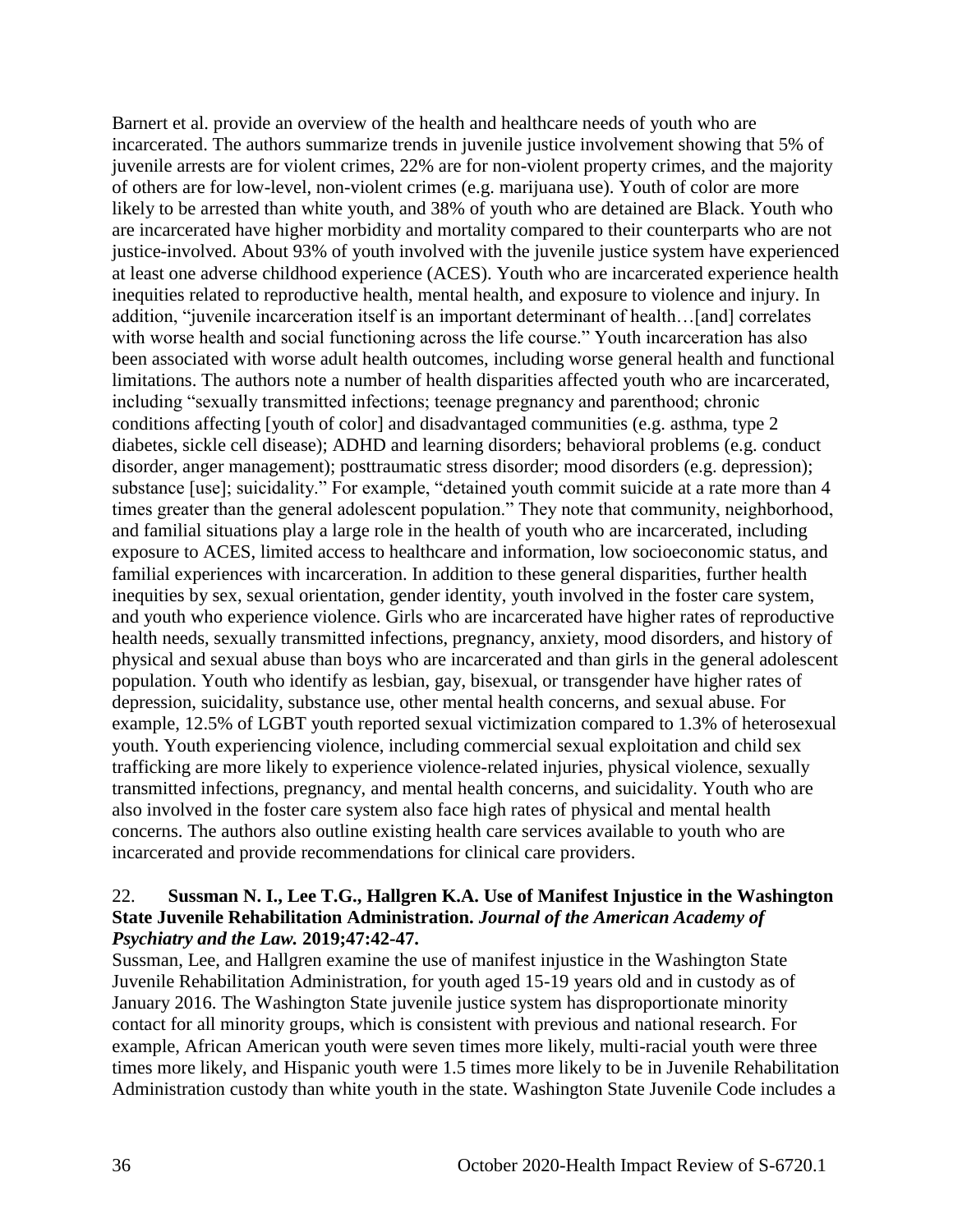Barnert et al. provide an overview of the health and healthcare needs of youth who are incarcerated. The authors summarize trends in juvenile justice involvement showing that 5% of juvenile arrests are for violent crimes, 22% are for non-violent property crimes, and the majority of others are for low-level, non-violent crimes (e.g. marijuana use). Youth of color are more likely to be arrested than white youth, and 38% of youth who are detained are Black. Youth who are incarcerated have higher morbidity and mortality compared to their counterparts who are not justice-involved. About 93% of youth involved with the juvenile justice system have experienced at least one adverse childhood experience (ACES). Youth who are incarcerated experience health inequities related to reproductive health, mental health, and exposure to violence and injury. In addition, "juvenile incarceration itself is an important determinant of health…[and] correlates with worse health and social functioning across the life course." Youth incarceration has also been associated with worse adult health outcomes, including worse general health and functional limitations. The authors note a number of health disparities affected youth who are incarcerated, including "sexually transmitted infections; teenage pregnancy and parenthood; chronic conditions affecting [youth of color] and disadvantaged communities (e.g. asthma, type 2 diabetes, sickle cell disease); ADHD and learning disorders; behavioral problems (e.g. conduct disorder, anger management); posttraumatic stress disorder; mood disorders (e.g. depression); substance [use]; suicidality." For example, "detained youth commit suicide at a rate more than 4 times greater than the general adolescent population." They note that community, neighborhood, and familial situations play a large role in the health of youth who are incarcerated, including exposure to ACES, limited access to healthcare and information, low socioeconomic status, and familial experiences with incarceration. In addition to these general disparities, further health inequities by sex, sexual orientation, gender identity, youth involved in the foster care system, and youth who experience violence. Girls who are incarcerated have higher rates of reproductive health needs, sexually transmitted infections, pregnancy, anxiety, mood disorders, and history of physical and sexual abuse than boys who are incarcerated and than girls in the general adolescent population. Youth who identify as lesbian, gay, bisexual, or transgender have higher rates of depression, suicidality, substance use, other mental health concerns, and sexual abuse. For example, 12.5% of LGBT youth reported sexual victimization compared to 1.3% of heterosexual youth. Youth experiencing violence, including commercial sexual exploitation and child sex trafficking are more likely to experience violence-related injuries, physical violence, sexually transmitted infections, pregnancy, and mental health concerns, and suicidality. Youth who are also involved in the foster care system also face high rates of physical and mental health concerns. The authors also outline existing health care services available to youth who are incarcerated and provide recommendations for clinical care providers.

22. **Sussman N. I., Lee T.G., Hallgren K.A. Use of Manifest Injustice in the Washington State Juvenile Rehabilitation Administration. *Journal of the American Academy of Psychiatry and the Law.* 2019;47:42-47.**

Sussman, Lee, and Hallgren examine the use of manifest injustice in the Washington State Juvenile Rehabilitation Administration, for youth aged 15-19 years old and in custody as of January 2016. The Washington State juvenile justice system has disproportionate minority contact for all minority groups, which is consistent with previous and national research. For example, African American youth were seven times more likely, multi-racial youth were three times more likely, and Hispanic youth were 1.5 times more likely to be in Juvenile Rehabilitation Administration custody than white youth in the state. Washington State Juvenile Code includes a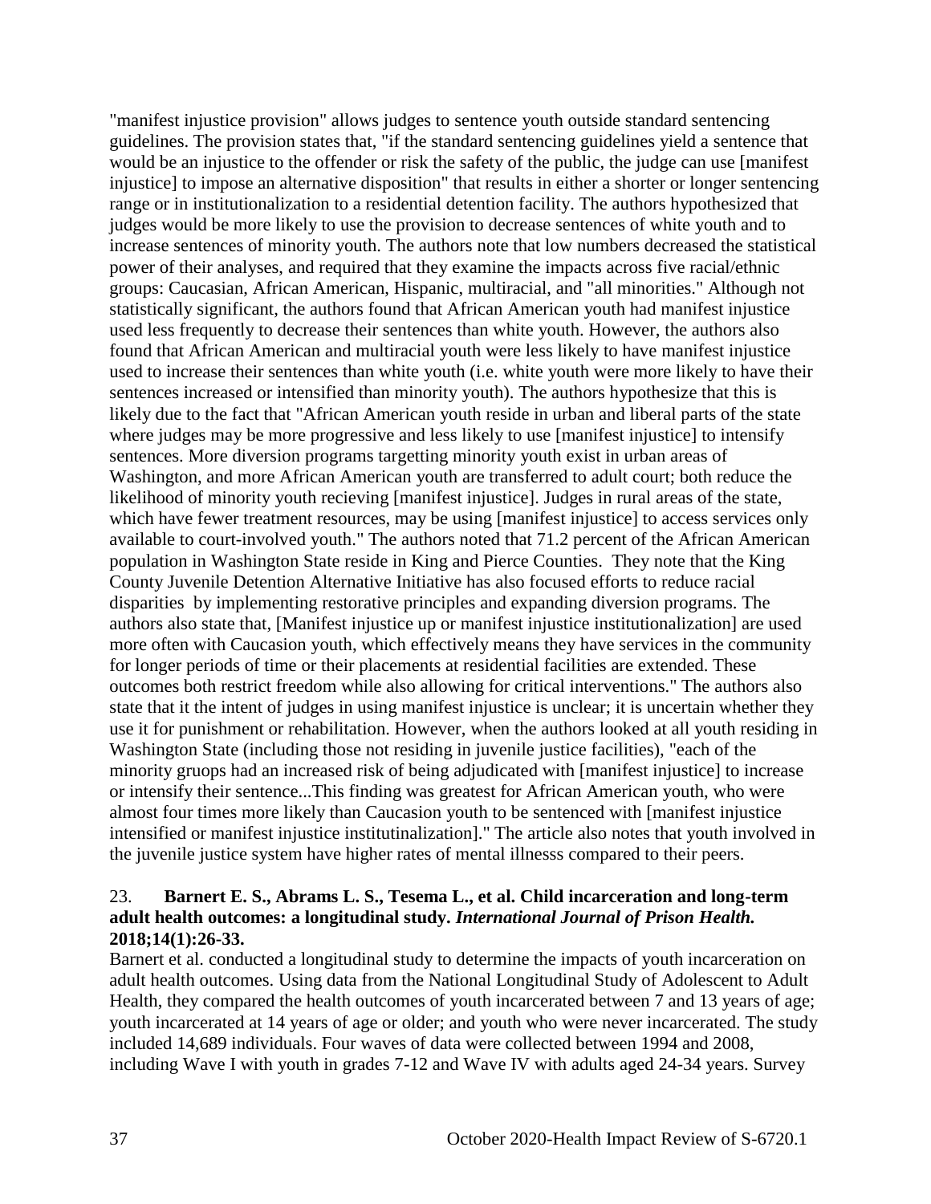"manifest injustice provision" allows judges to sentence youth outside standard sentencing guidelines. The provision states that, "if the standard sentencing guidelines yield a sentence that would be an injustice to the offender or risk the safety of the public, the judge can use [manifest injustice] to impose an alternative disposition" that results in either a shorter or longer sentencing range or in institutionalization to a residential detention facility. The authors hypothesized that judges would be more likely to use the provision to decrease sentences of white youth and to increase sentences of minority youth. The authors note that low numbers decreased the statistical power of their analyses, and required that they examine the impacts across five racial/ethnic groups: Caucasian, African American, Hispanic, multiracial, and "all minorities." Although not statistically significant, the authors found that African American youth had manifest injustice used less frequently to decrease their sentences than white youth. However, the authors also found that African American and multiracial youth were less likely to have manifest injustice used to increase their sentences than white youth (i.e. white youth were more likely to have their sentences increased or intensified than minority youth). The authors hypothesize that this is likely due to the fact that "African American youth reside in urban and liberal parts of the state where judges may be more progressive and less likely to use [manifest injustice] to intensify sentences. More diversion programs targetting minority youth exist in urban areas of Washington, and more African American youth are transferred to adult court; both reduce the likelihood of minority youth recieving [manifest injustice]. Judges in rural areas of the state, which have fewer treatment resources, may be using [manifest injustice] to access services only available to court-involved youth." The authors noted that 71.2 percent of the African American population in Washington State reside in King and Pierce Counties. They note that the King County Juvenile Detention Alternative Initiative has also focused efforts to reduce racial disparities by implementing restorative principles and expanding diversion programs. The authors also state that, [Manifest injustice up or manifest injustice institutionalization] are used more often with Caucasion youth, which effectively means they have services in the community for longer periods of time or their placements at residential facilities are extended. These outcomes both restrict freedom while also allowing for critical interventions." The authors also state that it the intent of judges in using manifest injustice is unclear; it is uncertain whether they use it for punishment or rehabilitation. However, when the authors looked at all youth residing in Washington State (including those not residing in juvenile justice facilities), "each of the minority gruops had an increased risk of being adjudicated with [manifest injustice] to increase or intensify their sentence...This finding was greatest for African American youth, who were almost four times more likely than Caucasion youth to be sentenced with [manifest injustice intensified or manifest injustice institutinalization]." The article also notes that youth involved in the juvenile justice system have higher rates of mental illnesss compared to their peers.

23. **Barnert E. S., Abrams L. S., Tesema L., et al. Child incarceration and long-term adult health outcomes: a longitudinal study.** ***International Journal of Prison Health.*** **2018;14(1):26-33.**

Barnert et al. conducted a longitudinal study to determine the impacts of youth incarceration on adult health outcomes. Using data from the National Longitudinal Study of Adolescent to Adult Health, they compared the health outcomes of youth incarcerated between 7 and 13 years of age; youth incarcerated at 14 years of age or older; and youth who were never incarcerated. The study included 14,689 individuals. Four waves of data were collected between 1994 and 2008, including Wave I with youth in grades 7-12 and Wave IV with adults aged 24-34 years. Survey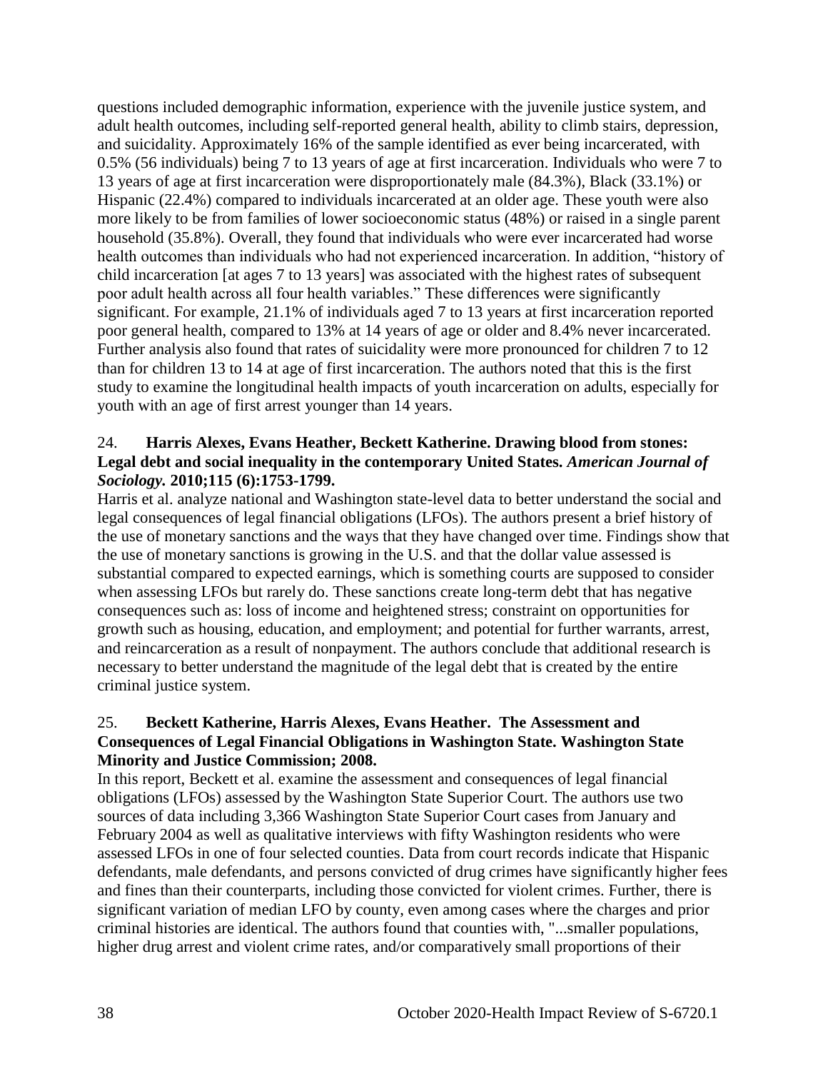questions included demographic information, experience with the juvenile justice system, and adult health outcomes, including self-reported general health, ability to climb stairs, depression, and suicidality. Approximately 16% of the sample identified as ever being incarcerated, with 0.5% (56 individuals) being 7 to 13 years of age at first incarceration. Individuals who were 7 to 13 years of age at first incarceration were disproportionately male (84.3%), Black (33.1%) or Hispanic (22.4%) compared to individuals incarcerated at an older age. These youth were also more likely to be from families of lower socioeconomic status (48%) or raised in a single parent household (35.8%). Overall, they found that individuals who were ever incarcerated had worse health outcomes than individuals who had not experienced incarceration. In addition, "history of child incarceration [at ages 7 to 13 years] was associated with the highest rates of subsequent poor adult health across all four health variables." These differences were significantly significant. For example, 21.1% of individuals aged 7 to 13 years at first incarceration reported poor general health, compared to 13% at 14 years of age or older and 8.4% never incarcerated. Further analysis also found that rates of suicidality were more pronounced for children 7 to 12 than for children 13 to 14 at age of first incarceration. The authors noted that this is the first study to examine the longitudinal health impacts of youth incarceration on adults, especially for youth with an age of first arrest younger than 14 years.

24. **Harris Alexes, Evans Heather, Beckett Katherine. Drawing blood from stones: Legal debt and social inequality in the contemporary United States.** ***American Journal of Sociology.*** **2010;115 (6):1753-1799.**

Harris et al. analyze national and Washington state-level data to better understand the social and legal consequences of legal financial obligations (LFOs). The authors present a brief history of the use of monetary sanctions and the ways that they have changed over time. Findings show that the use of monetary sanctions is growing in the U.S. and that the dollar value assessed is substantial compared to expected earnings, which is something courts are supposed to consider when assessing LFOs but rarely do. These sanctions create long-term debt that has negative consequences such as: loss of income and heightened stress; constraint on opportunities for growth such as housing, education, and employment; and potential for further warrants, arrest, and reincarceration as a result of nonpayment. The authors conclude that additional research is necessary to better understand the magnitude of the legal debt that is created by the entire criminal justice system.

25. **Beckett Katherine, Harris Alexes, Evans Heather. The Assessment and Consequences of Legal Financial Obligations in Washington State. Washington State Minority and Justice Commission; 2008.**

In this report, Beckett et al. examine the assessment and consequences of legal financial obligations (LFOs) assessed by the Washington State Superior Court. The authors use two sources of data including 3,366 Washington State Superior Court cases from January and February 2004 as well as qualitative interviews with fifty Washington residents who were assessed LFOs in one of four selected counties. Data from court records indicate that Hispanic defendants, male defendants, and persons convicted of drug crimes have significantly higher fees and fines than their counterparts, including those convicted for violent crimes. Further, there is significant variation of median LFO by county, even among cases where the charges and prior criminal histories are identical. The authors found that counties with, "...smaller populations, higher drug arrest and violent crime rates, and/or comparatively small proportions of their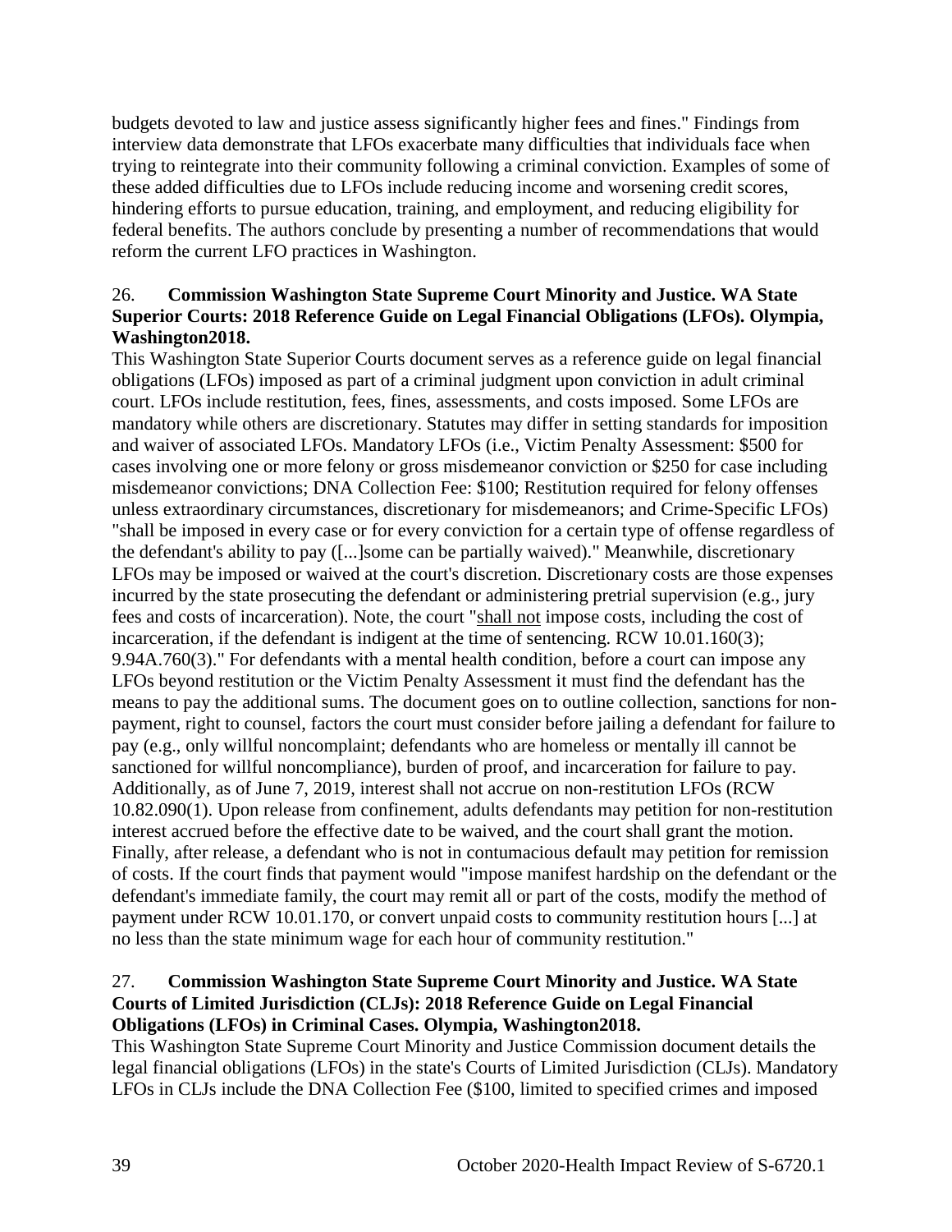budgets devoted to law and justice assess significantly higher fees and fines." Findings from interview data demonstrate that LFOs exacerbate many difficulties that individuals face when trying to reintegrate into their community following a criminal conviction. Examples of some of these added difficulties due to LFOs include reducing income and worsening credit scores, hindering efforts to pursue education, training, and employment, and reducing eligibility for federal benefits. The authors conclude by presenting a number of recommendations that would reform the current LFO practices in Washington.

26. **Commission Washington State Supreme Court Minority and Justice. WA State Superior Courts: 2018 Reference Guide on Legal Financial Obligations (LFOs). Olympia, Washington2018.**

This Washington State Superior Courts document serves as a reference guide on legal financial obligations (LFOs) imposed as part of a criminal judgment upon conviction in adult criminal court. LFOs include restitution, fees, fines, assessments, and costs imposed. Some LFOs are mandatory while others are discretionary. Statutes may differ in setting standards for imposition and waiver of associated LFOs. Mandatory LFOs (i.e., Victim Penalty Assessment: $500 for cases involving one or more felony or gross misdemeanor conviction or $250 for case including misdemeanor convictions; DNA Collection Fee: $100; Restitution required for felony offenses unless extraordinary circumstances, discretionary for misdemeanors; and Crime-Specific LFOs) "shall be imposed in every case or for every conviction for a certain type of offense regardless of the defendant's ability to pay ([...]some can be partially waived)." Meanwhile, discretionary LFOs may be imposed or waived at the court's discretion. Discretionary costs are those expenses incurred by the state prosecuting the defendant or administering pretrial supervision (e.g., jury fees and costs of incarceration). Note, the court "shall not impose costs, including the cost of incarceration, if the defendant is indigent at the time of sentencing. RCW 10.01.160(3); 9.94A.760(3)." For defendants with a mental health condition, before a court can impose any LFOs beyond restitution or the Victim Penalty Assessment it must find the defendant has the means to pay the additional sums. The document goes on to outline collection, sanctions for non-payment, right to counsel, factors the court must consider before jailing a defendant for failure to pay (e.g., only willful noncomplaint; defendants who are homeless or mentally ill cannot be sanctioned for willful noncompliance), burden of proof, and incarceration for failure to pay. Additionally, as of June 7, 2019, interest shall not accrue on non-restitution LFOs (RCW 10.82.090(1). Upon release from confinement, adults defendants may petition for non-restitution interest accrued before the effective date to be waived, and the court shall grant the motion. Finally, after release, a defendant who is not in contumacious default may petition for remission of costs. If the court finds that payment would "impose manifest hardship on the defendant or the defendant's immediate family, the court may remit all or part of the costs, modify the method of payment under RCW 10.01.170, or convert unpaid costs to community restitution hours [...] at no less than the state minimum wage for each hour of community restitution."

27. **Commission Washington State Supreme Court Minority and Justice. WA State Courts of Limited Jurisdiction (CLJs): 2018 Reference Guide on Legal Financial Obligations (LFOs) in Criminal Cases. Olympia, Washington2018.**

This Washington State Supreme Court Minority and Justice Commission document details the legal financial obligations (LFOs) in the state's Courts of Limited Jurisdiction (CLJs). Mandatory LFOs in CLJs include the DNA Collection Fee ($100, limited to specified crimes and imposed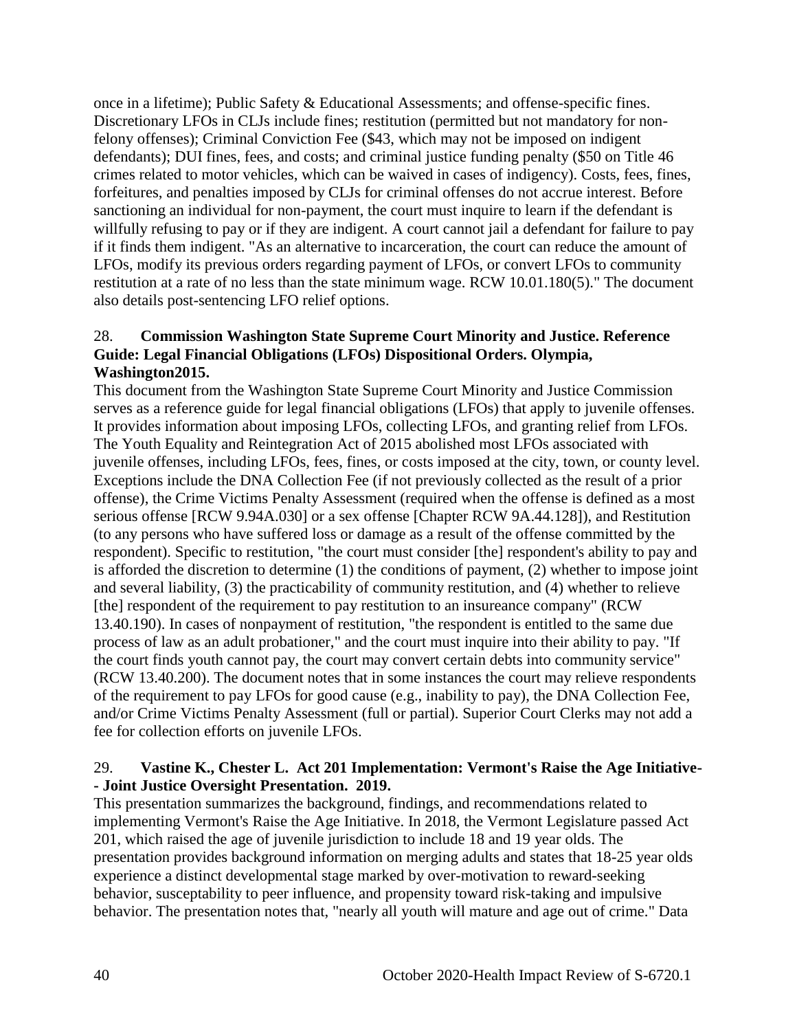once in a lifetime); Public Safety & Educational Assessments; and offense-specific fines. Discretionary LFOs in CLJs include fines; restitution (permitted but not mandatory for non-felony offenses); Criminal Conviction Fee ($43, which may not be imposed on indigent defendants); DUI fines, fees, and costs; and criminal justice funding penalty ($50 on Title 46 crimes related to motor vehicles, which can be waived in cases of indigency). Costs, fees, fines, forfeitures, and penalties imposed by CLJs for criminal offenses do not accrue interest. Before sanctioning an individual for non-payment, the court must inquire to learn if the defendant is willfully refusing to pay or if they are indigent. A court cannot jail a defendant for failure to pay if it finds them indigent. "As an alternative to incarceration, the court can reduce the amount of LFOs, modify its previous orders regarding payment of LFOs, or convert LFOs to community restitution at a rate of no less than the state minimum wage. RCW 10.01.180(5)." The document also details post-sentencing LFO relief options.

28. **Commission Washington State Supreme Court Minority and Justice. Reference Guide: Legal Financial Obligations (LFOs) Dispositional Orders. Olympia, Washington2015.**

This document from the Washington State Supreme Court Minority and Justice Commission serves as a reference guide for legal financial obligations (LFOs) that apply to juvenile offenses. It provides information about imposing LFOs, collecting LFOs, and granting relief from LFOs. The Youth Equality and Reintegration Act of 2015 abolished most LFOs associated with juvenile offenses, including LFOs, fees, fines, or costs imposed at the city, town, or county level. Exceptions include the DNA Collection Fee (if not previously collected as the result of a prior offense), the Crime Victims Penalty Assessment (required when the offense is defined as a most serious offense [RCW 9.94A.030] or a sex offense [Chapter RCW 9A.44.128]), and Restitution (to any persons who have suffered loss or damage as a result of the offense committed by the respondent). Specific to restitution, "the court must consider [the] respondent's ability to pay and is afforded the discretion to determine (1) the conditions of payment, (2) whether to impose joint and several liability, (3) the practicability of community restitution, and (4) whether to relieve [the] respondent of the requirement to pay restitution to an insureance company" (RCW 13.40.190). In cases of nonpayment of restitution, "the respondent is entitled to the same due process of law as an adult probationer," and the court must inquire into their ability to pay. "If the court finds youth cannot pay, the court may convert certain debts into community service" (RCW 13.40.200). The document notes that in some instances the court may relieve respondents of the requirement to pay LFOs for good cause (e.g., inability to pay), the DNA Collection Fee, and/or Crime Victims Penalty Assessment (full or partial). Superior Court Clerks may not add a fee for collection efforts on juvenile LFOs.

29. **Vastine K., Chester L. Act 201 Implementation: Vermont's Raise the Age Initiative-- Joint Justice Oversight Presentation. 2019.**

This presentation summarizes the background, findings, and recommendations related to implementing Vermont's Raise the Age Initiative. In 2018, the Vermont Legislature passed Act 201, which raised the age of juvenile jurisdiction to include 18 and 19 year olds. The presentation provides background information on merging adults and states that 18-25 year olds experience a distinct developmental stage marked by over-motivation to reward-seeking behavior, susceptability to peer influence, and propensity toward risk-taking and impulsive behavior. The presentation notes that, "nearly all youth will mature and age out of crime." Data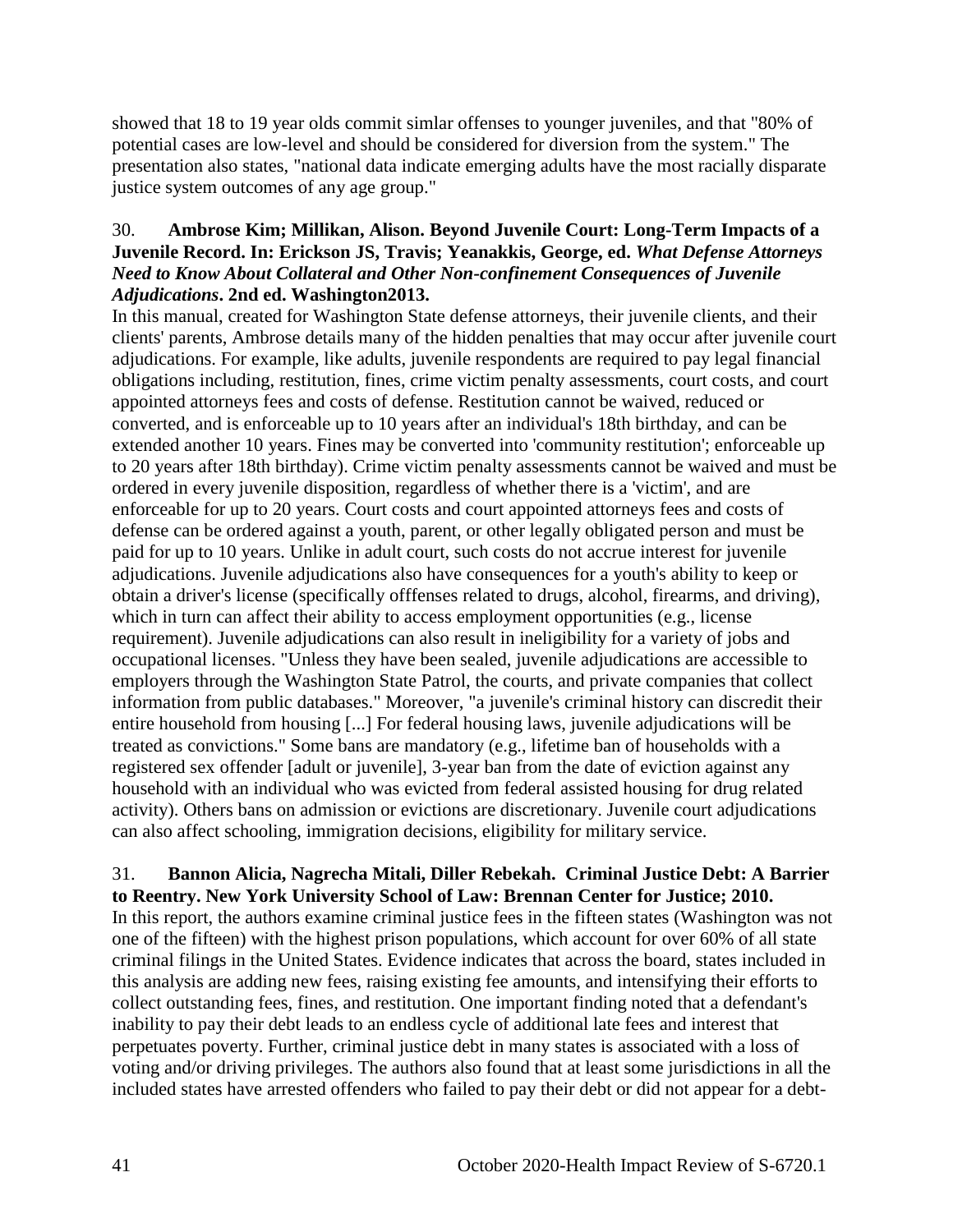showed that 18 to 19 year olds commit simlar offenses to younger juveniles, and that "80% of potential cases are low-level and should be considered for diversion from the system." The presentation also states, "national data indicate emerging adults have the most racially disparate justice system outcomes of any age group."

30. **Ambrose Kim; Millikan, Alison. Beyond Juvenile Court: Long-Term Impacts of a Juvenile Record. In: Erickson JS, Travis; Yeanakkis, George, ed. *What Defense Attorneys Need to Know About Collateral and Other Non-confinement Consequences of Juvenile Adjudications*. 2nd ed. Washington2013.**
In this manual, created for Washington State defense attorneys, their juvenile clients, and their clients' parents, Ambrose details many of the hidden penalties that may occur after juvenile court adjudications. For example, like adults, juvenile respondents are required to pay legal financial obligations including, restitution, fines, crime victim penalty assessments, court costs, and court appointed attorneys fees and costs of defense. Restitution cannot be waived, reduced or converted, and is enforceable up to 10 years after an individual's 18th birthday, and can be extended another 10 years. Fines may be converted into 'community restitution'; enforceable up to 20 years after 18th birthday). Crime victim penalty assessments cannot be waived and must be ordered in every juvenile disposition, regardless of whether there is a 'victim', and are enforceable for up to 20 years. Court costs and court appointed attorneys fees and costs of defense can be ordered against a youth, parent, or other legally obligated person and must be paid for up to 10 years. Unlike in adult court, such costs do not accrue interest for juvenile adjudications. Juvenile adjudications also have consequences for a youth's ability to keep or obtain a driver's license (specifically offfenses related to drugs, alcohol, firearms, and driving), which in turn can affect their ability to access employment opportunities (e.g., license requirement). Juvenile adjudications can also result in ineligibility for a variety of jobs and occupational licenses. "Unless they have been sealed, juvenile adjudications are accessible to employers through the Washington State Patrol, the courts, and private companies that collect information from public databases." Moreover, "a juvenile's criminal history can discredit their entire household from housing [...] For federal housing laws, juvenile adjudications will be treated as convictions." Some bans are mandatory (e.g., lifetime ban of households with a registered sex offender [adult or juvenile], 3-year ban from the date of eviction against any household with an individual who was evicted from federal assisted housing for drug related activity). Others bans on admission or evictions are discretionary. Juvenile court adjudications can also affect schooling, immigration decisions, eligibility for military service.

31. **Bannon Alicia, Nagrecha Mitali, Diller Rebekah. Criminal Justice Debt: A Barrier to Reentry. New York University School of Law: Brennan Center for Justice; 2010.**
In this report, the authors examine criminal justice fees in the fifteen states (Washington was not one of the fifteen) with the highest prison populations, which account for over 60% of all state criminal filings in the United States. Evidence indicates that across the board, states included in this analysis are adding new fees, raising existing fee amounts, and intensifying their efforts to collect outstanding fees, fines, and restitution. One important finding noted that a defendant's inability to pay their debt leads to an endless cycle of additional late fees and interest that perpetuates poverty. Further, criminal justice debt in many states is associated with a loss of voting and/or driving privileges. The authors also found that at least some jurisdictions in all the included states have arrested offenders who failed to pay their debt or did not appear for a debt-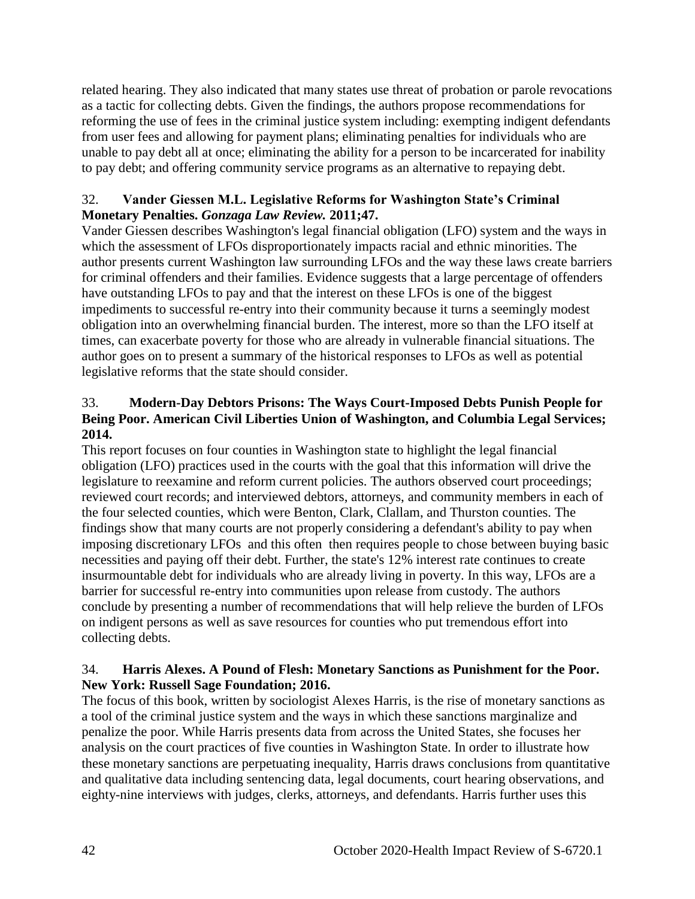related hearing. They also indicated that many states use threat of probation or parole revocations as a tactic for collecting debts. Given the findings, the authors propose recommendations for reforming the use of fees in the criminal justice system including: exempting indigent defendants from user fees and allowing for payment plans; eliminating penalties for individuals who are unable to pay debt all at once; eliminating the ability for a person to be incarcerated for inability to pay debt; and offering community service programs as an alternative to repaying debt.

32. **Vander Giessen M.L. Legislative Reforms for Washington State's Criminal Monetary Penalties. *Gonzaga Law Review.* 2011;47.**

Vander Giessen describes Washington's legal financial obligation (LFO) system and the ways in which the assessment of LFOs disproportionately impacts racial and ethnic minorities. The author presents current Washington law surrounding LFOs and the way these laws create barriers for criminal offenders and their families. Evidence suggests that a large percentage of offenders have outstanding LFOs to pay and that the interest on these LFOs is one of the biggest impediments to successful re-entry into their community because it turns a seemingly modest obligation into an overwhelming financial burden. The interest, more so than the LFO itself at times, can exacerbate poverty for those who are already in vulnerable financial situations. The author goes on to present a summary of the historical responses to LFOs as well as potential legislative reforms that the state should consider.

33. **Modern-Day Debtors Prisons: The Ways Court-Imposed Debts Punish People for Being Poor. American Civil Liberties Union of Washington, and Columbia Legal Services; 2014.**

This report focuses on four counties in Washington state to highlight the legal financial obligation (LFO) practices used in the courts with the goal that this information will drive the legislature to reexamine and reform current policies. The authors observed court proceedings; reviewed court records; and interviewed debtors, attorneys, and community members in each of the four selected counties, which were Benton, Clark, Clallam, and Thurston counties. The findings show that many courts are not properly considering a defendant's ability to pay when imposing discretionary LFOs and this often then requires people to chose between buying basic necessities and paying off their debt. Further, the state's 12% interest rate continues to create insurmountable debt for individuals who are already living in poverty. In this way, LFOs are a barrier for successful re-entry into communities upon release from custody. The authors conclude by presenting a number of recommendations that will help relieve the burden of LFOs on indigent persons as well as save resources for counties who put tremendous effort into collecting debts.

34. **Harris Alexes. A Pound of Flesh: Monetary Sanctions as Punishment for the Poor. New York: Russell Sage Foundation; 2016.**

The focus of this book, written by sociologist Alexes Harris, is the rise of monetary sanctions as a tool of the criminal justice system and the ways in which these sanctions marginalize and penalize the poor. While Harris presents data from across the United States, she focuses her analysis on the court practices of five counties in Washington State. In order to illustrate how these monetary sanctions are perpetuating inequality, Harris draws conclusions from quantitative and qualitative data including sentencing data, legal documents, court hearing observations, and eighty-nine interviews with judges, clerks, attorneys, and defendants. Harris further uses this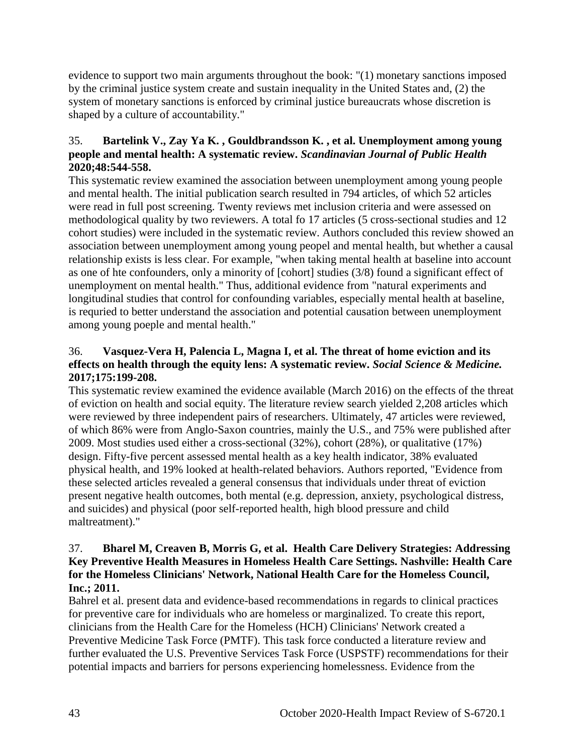evidence to support two main arguments throughout the book: "(1) monetary sanctions imposed by the criminal justice system create and sustain inequality in the United States and, (2) the system of monetary sanctions is enforced by criminal justice bureaucrats whose discretion is shaped by a culture of accountability."

35. **Bartelink V., Zay Ya K. , Gouldbrandsson K. , et al. Unemployment among young people and mental health: A systematic review. *Scandinavian Journal of Public Health* 2020;48:544-558.**
This systematic review examined the association between unemployment among young people and mental health. The initial publication search resulted in 794 articles, of which 52 articles were read in full post screening. Twenty reviews met inclusion criteria and were assessed on methodological quality by two reviewers. A total fo 17 articles (5 cross-sectional studies and 12 cohort studies) were included in the systematic review. Authors concluded this review showed an association between unemployment among young peopel and mental health, but whether a causal relationship exists is less clear. For example, "when taking mental health at baseline into account as one of hte confounders, only a minority of [cohort] studies (3/8) found a significant effect of unemployment on mental health." Thus, additional evidence from "natural experiments and longitudinal studies that control for confounding variables, especially mental health at baseline, is requried to better understand the association and potential causation between unemployment among young poeple and mental health."

36. **Vasquez-Vera H, Palencia L, Magna I, et al. The threat of home eviction and its effects on health through the equity lens: A systematic review. *Social Science & Medicine.* 2017;175:199-208.**
This systematic review examined the evidence available (March 2016) on the effects of the threat of eviction on health and social equity. The literature review search yielded 2,208 articles which were reviewed by three independent pairs of researchers. Ultimately, 47 articles were reviewed, of which 86% were from Anglo-Saxon countries, mainly the U.S., and 75% were published after 2009. Most studies used either a cross-sectional (32%), cohort (28%), or qualitative (17%) design. Fifty-five percent assessed mental health as a key health indicator, 38% evaluated physical health, and 19% looked at health-related behaviors. Authors reported, "Evidence from these selected articles revealed a general consensus that individuals under threat of eviction present negative health outcomes, both mental (e.g. depression, anxiety, psychological distress, and suicides) and physical (poor self-reported health, high blood pressure and child maltreatment)."

37. **Bharel M, Creaven B, Morris G, et al. Health Care Delivery Strategies: Addressing Key Preventive Health Measures in Homeless Health Care Settings. Nashville: Health Care for the Homeless Clinicians' Network, National Health Care for the Homeless Council, Inc.; 2011.**
Bahrel et al. present data and evidence-based recommendations in regards to clinical practices for preventive care for individuals who are homeless or marginalized. To create this report, clinicians from the Health Care for the Homeless (HCH) Clinicians' Network created a Preventive Medicine Task Force (PMTF). This task force conducted a literature review and further evaluated the U.S. Preventive Services Task Force (USPSTF) recommendations for their potential impacts and barriers for persons experiencing homelessness. Evidence from the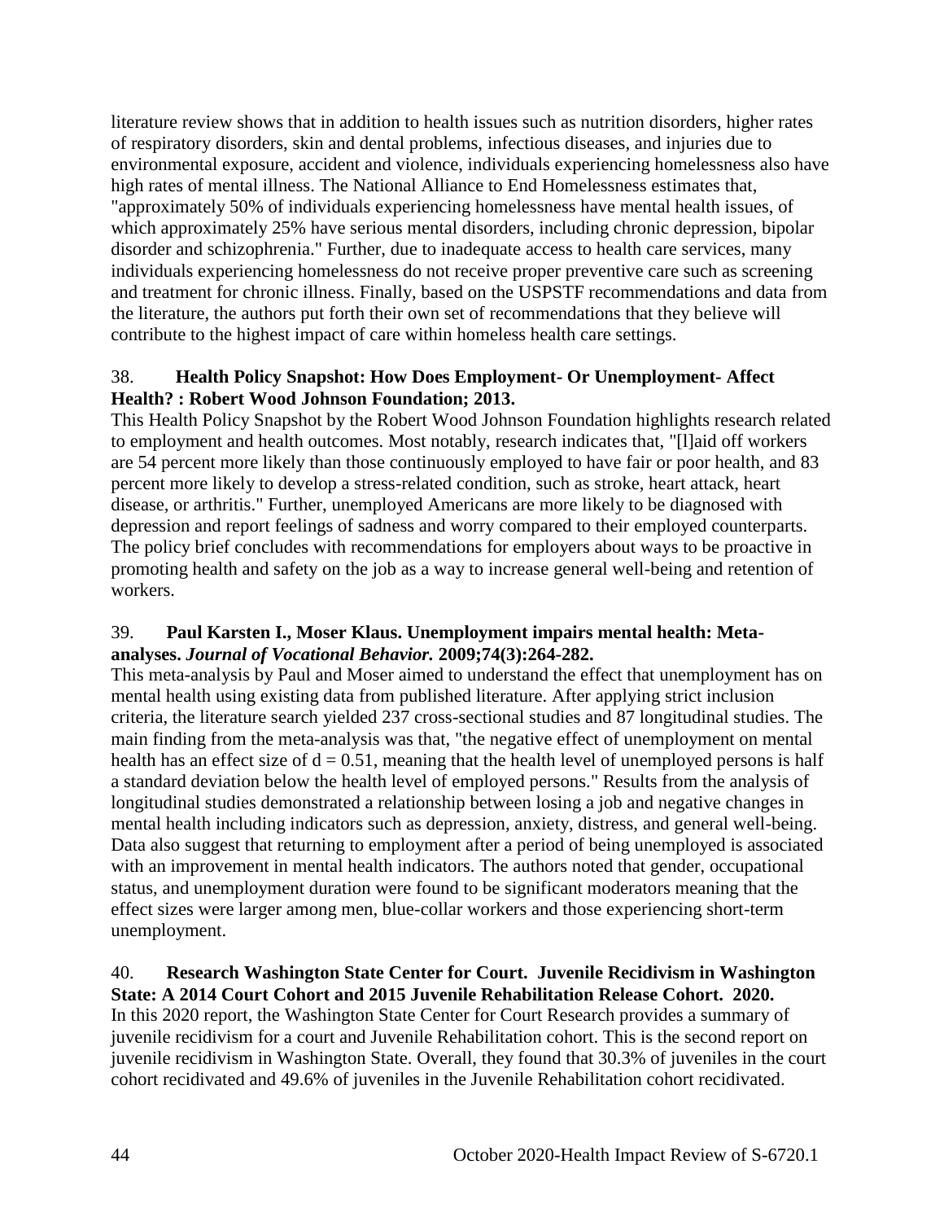literature review shows that in addition to health issues such as nutrition disorders, higher rates of respiratory disorders, skin and dental problems, infectious diseases, and injuries due to environmental exposure, accident and violence, individuals experiencing homelessness also have high rates of mental illness. The National Alliance to End Homelessness estimates that, "approximately 50% of individuals experiencing homelessness have mental health issues, of which approximately 25% have serious mental disorders, including chronic depression, bipolar disorder and schizophrenia." Further, due to inadequate access to health care services, many individuals experiencing homelessness do not receive proper preventive care such as screening and treatment for chronic illness. Finally, based on the USPSTF recommendations and data from the literature, the authors put forth their own set of recommendations that they believe will contribute to the highest impact of care within homeless health care settings.

38. **Health Policy Snapshot: How Does Employment- Or Unemployment- Affect Health? : Robert Wood Johnson Foundation; 2013.**
This Health Policy Snapshot by the Robert Wood Johnson Foundation highlights research related to employment and health outcomes. Most notably, research indicates that, "[l]aid off workers are 54 percent more likely than those continuously employed to have fair or poor health, and 83 percent more likely to develop a stress-related condition, such as stroke, heart attack, heart disease, or arthritis." Further, unemployed Americans are more likely to be diagnosed with depression and report feelings of sadness and worry compared to their employed counterparts. The policy brief concludes with recommendations for employers about ways to be proactive in promoting health and safety on the job as a way to increase general well-being and retention of workers.

39. **Paul Karsten I., Moser Klaus. Unemployment impairs mental health: Meta-analyses. *Journal of Vocational Behavior.* 2009;74(3):264-282.**
This meta-analysis by Paul and Moser aimed to understand the effect that unemployment has on mental health using existing data from published literature. After applying strict inclusion criteria, the literature search yielded 237 cross-sectional studies and 87 longitudinal studies. The main finding from the meta-analysis was that, "the negative effect of unemployment on mental health has an effect size of $d = 0.51$, meaning that the health level of unemployed persons is half a standard deviation below the health level of employed persons." Results from the analysis of longitudinal studies demonstrated a relationship between losing a job and negative changes in mental health including indicators such as depression, anxiety, distress, and general well-being. Data also suggest that returning to employment after a period of being unemployed is associated with an improvement in mental health indicators. The authors noted that gender, occupational status, and unemployment duration were found to be significant moderators meaning that the effect sizes were larger among men, blue-collar workers and those experiencing short-term unemployment.

40. **Research Washington State Center for Court. Juvenile Recidivism in Washington State: A 2014 Court Cohort and 2015 Juvenile Rehabilitation Release Cohort. 2020.**
In this 2020 report, the Washington State Center for Court Research provides a summary of juvenile recidivism for a court and Juvenile Rehabilitation cohort. This is the second report on juvenile recidivism in Washington State. Overall, they found that 30.3% of juveniles in the court cohort recidivated and 49.6% of juveniles in the Juvenile Rehabilitation cohort recidivated.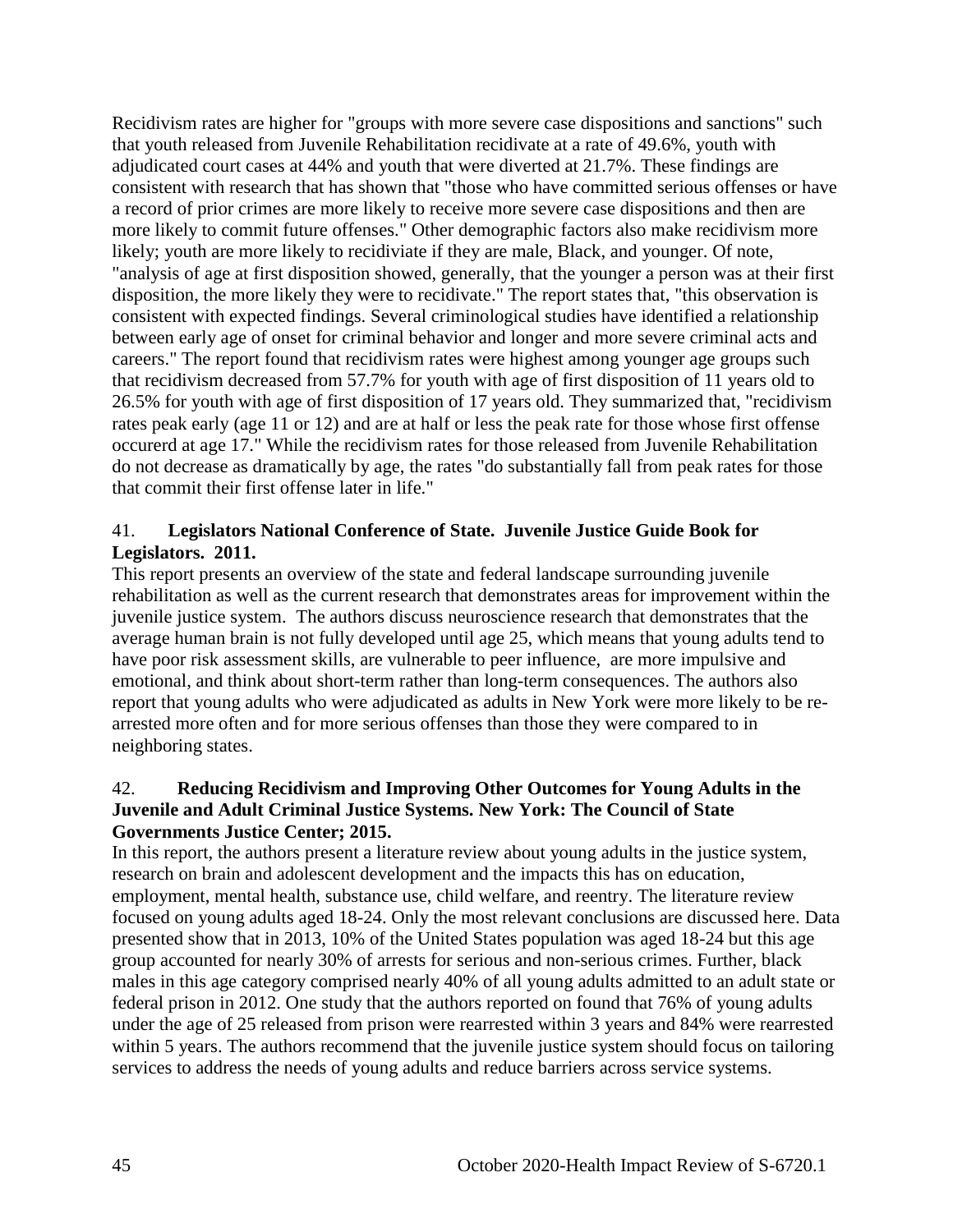Recidivism rates are higher for "groups with more severe case dispositions and sanctions" such that youth released from Juvenile Rehabilitation recidivate at a rate of 49.6%, youth with adjudicated court cases at 44% and youth that were diverted at 21.7%. These findings are consistent with research that has shown that "those who have committed serious offenses or have a record of prior crimes are more likely to receive more severe case dispositions and then are more likely to commit future offenses." Other demographic factors also make recidivism more likely; youth are more likely to recidiviate if they are male, Black, and younger. Of note, "analysis of age at first disposition showed, generally, that the younger a person was at their first disposition, the more likely they were to recidivate." The report states that, "this observation is consistent with expected findings. Several criminological studies have identified a relationship between early age of onset for criminal behavior and longer and more severe criminal acts and careers." The report found that recidivism rates were highest among younger age groups such that recidivism decreased from 57.7% for youth with age of first disposition of 11 years old to 26.5% for youth with age of first disposition of 17 years old. They summarized that, "recidivism rates peak early (age 11 or 12) and are at half or less the peak rate for those whose first offense occurerd at age 17." While the recidivism rates for those released from Juvenile Rehabilitation do not decrease as dramatically by age, the rates "do substantially fall from peak rates for those that commit their first offense later in life."

41. **Legislators National Conference of State. Juvenile Justice Guide Book for Legislators. 2011.**
This report presents an overview of the state and federal landscape surrounding juvenile rehabilitation as well as the current research that demonstrates areas for improvement within the juvenile justice system. The authors discuss neuroscience research that demonstrates that the average human brain is not fully developed until age 25, which means that young adults tend to have poor risk assessment skills, are vulnerable to peer influence, are more impulsive and emotional, and think about short-term rather than long-term consequences. The authors also report that young adults who were adjudicated as adults in New York were more likely to be re-arrested more often and for more serious offenses than those they were compared to in neighboring states.

42. **Reducing Recidivism and Improving Other Outcomes for Young Adults in the Juvenile and Adult Criminal Justice Systems. New York: The Council of State Governments Justice Center; 2015.**
In this report, the authors present a literature review about young adults in the justice system, research on brain and adolescent development and the impacts this has on education, employment, mental health, substance use, child welfare, and reentry. The literature review focused on young adults aged 18-24. Only the most relevant conclusions are discussed here. Data presented show that in 2013, 10% of the United States population was aged 18-24 but this age group accounted for nearly 30% of arrests for serious and non-serious crimes. Further, black males in this age category comprised nearly 40% of all young adults admitted to an adult state or federal prison in 2012. One study that the authors reported on found that 76% of young adults under the age of 25 released from prison were rearrested within 3 years and 84% were rearrested within 5 years. The authors recommend that the juvenile justice system should focus on tailoring services to address the needs of young adults and reduce barriers across service systems.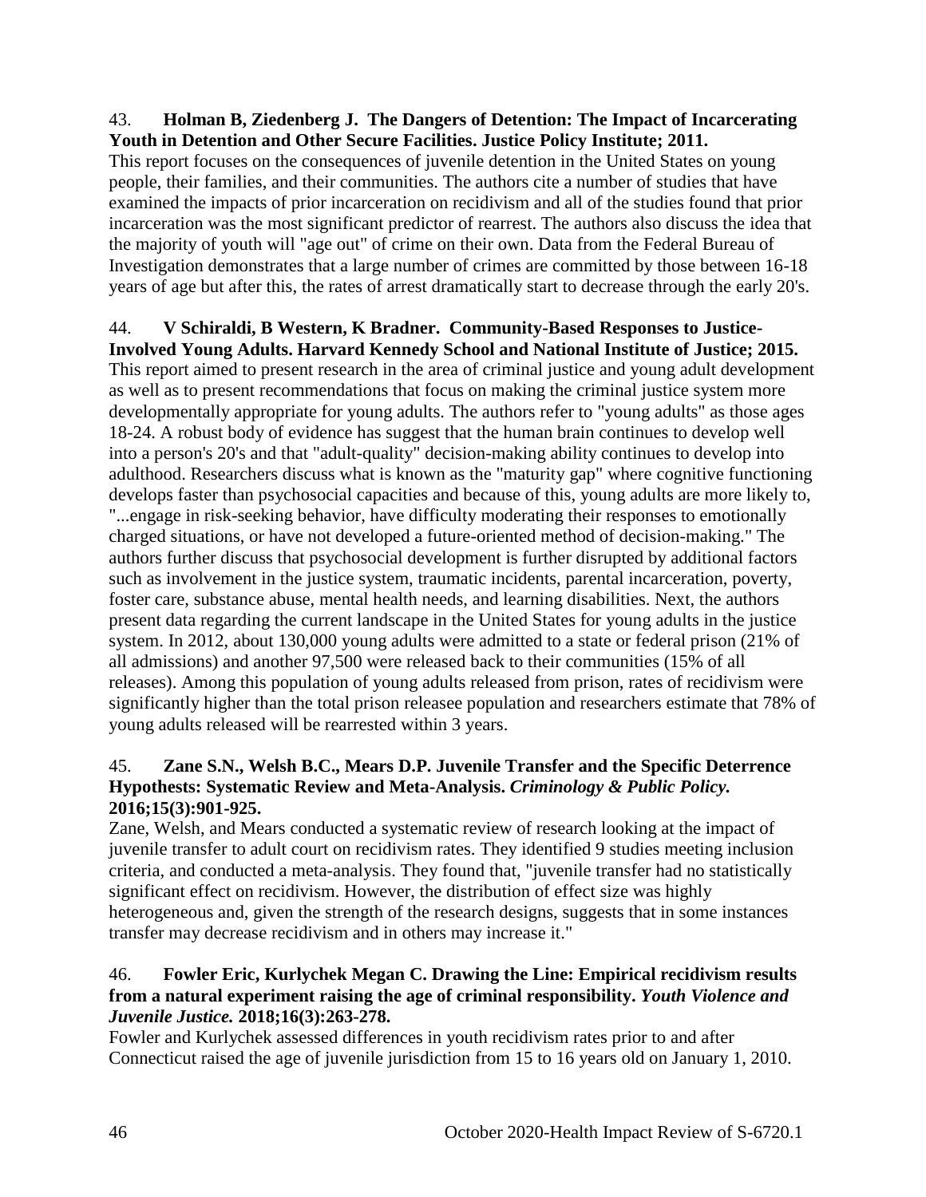43. **Holman B, Ziedenberg J. The Dangers of Detention: The Impact of Incarcerating Youth in Detention and Other Secure Facilities. Justice Policy Institute; 2011.**
This report focuses on the consequences of juvenile detention in the United States on young people, their families, and their communities. The authors cite a number of studies that have examined the impacts of prior incarceration on recidivism and all of the studies found that prior incarceration was the most significant predictor of rearrest. The authors also discuss the idea that the majority of youth will "age out" of crime on their own. Data from the Federal Bureau of Investigation demonstrates that a large number of crimes are committed by those between 16-18 years of age but after this, the rates of arrest dramatically start to decrease through the early 20's.

44. **V Schiraldi, B Western, K Bradner. Community-Based Responses to Justice-Involved Young Adults. Harvard Kennedy School and National Institute of Justice; 2015.**
This report aimed to present research in the area of criminal justice and young adult development as well as to present recommendations that focus on making the criminal justice system more developmentally appropriate for young adults. The authors refer to "young adults" as those ages 18-24. A robust body of evidence has suggest that the human brain continues to develop well into a person's 20's and that "adult-quality" decision-making ability continues to develop into adulthood. Researchers discuss what is known as the "maturity gap" where cognitive functioning develops faster than psychosocial capacities and because of this, young adults are more likely to, "...engage in risk-seeking behavior, have difficulty moderating their responses to emotionally charged situations, or have not developed a future-oriented method of decision-making." The authors further discuss that psychosocial development is further disrupted by additional factors such as involvement in the justice system, traumatic incidents, parental incarceration, poverty, foster care, substance abuse, mental health needs, and learning disabilities. Next, the authors present data regarding the current landscape in the United States for young adults in the justice system. In 2012, about 130,000 young adults were admitted to a state or federal prison (21% of all admissions) and another 97,500 were released back to their communities (15% of all releases). Among this population of young adults released from prison, rates of recidivism were significantly higher than the total prison releasee population and researchers estimate that 78% of young adults released will be rearrested within 3 years.

45. **Zane S.N., Welsh B.C., Mears D.P. Juvenile Transfer and the Specific Deterrence Hypothests: Systematic Review and Meta-Analysis. *Criminology & Public Policy.* 2016;15(3):901-925.**
Zane, Welsh, and Mears conducted a systematic review of research looking at the impact of juvenile transfer to adult court on recidivism rates. They identified 9 studies meeting inclusion criteria, and conducted a meta-analysis. They found that, "juvenile transfer had no statistically significant effect on recidivism. However, the distribution of effect size was highly heterogeneous and, given the strength of the research designs, suggests that in some instances transfer may decrease recidivism and in others may increase it."

46. **Fowler Eric, Kurlychek Megan C. Drawing the Line: Empirical recidivism results from a natural experiment raising the age of criminal responsibility. *Youth Violence and Juvenile Justice.* 2018;16(3):263-278.**
Fowler and Kurlychek assessed differences in youth recidivism rates prior to and after Connecticut raised the age of juvenile jurisdiction from 15 to 16 years old on January 1, 2010.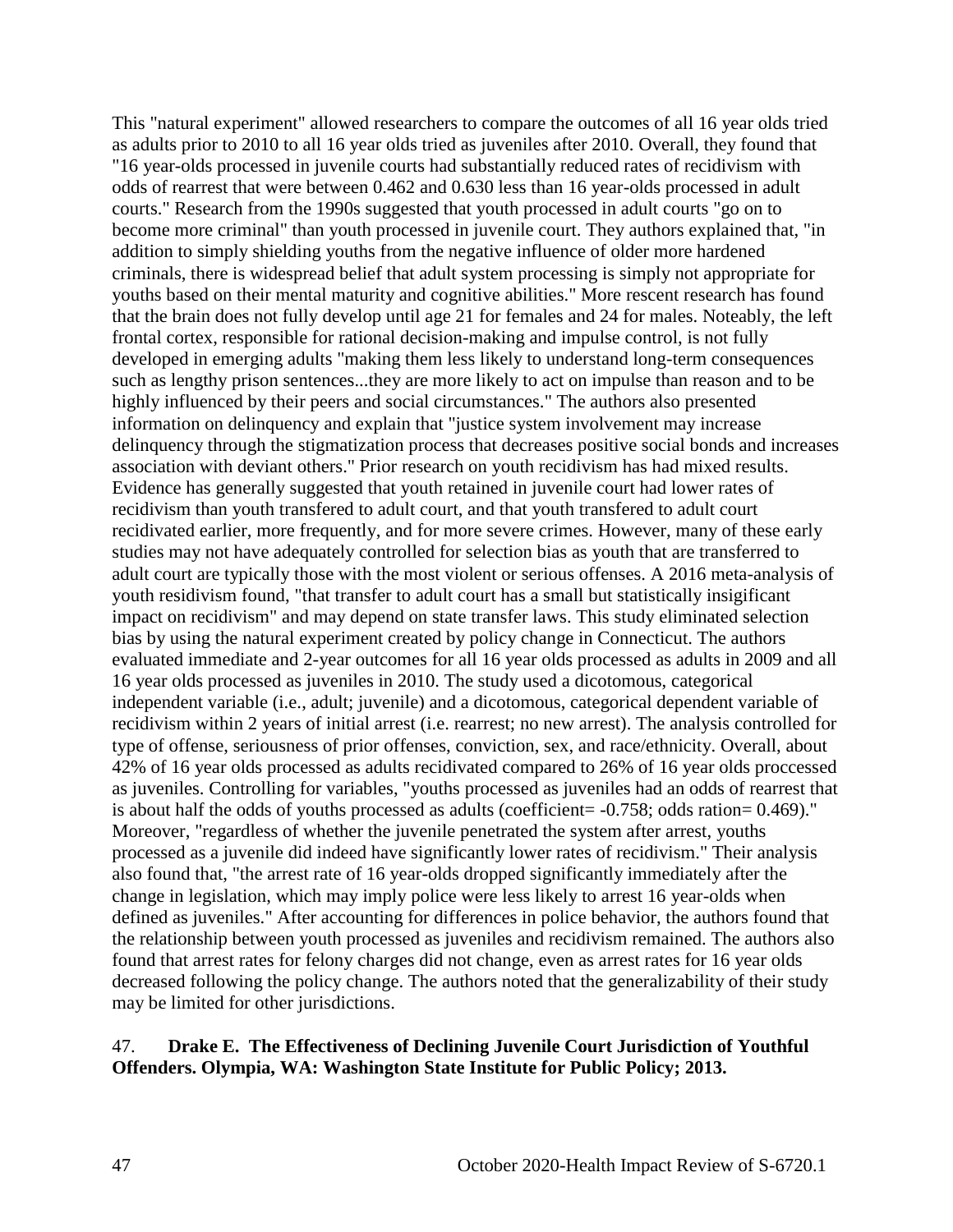This "natural experiment" allowed researchers to compare the outcomes of all 16 year olds tried as adults prior to 2010 to all 16 year olds tried as juveniles after 2010. Overall, they found that "16 year-olds processed in juvenile courts had substantially reduced rates of recidivism with odds of rearrest that were between 0.462 and 0.630 less than 16 year-olds processed in adult courts." Research from the 1990s suggested that youth processed in adult courts "go on to become more criminal" than youth processed in juvenile court. They authors explained that, "in addition to simply shielding youths from the negative influence of older more hardened criminals, there is widespread belief that adult system processing is simply not appropriate for youths based on their mental maturity and cognitive abilities." More rescent research has found that the brain does not fully develop until age 21 for females and 24 for males. Noteably, the left frontal cortex, responsible for rational decision-making and impulse control, is not fully developed in emerging adults "making them less likely to understand long-term consequences such as lengthy prison sentences...they are more likely to act on impulse than reason and to be highly influenced by their peers and social circumstances." The authors also presented information on delinquency and explain that "justice system involvement may increase delinquency through the stigmatization process that decreases positive social bonds and increases association with deviant others." Prior research on youth recidivism has had mixed results. Evidence has generally suggested that youth retained in juvenile court had lower rates of recidivism than youth transfered to adult court, and that youth transfered to adult court recidivated earlier, more frequently, and for more severe crimes. However, many of these early studies may not have adequately controlled for selection bias as youth that are transferred to adult court are typically those with the most violent or serious offenses. A 2016 meta-analysis of youth residivism found, "that transfer to adult court has a small but statistically insigificant impact on recidivism" and may depend on state transfer laws. This study eliminated selection bias by using the natural experiment created by policy change in Connecticut. The authors evaluated immediate and 2-year outcomes for all 16 year olds processed as adults in 2009 and all 16 year olds processed as juveniles in 2010. The study used a dicotomous, categorical independent variable (i.e., adult; juvenile) and a dicotomous, categorical dependent variable of recidivism within 2 years of initial arrest (i.e. rearrest; no new arrest). The analysis controlled for type of offense, seriousness of prior offenses, conviction, sex, and race/ethnicity. Overall, about 42% of 16 year olds processed as adults recidivated compared to 26% of 16 year olds proccessed as juveniles. Controlling for variables, "youths processed as juveniles had an odds of rearrest that is about half the odds of youths processed as adults (coefficient= -0.758; odds ration= 0.469)." Moreover, "regardless of whether the juvenile penetrated the system after arrest, youths processed as a juvenile did indeed have significantly lower rates of recidivism." Their analysis also found that, "the arrest rate of 16 year-olds dropped significantly immediately after the change in legislation, which may imply police were less likely to arrest 16 year-olds when defined as juveniles." After accounting for differences in police behavior, the authors found that the relationship between youth processed as juveniles and recidivism remained. The authors also found that arrest rates for felony charges did not change, even as arrest rates for 16 year olds decreased following the policy change. The authors noted that the generalizability of their study may be limited for other jurisdictions.

47. **Drake E. The Effectiveness of Declining Juvenile Court Jurisdiction of Youthful Offenders. Olympia, WA: Washington State Institute for Public Policy; 2013.**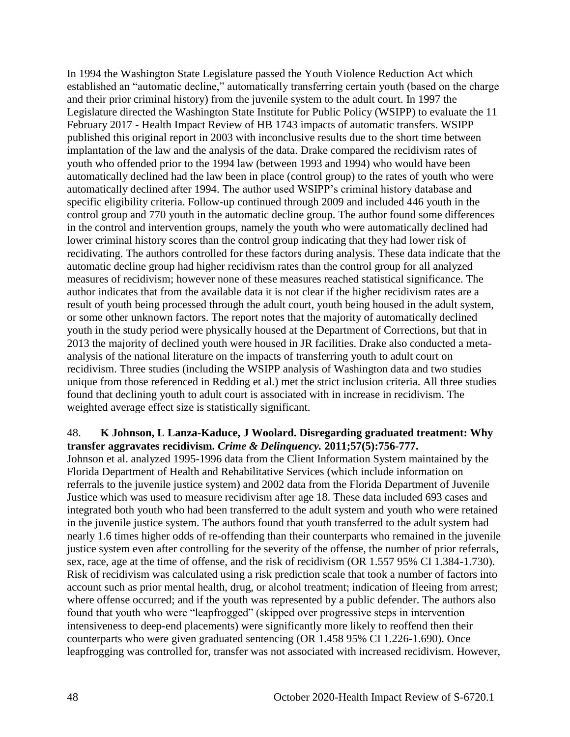In 1994 the Washington State Legislature passed the Youth Violence Reduction Act which established an "automatic decline," automatically transferring certain youth (based on the charge and their prior criminal history) from the juvenile system to the adult court. In 1997 the Legislature directed the Washington State Institute for Public Policy (WSIPP) to evaluate the 11 February 2017 - Health Impact Review of HB 1743 impacts of automatic transfers. WSIPP published this original report in 2003 with inconclusive results due to the short time between implantation of the law and the analysis of the data. Drake compared the recidivism rates of youth who offended prior to the 1994 law (between 1993 and 1994) who would have been automatically declined had the law been in place (control group) to the rates of youth who were automatically declined after 1994. The author used WSIPP's criminal history database and specific eligibility criteria. Follow-up continued through 2009 and included 446 youth in the control group and 770 youth in the automatic decline group. The author found some differences in the control and intervention groups, namely the youth who were automatically declined had lower criminal history scores than the control group indicating that they had lower risk of recidivating. The authors controlled for these factors during analysis. These data indicate that the automatic decline group had higher recidivism rates than the control group for all analyzed measures of recidivism; however none of these measures reached statistical significance. The author indicates that from the available data it is not clear if the higher recidivism rates are a result of youth being processed through the adult court, youth being housed in the adult system, or some other unknown factors. The report notes that the majority of automatically declined youth in the study period were physically housed at the Department of Corrections, but that in 2013 the majority of declined youth were housed in JR facilities. Drake also conducted a meta-analysis of the national literature on the impacts of transferring youth to adult court on recidivism. Three studies (including the WSIPP analysis of Washington data and two studies unique from those referenced in Redding et al.) met the strict inclusion criteria. All three studies found that declining youth to adult court is associated with in increase in recidivism. The weighted average effect size is statistically significant.

48. **K Johnson, L Lanza-Kaduce, J Woolard. Disregarding graduated treatment: Why transfer aggravates recidivism. *Crime & Delinquency.* 2011;57(5):756-777.**

Johnson et al. analyzed 1995-1996 data from the Client Information System maintained by the Florida Department of Health and Rehabilitative Services (which include information on referrals to the juvenile justice system) and 2002 data from the Florida Department of Juvenile Justice which was used to measure recidivism after age 18. These data included 693 cases and integrated both youth who had been transferred to the adult system and youth who were retained in the juvenile justice system. The authors found that youth transferred to the adult system had nearly 1.6 times higher odds of re-offending than their counterparts who remained in the juvenile justice system even after controlling for the severity of the offense, the number of prior referrals, sex, race, age at the time of offense, and the risk of recidivism (OR 1.557 95% CI 1.384-1.730). Risk of recidivism was calculated using a risk prediction scale that took a number of factors into account such as prior mental health, drug, or alcohol treatment; indication of fleeing from arrest; where offense occurred; and if the youth was represented by a public defender. The authors also found that youth who were "leapfrogged" (skipped over progressive steps in intervention intensiveness to deep-end placements) were significantly more likely to reoffend then their counterparts who were given graduated sentencing (OR 1.458 95% CI 1.226-1.690). Once leapfrogging was controlled for, transfer was not associated with increased recidivism. However,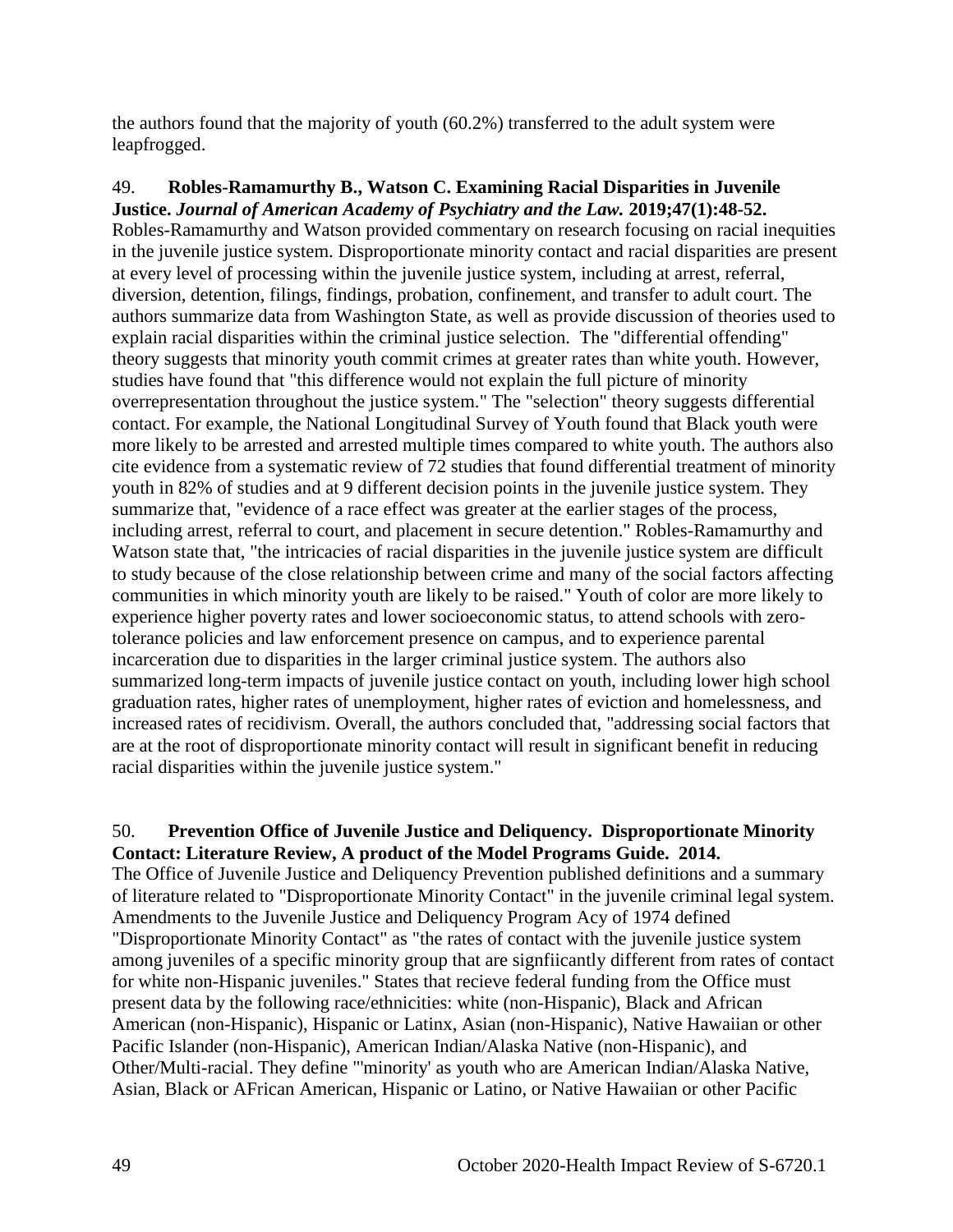the authors found that the majority of youth (60.2%) transferred to the adult system were leapfrogged.

49. **Robles-Ramamurthy B., Watson C. Examining Racial Disparities in Juvenile Justice.** ***Journal of American Academy of Psychiatry and the Law.*** **2019;47(1):48-52.**
Robles-Ramamurthy and Watson provided commentary on research focusing on racial inequities in the juvenile justice system. Disproportionate minority contact and racial disparities are present at every level of processing within the juvenile justice system, including at arrest, referral, diversion, detention, filings, findings, probation, confinement, and transfer to adult court. The authors summarize data from Washington State, as well as provide discussion of theories used to explain racial disparities within the criminal justice selection. The "differential offending" theory suggests that minority youth commit crimes at greater rates than white youth. However, studies have found that "this difference would not explain the full picture of minority overrepresentation throughout the justice system." The "selection" theory suggests differential contact. For example, the National Longitudinal Survey of Youth found that Black youth were more likely to be arrested and arrested multiple times compared to white youth. The authors also cite evidence from a systematic review of 72 studies that found differential treatment of minority youth in 82% of studies and at 9 different decision points in the juvenile justice system. They summarize that, "evidence of a race effect was greater at the earlier stages of the process, including arrest, referral to court, and placement in secure detention." Robles-Ramamurthy and Watson state that, "the intricacies of racial disparities in the juvenile justice system are difficult to study because of the close relationship between crime and many of the social factors affecting communities in which minority youth are likely to be raised." Youth of color are more likely to experience higher poverty rates and lower socioeconomic status, to attend schools with zero-tolerance policies and law enforcement presence on campus, and to experience parental incarceration due to disparities in the larger criminal justice system. The authors also summarized long-term impacts of juvenile justice contact on youth, including lower high school graduation rates, higher rates of unemployment, higher rates of eviction and homelessness, and increased rates of recidivism. Overall, the authors concluded that, "addressing social factors that are at the root of disproportionate minority contact will result in significant benefit in reducing racial disparities within the juvenile justice system."

50. **Prevention Office of Juvenile Justice and Deliquency. Disproportionate Minority Contact: Literature Review, A product of the Model Programs Guide. 2014.**
The Office of Juvenile Justice and Deliquency Prevention published definitions and a summary of literature related to "Disproportionate Minority Contact" in the juvenile criminal legal system. Amendments to the Juvenile Justice and Deliquency Program Acy of 1974 defined "Disproportionate Minority Contact" as "the rates of contact with the juvenile justice system among juveniles of a specific minority group that are signfiicantly different from rates of contact for white non-Hispanic juveniles." States that recieve federal funding from the Office must present data by the following race/ethnicities: white (non-Hispanic), Black and African American (non-Hispanic), Hispanic or Latinx, Asian (non-Hispanic), Native Hawaiian or other Pacific Islander (non-Hispanic), American Indian/Alaska Native (non-Hispanic), and Other/Multi-racial. They define "'minority' as youth who are American Indian/Alaska Native, Asian, Black or AFrican American, Hispanic or Latino, or Native Hawaiian or other Pacific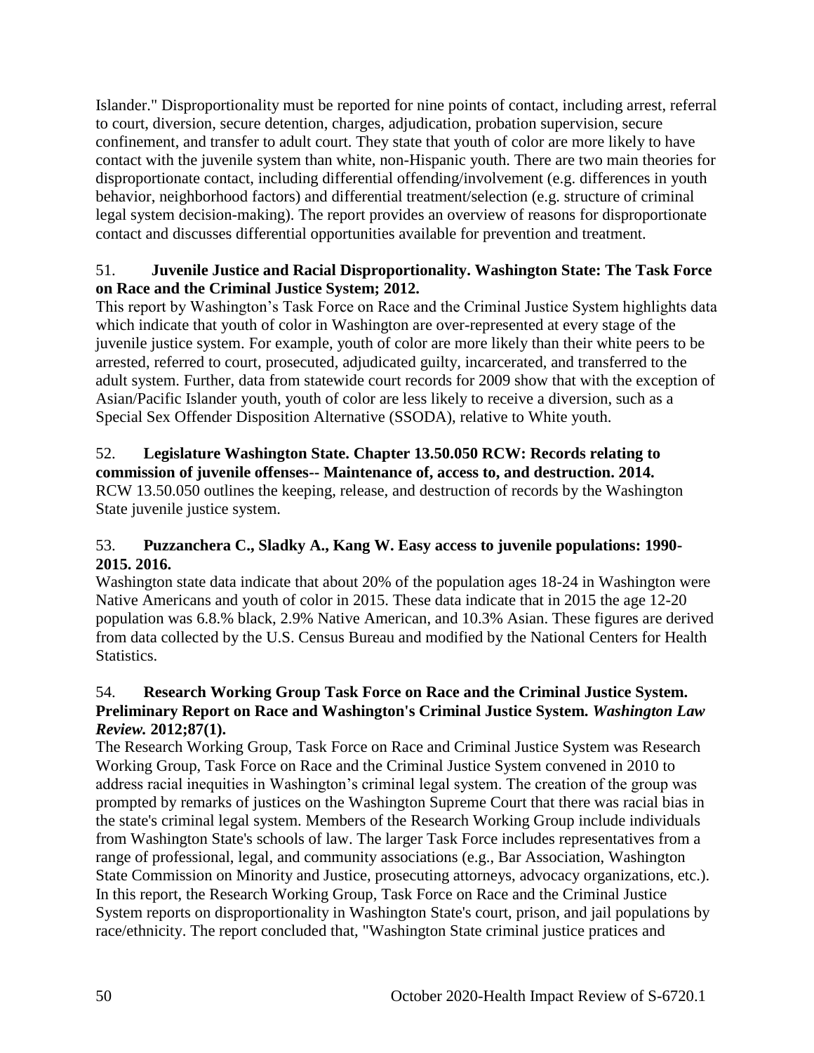Islander." Disproportionality must be reported for nine points of contact, including arrest, referral to court, diversion, secure detention, charges, adjudication, probation supervision, secure confinement, and transfer to adult court. They state that youth of color are more likely to have contact with the juvenile system than white, non-Hispanic youth. There are two main theories for disproportionate contact, including differential offending/involvement (e.g. differences in youth behavior, neighborhood factors) and differential treatment/selection (e.g. structure of criminal legal system decision-making). The report provides an overview of reasons for disproportionate contact and discusses differential opportunities available for prevention and treatment.

51. **Juvenile Justice and Racial Disproportionality. Washington State: The Task Force on Race and the Criminal Justice System; 2012.**
This report by Washington's Task Force on Race and the Criminal Justice System highlights data which indicate that youth of color in Washington are over-represented at every stage of the juvenile justice system. For example, youth of color are more likely than their white peers to be arrested, referred to court, prosecuted, adjudicated guilty, incarcerated, and transferred to the adult system. Further, data from statewide court records for 2009 show that with the exception of Asian/Pacific Islander youth, youth of color are less likely to receive a diversion, such as a Special Sex Offender Disposition Alternative (SSODA), relative to White youth.

52. **Legislature Washington State. Chapter 13.50.050 RCW: Records relating to commission of juvenile offenses-- Maintenance of, access to, and destruction. 2014.**
RCW 13.50.050 outlines the keeping, release, and destruction of records by the Washington State juvenile justice system.

53. **Puzzanchera C., Sladky A., Kang W. Easy access to juvenile populations: 1990-2015. 2016.**
Washington state data indicate that about 20% of the population ages 18-24 in Washington were Native Americans and youth of color in 2015. These data indicate that in 2015 the age 12-20 population was 6.8.% black, 2.9% Native American, and 10.3% Asian. These figures are derived from data collected by the U.S. Census Bureau and modified by the National Centers for Health Statistics.

54. **Research Working Group Task Force on Race and the Criminal Justice System. Preliminary Report on Race and Washington's Criminal Justice System. *Washington Law Review.* 2012;87(1).**
The Research Working Group, Task Force on Race and Criminal Justice System was Research Working Group, Task Force on Race and the Criminal Justice System convened in 2010 to address racial inequities in Washington's criminal legal system. The creation of the group was prompted by remarks of justices on the Washington Supreme Court that there was racial bias in the state's criminal legal system. Members of the Research Working Group include individuals from Washington State's schools of law. The larger Task Force includes representatives from a range of professional, legal, and community associations (e.g., Bar Association, Washington State Commission on Minority and Justice, prosecuting attorneys, advocacy organizations, etc.). In this report, the Research Working Group, Task Force on Race and the Criminal Justice System reports on disproportionality in Washington State's court, prison, and jail populations by race/ethnicity. The report concluded that, "Washington State criminal justice pratices and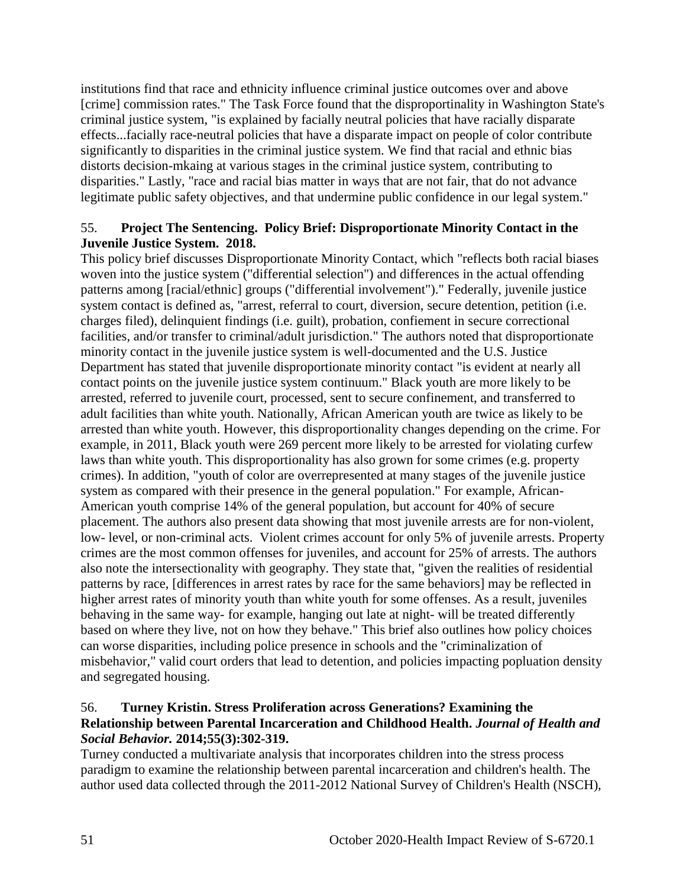institutions find that race and ethnicity influence criminal justice outcomes over and above [crime] commission rates." The Task Force found that the disproportinality in Washington State's criminal justice system, "is explained by facially neutral policies that have racially disparate effects...facially race-neutral policies that have a disparate impact on people of color contribute significantly to disparities in the criminal justice system. We find that racial and ethnic bias distorts decision-mkaing at various stages in the criminal justice system, contributing to disparities." Lastly, "race and racial bias matter in ways that are not fair, that do not advance legitimate public safety objectives, and that undermine public confidence in our legal system."

55. **Project The Sentencing. Policy Brief: Disproportionate Minority Contact in the Juvenile Justice System. 2018.**

This policy brief discusses Disproportionate Minority Contact, which "reflects both racial biases woven into the justice system ("differential selection") and differences in the actual offending patterns among [racial/ethnic] groups ("differential involvement")." Federally, juvenile justice system contact is defined as, "arrest, referral to court, diversion, secure detention, petition (i.e. charges filed), delinquient findings (i.e. guilt), probation, confiement in secure correctional facilities, and/or transfer to criminal/adult jurisdiction." The authors noted that disproportionate minority contact in the juvenile justice system is well-documented and the U.S. Justice Department has stated that juvenile disproportionate minority contact "is evident at nearly all contact points on the juvenile justice system continuum." Black youth are more likely to be arrested, referred to juvenile court, processed, sent to secure confinement, and transferred to adult facilities than white youth. Nationally, African American youth are twice as likely to be arrested than white youth. However, this disproportionality changes depending on the crime. For example, in 2011, Black youth were 269 percent more likely to be arrested for violating curfew laws than white youth. This disproportionality has also grown for some crimes (e.g. property crimes). In addition, "youth of color are overrepresented at many stages of the juvenile justice system as compared with their presence in the general population." For example, African-American youth comprise 14% of the general population, but account for 40% of secure placement. The authors also present data showing that most juvenile arrests are for non-violent, low- level, or non-criminal acts. Violent crimes account for only 5% of juvenile arrests. Property crimes are the most common offenses for juveniles, and account for 25% of arrests. The authors also note the intersectionality with geography. They state that, "given the realities of residential patterns by race, [differences in arrest rates by race for the same behaviors] may be reflected in higher arrest rates of minority youth than white youth for some offenses. As a result, juveniles behaving in the same way- for example, hanging out late at night- will be treated differently based on where they live, not on how they behave." This brief also outlines how policy choices can worse disparities, including police presence in schools and the "criminalization of misbehavior," valid court orders that lead to detention, and policies impacting popluation density and segregated housing.

56. **Turney Kristin. Stress Proliferation across Generations? Examining the Relationship between Parental Incarceration and Childhood Health. *Journal of Health and Social Behavior.* 2014;55(3):302-319.**

Turney conducted a multivariate analysis that incorporates children into the stress process paradigm to examine the relationship between parental incarceration and children's health. The author used data collected through the 2011-2012 National Survey of Children's Health (NSCH),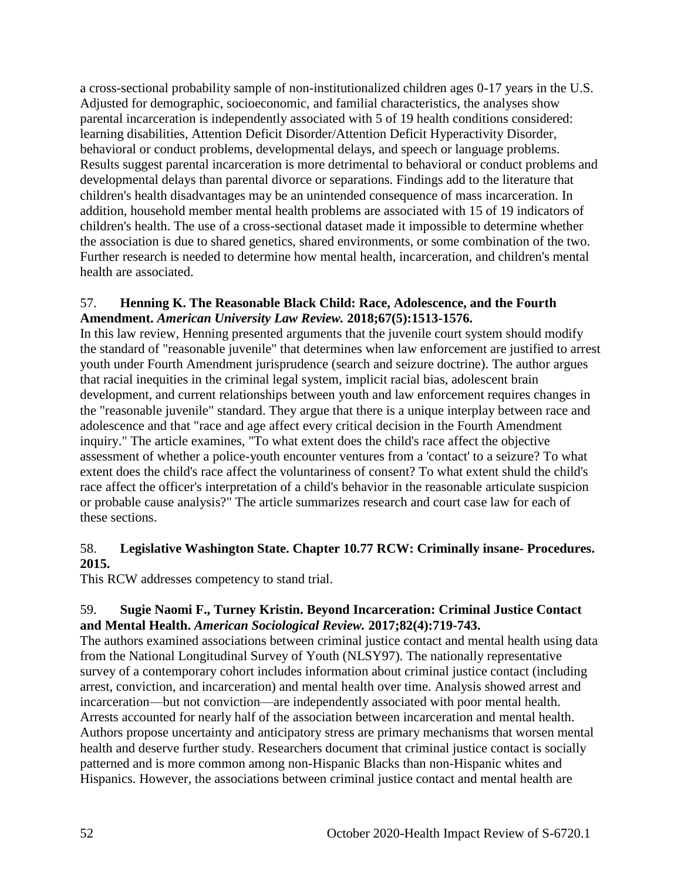a cross-sectional probability sample of non-institutionalized children ages 0-17 years in the U.S. Adjusted for demographic, socioeconomic, and familial characteristics, the analyses show parental incarceration is independently associated with 5 of 19 health conditions considered: learning disabilities, Attention Deficit Disorder/Attention Deficit Hyperactivity Disorder, behavioral or conduct problems, developmental delays, and speech or language problems. Results suggest parental incarceration is more detrimental to behavioral or conduct problems and developmental delays than parental divorce or separations. Findings add to the literature that children's health disadvantages may be an unintended consequence of mass incarceration. In addition, household member mental health problems are associated with 15 of 19 indicators of children's health. The use of a cross-sectional dataset made it impossible to determine whether the association is due to shared genetics, shared environments, or some combination of the two. Further research is needed to determine how mental health, incarceration, and children's mental health are associated.

57. **Henning K. The Reasonable Black Child: Race, Adolescence, and the Fourth Amendment.** ***American University Law Review.*** **2018;67(5):1513-1576.**

In this law review, Henning presented arguments that the juvenile court system should modify the standard of "reasonable juvenile" that determines when law enforcement are justified to arrest youth under Fourth Amendment jurisprudence (search and seizure doctrine). The author argues that racial inequities in the criminal legal system, implicit racial bias, adolescent brain development, and current relationships between youth and law enforcement requires changes in the "reasonable juvenile" standard. They argue that there is a unique interplay between race and adolescence and that "race and age affect every critical decision in the Fourth Amendment inquiry." The article examines, "To what extent does the child's race affect the objective assessment of whether a police-youth encounter ventures from a 'contact' to a seizure? To what extent does the child's race affect the voluntariness of consent? To what extent shuld the child's race affect the officer's interpretation of a child's behavior in the reasonable articulate suspicion or probable cause analysis?" The article summarizes research and court case law for each of these sections.

58. **Legislative Washington State. Chapter 10.77 RCW: Criminally insane- Procedures. 2015.**

This RCW addresses competency to stand trial.

59. **Sugie Naomi F., Turney Kristin. Beyond Incarceration: Criminal Justice Contact and Mental Health.** ***American Sociological Review.*** **2017;82(4):719-743.**

The authors examined associations between criminal justice contact and mental health using data from the National Longitudinal Survey of Youth (NLSY97). The nationally representative survey of a contemporary cohort includes information about criminal justice contact (including arrest, conviction, and incarceration) and mental health over time. Analysis showed arrest and incarceration—but not conviction—are independently associated with poor mental health. Arrests accounted for nearly half of the association between incarceration and mental health. Authors propose uncertainty and anticipatory stress are primary mechanisms that worsen mental health and deserve further study. Researchers document that criminal justice contact is socially patterned and is more common among non-Hispanic Blacks than non-Hispanic whites and Hispanics. However, the associations between criminal justice contact and mental health are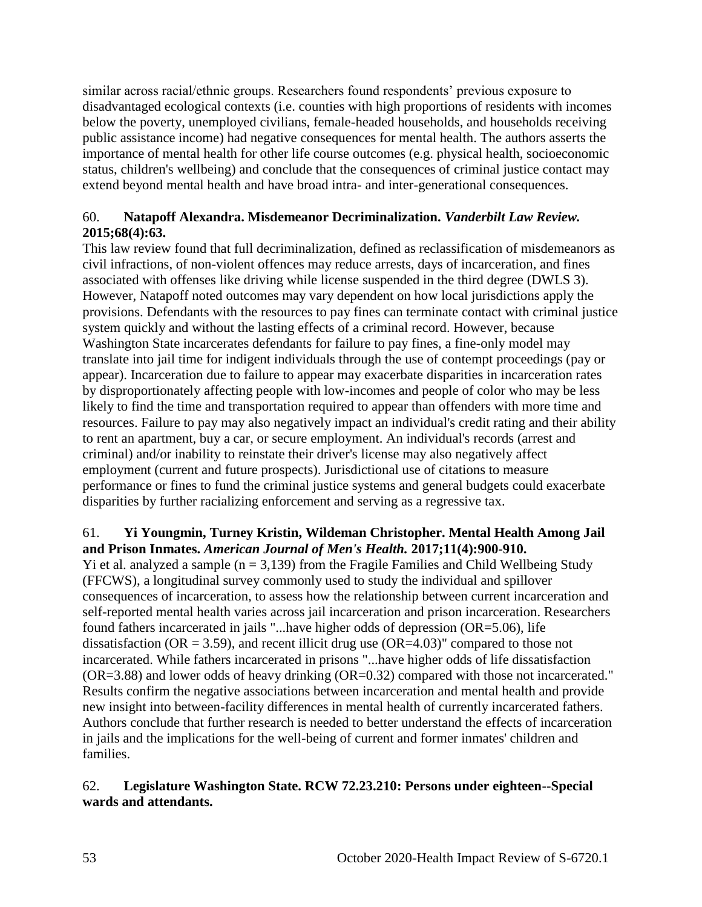similar across racial/ethnic groups. Researchers found respondents' previous exposure to disadvantaged ecological contexts (i.e. counties with high proportions of residents with incomes below the poverty, unemployed civilians, female-headed households, and households receiving public assistance income) had negative consequences for mental health. The authors asserts the importance of mental health for other life course outcomes (e.g. physical health, socioeconomic status, children's wellbeing) and conclude that the consequences of criminal justice contact may extend beyond mental health and have broad intra- and inter-generational consequences.

60. **Natapoff Alexandra. Misdemeanor Decriminalization. *Vanderbilt Law Review.* 2015;68(4):63.**

This law review found that full decriminalization, defined as reclassification of misdemeanors as civil infractions, of non-violent offences may reduce arrests, days of incarceration, and fines associated with offenses like driving while license suspended in the third degree (DWLS 3). However, Natapoff noted outcomes may vary dependent on how local jurisdictions apply the provisions. Defendants with the resources to pay fines can terminate contact with criminal justice system quickly and without the lasting effects of a criminal record. However, because Washington State incarcerates defendants for failure to pay fines, a fine-only model may translate into jail time for indigent individuals through the use of contempt proceedings (pay or appear). Incarceration due to failure to appear may exacerbate disparities in incarceration rates by disproportionately affecting people with low-incomes and people of color who may be less likely to find the time and transportation required to appear than offenders with more time and resources. Failure to pay may also negatively impact an individual's credit rating and their ability to rent an apartment, buy a car, or secure employment. An individual's records (arrest and criminal) and/or inability to reinstate their driver's license may also negatively affect employment (current and future prospects). Jurisdictional use of citations to measure performance or fines to fund the criminal justice systems and general budgets could exacerbate disparities by further racializing enforcement and serving as a regressive tax.

61. **Yi Youngmin, Turney Kristin, Wildeman Christopher. Mental Health Among Jail and Prison Inmates. *American Journal of Men's Health.* 2017;11(4):900-910.**

Yi et al. analyzed a sample (n = 3,139) from the Fragile Families and Child Wellbeing Study (FFCWS), a longitudinal survey commonly used to study the individual and spillover consequences of incarceration, to assess how the relationship between current incarceration and self-reported mental health varies across jail incarceration and prison incarceration. Researchers found fathers incarcerated in jails "...have higher odds of depression (OR=5.06), life dissatisfaction (OR = 3.59), and recent illicit drug use (OR=4.03)" compared to those not incarcerated. While fathers incarcerated in prisons "...have higher odds of life dissatisfaction (OR=3.88) and lower odds of heavy drinking (OR=0.32) compared with those not incarcerated." Results confirm the negative associations between incarceration and mental health and provide new insight into between-facility differences in mental health of currently incarcerated fathers. Authors conclude that further research is needed to better understand the effects of incarceration in jails and the implications for the well-being of current and former inmates' children and families.

62. **Legislature Washington State. RCW 72.23.210: Persons under eighteen--Special wards and attendants.**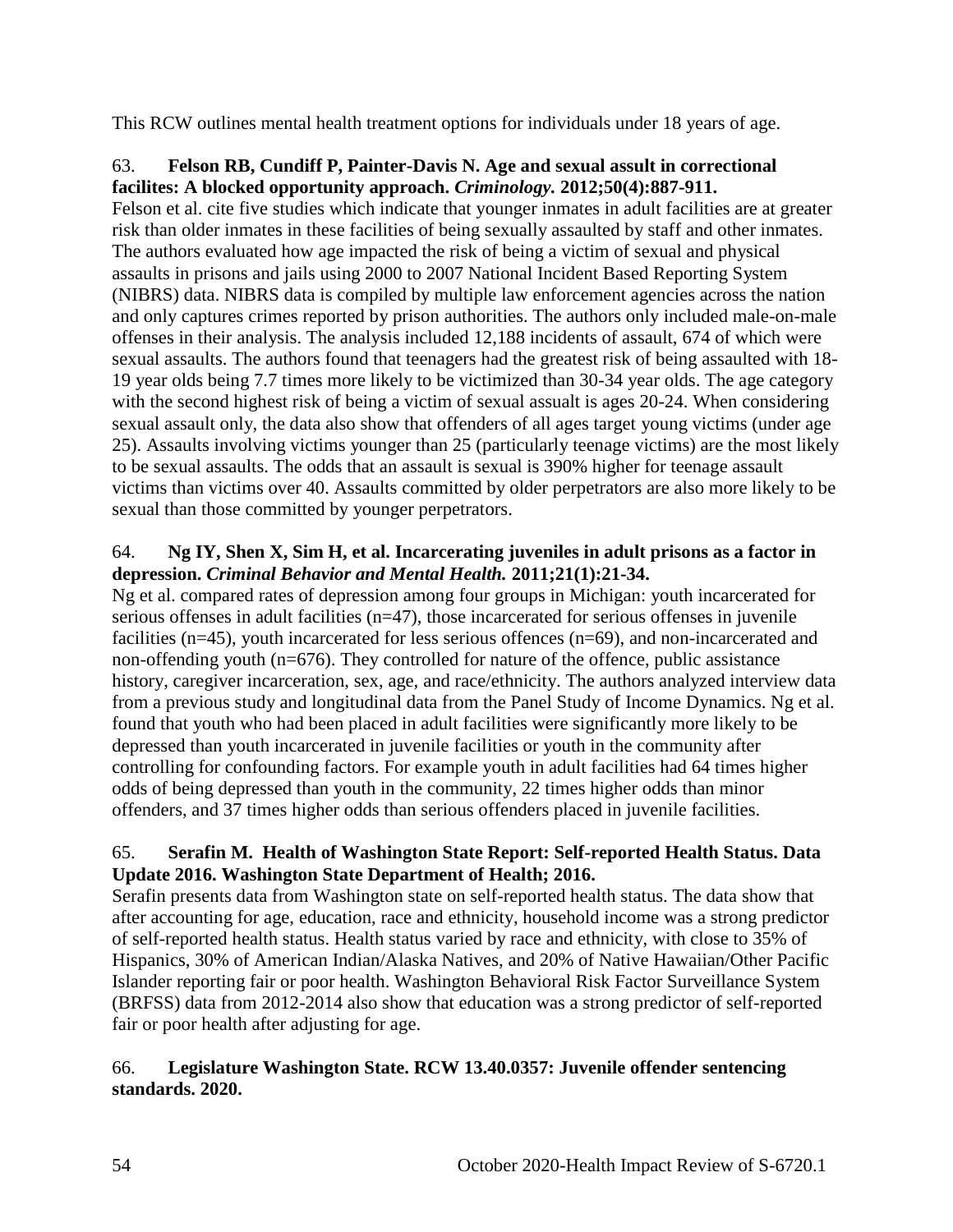This RCW outlines mental health treatment options for individuals under 18 years of age.

63. **Felson RB, Cundiff P, Painter-Davis N. Age and sexual assult in correctional facilites: A blocked opportunity approach. *Criminology.* 2012;50(4):887-911.**
Felson et al. cite five studies which indicate that younger inmates in adult facilities are at greater risk than older inmates in these facilities of being sexually assaulted by staff and other inmates. The authors evaluated how age impacted the risk of being a victim of sexual and physical assaults in prisons and jails using 2000 to 2007 National Incident Based Reporting System (NIBRS) data. NIBRS data is compiled by multiple law enforcement agencies across the nation and only captures crimes reported by prison authorities. The authors only included male-on-male offenses in their analysis. The analysis included 12,188 incidents of assault, 674 of which were sexual assaults. The authors found that teenagers had the greatest risk of being assaulted with 18-19 year olds being 7.7 times more likely to be victimized than 30-34 year olds. The age category with the second highest risk of being a victim of sexual assualt is ages 20-24. When considering sexual assault only, the data also show that offenders of all ages target young victims (under age 25). Assaults involving victims younger than 25 (particularly teenage victims) are the most likely to be sexual assaults. The odds that an assault is sexual is 390% higher for teenage assault victims than victims over 40. Assaults committed by older perpetrators are also more likely to be sexual than those committed by younger perpetrators.

64. **Ng IY, Shen X, Sim H, et al. Incarcerating juveniles in adult prisons as a factor in depression. *Criminal Behavior and Mental Health.* 2011;21(1):21-34.**
Ng et al. compared rates of depression among four groups in Michigan: youth incarcerated for serious offenses in adult facilities (n=47), those incarcerated for serious offenses in juvenile facilities (n=45), youth incarcerated for less serious offences (n=69), and non-incarcerated and non-offending youth (n=676). They controlled for nature of the offence, public assistance history, caregiver incarceration, sex, age, and race/ethnicity. The authors analyzed interview data from a previous study and longitudinal data from the Panel Study of Income Dynamics. Ng et al. found that youth who had been placed in adult facilities were significantly more likely to be depressed than youth incarcerated in juvenile facilities or youth in the community after controlling for confounding factors. For example youth in adult facilities had 64 times higher odds of being depressed than youth in the community, 22 times higher odds than minor offenders, and 37 times higher odds than serious offenders placed in juvenile facilities.

65. **Serafin M. Health of Washington State Report: Self-reported Health Status. Data Update 2016. Washington State Department of Health; 2016.**
Serafin presents data from Washington state on self-reported health status. The data show that after accounting for age, education, race and ethnicity, household income was a strong predictor of self-reported health status. Health status varied by race and ethnicity, with close to 35% of Hispanics, 30% of American Indian/Alaska Natives, and 20% of Native Hawaiian/Other Pacific Islander reporting fair or poor health. Washington Behavioral Risk Factor Surveillance System (BRFSS) data from 2012-2014 also show that education was a strong predictor of self-reported fair or poor health after adjusting for age.

66. **Legislature Washington State. RCW 13.40.0357: Juvenile offender sentencing standards. 2020.**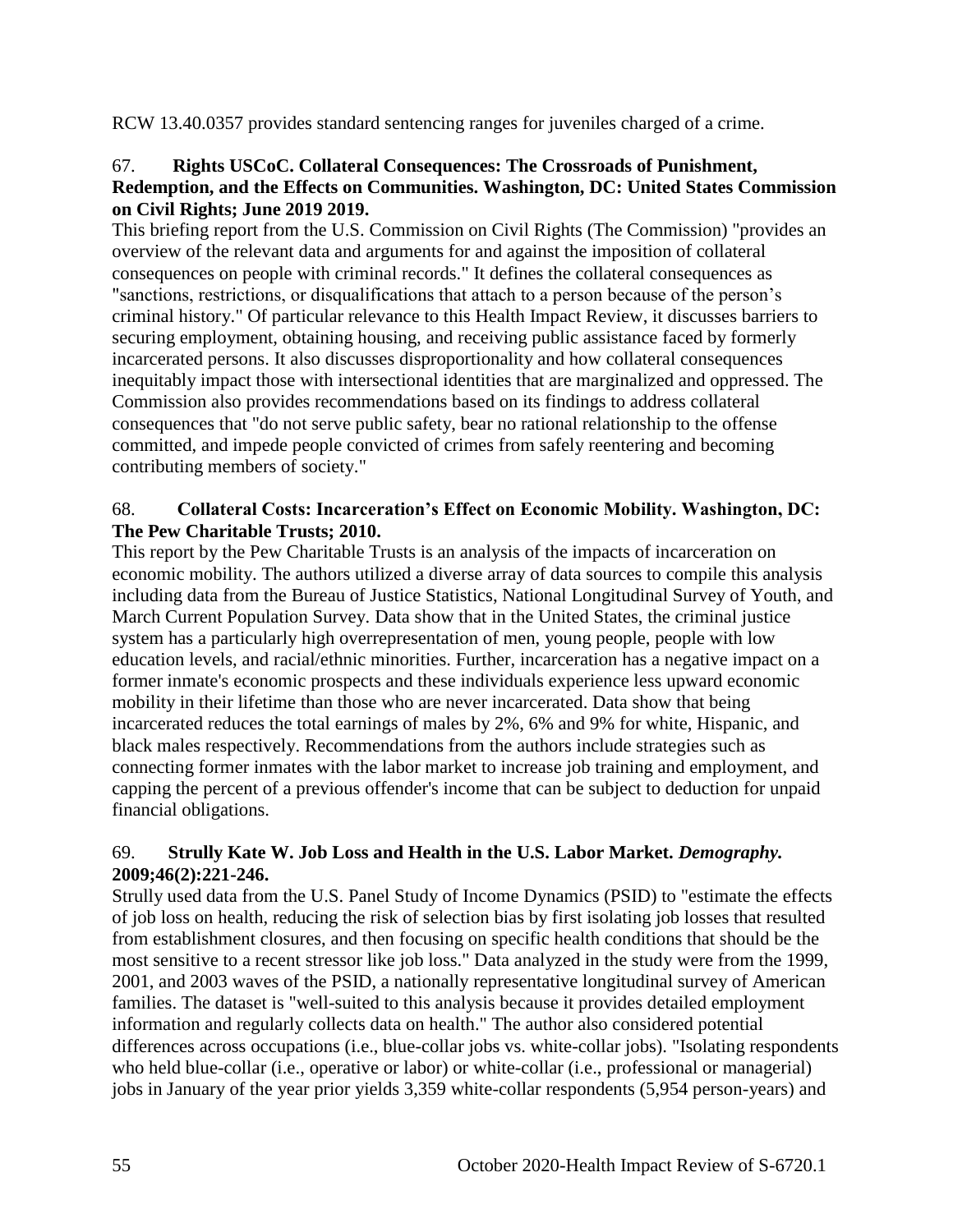RCW 13.40.0357 provides standard sentencing ranges for juveniles charged of a crime.

67. **Rights USCoC. Collateral Consequences: The Crossroads of Punishment, Redemption, and the Effects on Communities. Washington, DC: United States Commission on Civil Rights; June 2019 2019.**

This briefing report from the U.S. Commission on Civil Rights (The Commission) "provides an overview of the relevant data and arguments for and against the imposition of collateral consequences on people with criminal records." It defines the collateral consequences as "sanctions, restrictions, or disqualifications that attach to a person because of the person's criminal history." Of particular relevance to this Health Impact Review, it discusses barriers to securing employment, obtaining housing, and receiving public assistance faced by formerly incarcerated persons. It also discusses disproportionality and how collateral consequences inequitably impact those with intersectional identities that are marginalized and oppressed. The Commission also provides recommendations based on its findings to address collateral consequences that "do not serve public safety, bear no rational relationship to the offense committed, and impede people convicted of crimes from safely reentering and becoming contributing members of society."

68. **Collateral Costs: Incarceration's Effect on Economic Mobility. Washington, DC: The Pew Charitable Trusts; 2010.**

This report by the Pew Charitable Trusts is an analysis of the impacts of incarceration on economic mobility. The authors utilized a diverse array of data sources to compile this analysis including data from the Bureau of Justice Statistics, National Longitudinal Survey of Youth, and March Current Population Survey. Data show that in the United States, the criminal justice system has a particularly high overrepresentation of men, young people, people with low education levels, and racial/ethnic minorities. Further, incarceration has a negative impact on a former inmate's economic prospects and these individuals experience less upward economic mobility in their lifetime than those who are never incarcerated. Data show that being incarcerated reduces the total earnings of males by 2%, 6% and 9% for white, Hispanic, and black males respectively. Recommendations from the authors include strategies such as connecting former inmates with the labor market to increase job training and employment, and capping the percent of a previous offender's income that can be subject to deduction for unpaid financial obligations.

69. **Strully Kate W. Job Loss and Health in the U.S. Labor Market. *Demography.* 2009;46(2):221-246.**

Strully used data from the U.S. Panel Study of Income Dynamics (PSID) to "estimate the effects of job loss on health, reducing the risk of selection bias by first isolating job losses that resulted from establishment closures, and then focusing on specific health conditions that should be the most sensitive to a recent stressor like job loss." Data analyzed in the study were from the 1999, 2001, and 2003 waves of the PSID, a nationally representative longitudinal survey of American families. The dataset is "well-suited to this analysis because it provides detailed employment information and regularly collects data on health." The author also considered potential differences across occupations (i.e., blue-collar jobs vs. white-collar jobs). "Isolating respondents who held blue-collar (i.e., operative or labor) or white-collar (i.e., professional or managerial) jobs in January of the year prior yields 3,359 white-collar respondents (5,954 person-years) and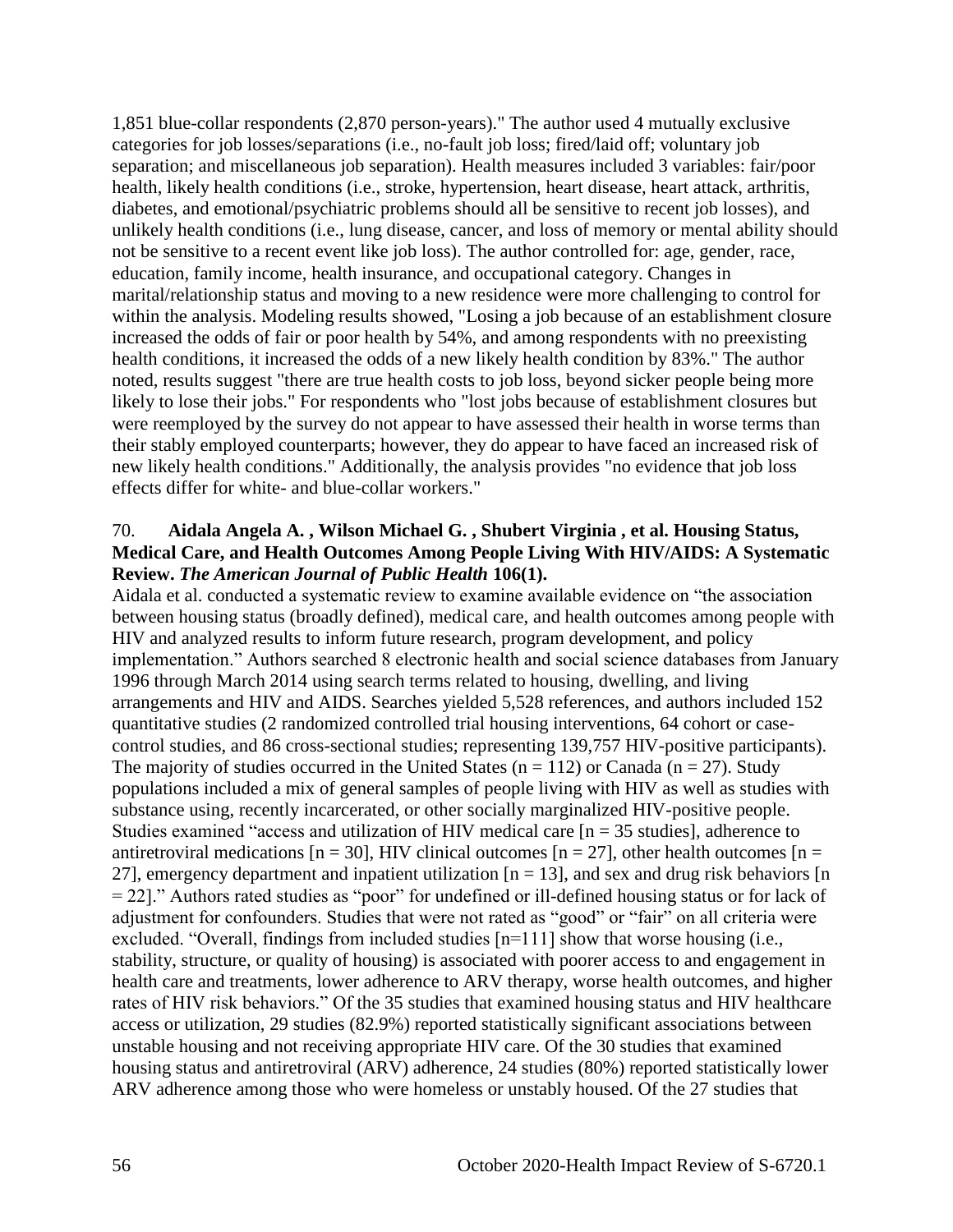1,851 blue-collar respondents (2,870 person-years)." The author used 4 mutually exclusive categories for job losses/separations (i.e., no-fault job loss; fired/laid off; voluntary job separation; and miscellaneous job separation). Health measures included 3 variables: fair/poor health, likely health conditions (i.e., stroke, hypertension, heart disease, heart attack, arthritis, diabetes, and emotional/psychiatric problems should all be sensitive to recent job losses), and unlikely health conditions (i.e., lung disease, cancer, and loss of memory or mental ability should not be sensitive to a recent event like job loss). The author controlled for: age, gender, race, education, family income, health insurance, and occupational category. Changes in marital/relationship status and moving to a new residence were more challenging to control for within the analysis. Modeling results showed, "Losing a job because of an establishment closure increased the odds of fair or poor health by 54%, and among respondents with no preexisting health conditions, it increased the odds of a new likely health condition by 83%." The author noted, results suggest "there are true health costs to job loss, beyond sicker people being more likely to lose their jobs." For respondents who "lost jobs because of establishment closures but were reemployed by the survey do not appear to have assessed their health in worse terms than their stably employed counterparts; however, they do appear to have faced an increased risk of new likely health conditions." Additionally, the analysis provides "no evidence that job loss effects differ for white- and blue-collar workers."

70. **Aidala Angela A. , Wilson Michael G. , Shubert Virginia , et al. Housing Status, Medical Care, and Health Outcomes Among People Living With HIV/AIDS: A Systematic Review.** ***The American Journal of Public Health*** **106(1).**

Aidala et al. conducted a systematic review to examine available evidence on "the association between housing status (broadly defined), medical care, and health outcomes among people with HIV and analyzed results to inform future research, program development, and policy implementation." Authors searched 8 electronic health and social science databases from January 1996 through March 2014 using search terms related to housing, dwelling, and living arrangements and HIV and AIDS. Searches yielded 5,528 references, and authors included 152 quantitative studies (2 randomized controlled trial housing interventions, 64 cohort or case-control studies, and 86 cross-sectional studies; representing 139,757 HIV-positive participants). The majority of studies occurred in the United States (n = 112) or Canada (n = 27). Study populations included a mix of general samples of people living with HIV as well as studies with substance using, recently incarcerated, or other socially marginalized HIV-positive people. Studies examined "access and utilization of HIV medical care [n = 35 studies], adherence to antiretroviral medications [n = 30], HIV clinical outcomes [n = 27], other health outcomes [n = 27], emergency department and inpatient utilization [n = 13], and sex and drug risk behaviors [n = 22]." Authors rated studies as "poor" for undefined or ill-defined housing status or for lack of adjustment for confounders. Studies that were not rated as "good" or "fair" on all criteria were excluded. "Overall, findings from included studies [n=111] show that worse housing (i.e., stability, structure, or quality of housing) is associated with poorer access to and engagement in health care and treatments, lower adherence to ARV therapy, worse health outcomes, and higher rates of HIV risk behaviors." Of the 35 studies that examined housing status and HIV healthcare access or utilization, 29 studies (82.9%) reported statistically significant associations between unstable housing and not receiving appropriate HIV care. Of the 30 studies that examined housing status and antiretroviral (ARV) adherence, 24 studies (80%) reported statistically lower ARV adherence among those who were homeless or unstably housed. Of the 27 studies that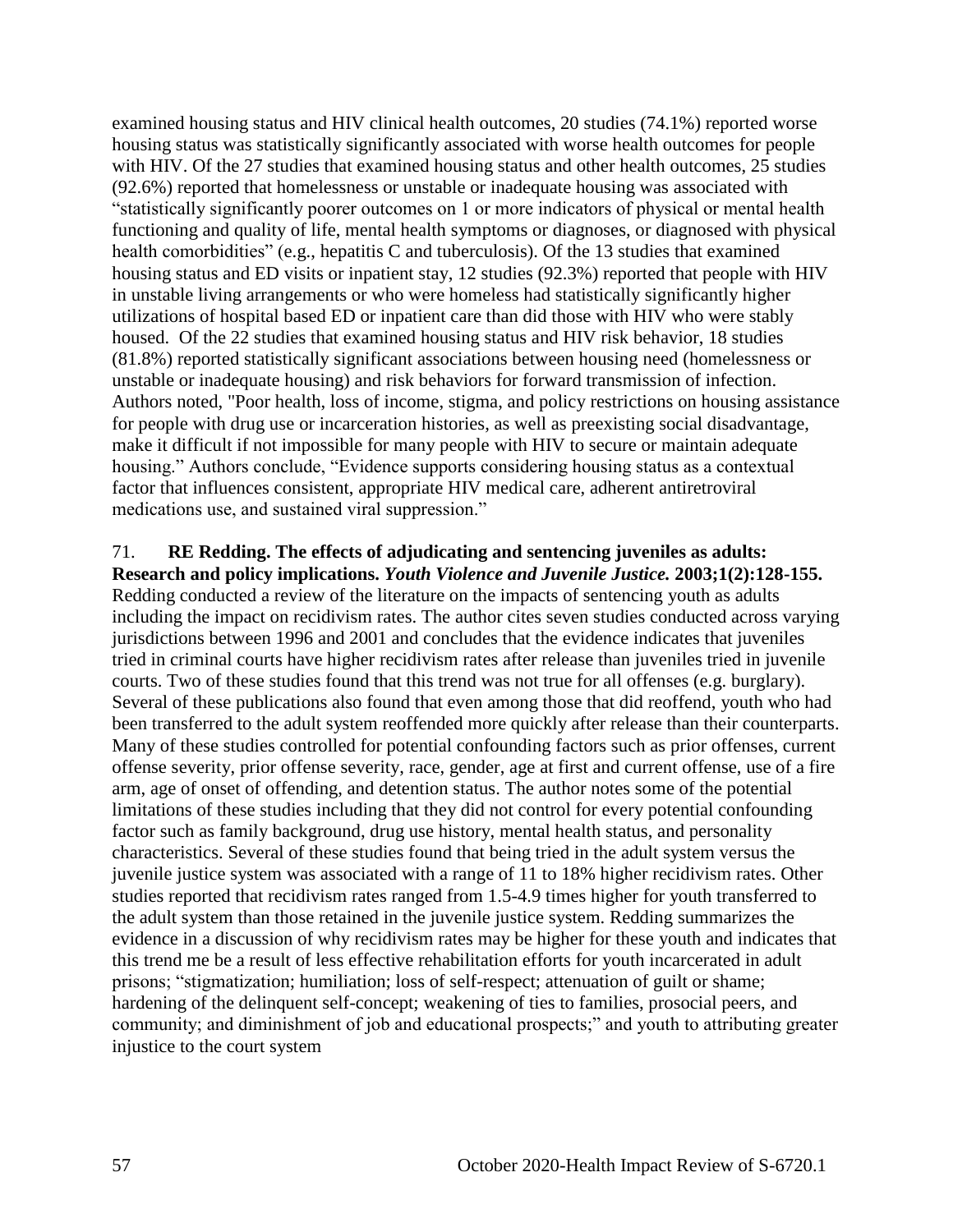examined housing status and HIV clinical health outcomes, 20 studies (74.1%) reported worse housing status was statistically significantly associated with worse health outcomes for people with HIV. Of the 27 studies that examined housing status and other health outcomes, 25 studies (92.6%) reported that homelessness or unstable or inadequate housing was associated with "statistically significantly poorer outcomes on 1 or more indicators of physical or mental health functioning and quality of life, mental health symptoms or diagnoses, or diagnosed with physical health comorbidities" (e.g., hepatitis C and tuberculosis). Of the 13 studies that examined housing status and ED visits or inpatient stay, 12 studies (92.3%) reported that people with HIV in unstable living arrangements or who were homeless had statistically significantly higher utilizations of hospital based ED or inpatient care than did those with HIV who were stably housed. Of the 22 studies that examined housing status and HIV risk behavior, 18 studies (81.8%) reported statistically significant associations between housing need (homelessness or unstable or inadequate housing) and risk behaviors for forward transmission of infection. Authors noted, "Poor health, loss of income, stigma, and policy restrictions on housing assistance for people with drug use or incarceration histories, as well as preexisting social disadvantage, make it difficult if not impossible for many people with HIV to secure or maintain adequate housing." Authors conclude, "Evidence supports considering housing status as a contextual factor that influences consistent, appropriate HIV medical care, adherent antiretroviral medications use, and sustained viral suppression."

71. **RE Redding. The effects of adjudicating and sentencing juveniles as adults: Research and policy implications. *Youth Violence and Juvenile Justice.* 2003;1(2):128-155.**
Redding conducted a review of the literature on the impacts of sentencing youth as adults including the impact on recidivism rates. The author cites seven studies conducted across varying jurisdictions between 1996 and 2001 and concludes that the evidence indicates that juveniles tried in criminal courts have higher recidivism rates after release than juveniles tried in juvenile courts. Two of these studies found that this trend was not true for all offenses (e.g. burglary). Several of these publications also found that even among those that did reoffend, youth who had been transferred to the adult system reoffended more quickly after release than their counterparts. Many of these studies controlled for potential confounding factors such as prior offenses, current offense severity, prior offense severity, race, gender, age at first and current offense, use of a fire arm, age of onset of offending, and detention status. The author notes some of the potential limitations of these studies including that they did not control for every potential confounding factor such as family background, drug use history, mental health status, and personality characteristics. Several of these studies found that being tried in the adult system versus the juvenile justice system was associated with a range of 11 to 18% higher recidivism rates. Other studies reported that recidivism rates ranged from 1.5-4.9 times higher for youth transferred to the adult system than those retained in the juvenile justice system. Redding summarizes the evidence in a discussion of why recidivism rates may be higher for these youth and indicates that this trend me be a result of less effective rehabilitation efforts for youth incarcerated in adult prisons; "stigmatization; humiliation; loss of self-respect; attenuation of guilt or shame; hardening of the delinquent self-concept; weakening of ties to families, prosocial peers, and community; and diminishment of job and educational prospects;" and youth to attributing greater injustice to the court system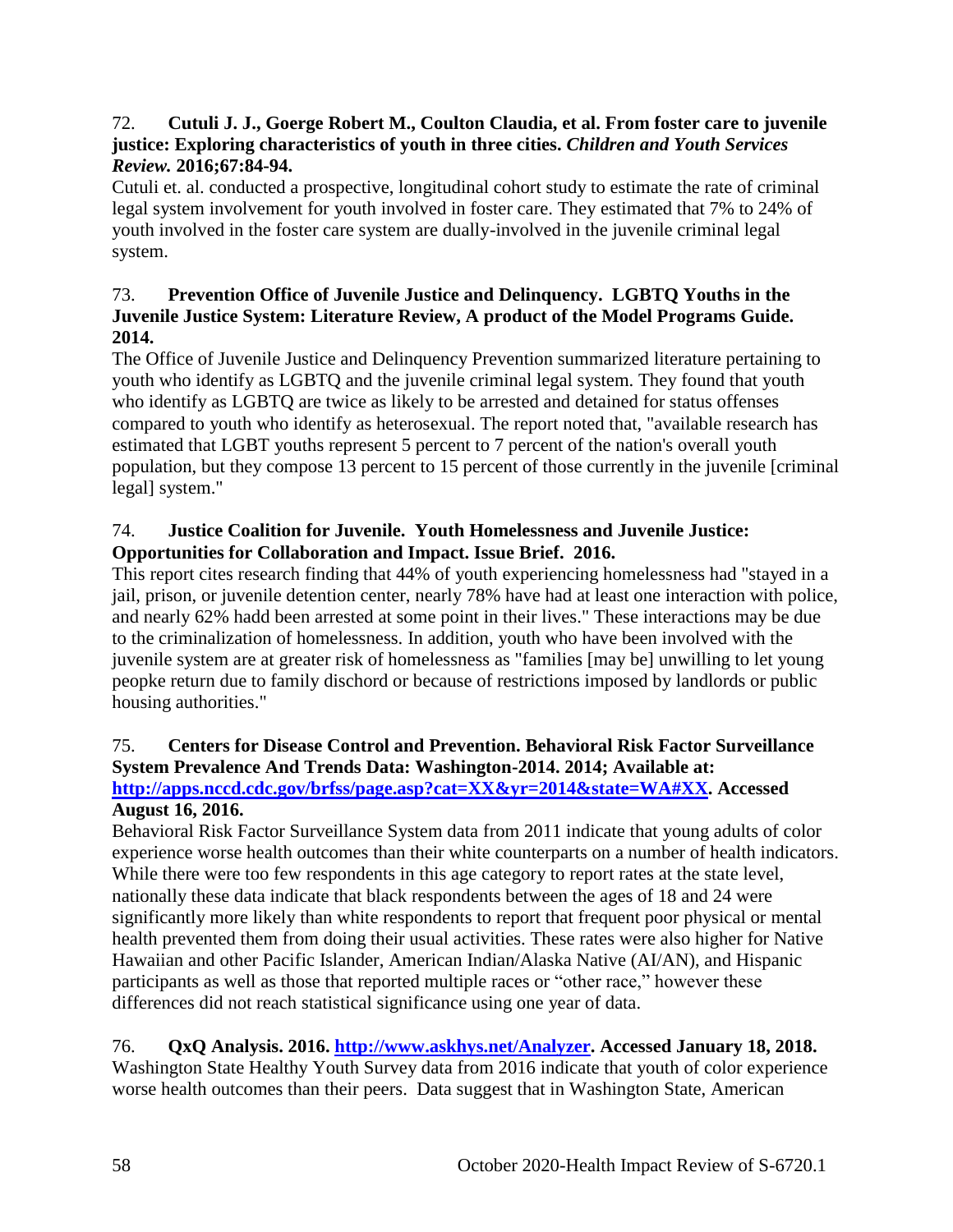72. **Cutuli J. J., Goerge Robert M., Coulton Claudia, et al. From foster care to juvenile justice: Exploring characteristics of youth in three cities. *Children and Youth Services Review.* 2016;67:84-94.**

Cutuli et. al. conducted a prospective, longitudinal cohort study to estimate the rate of criminal legal system involvement for youth involved in foster care. They estimated that 7% to 24% of youth involved in the foster care system are dually-involved in the juvenile criminal legal system.

73. **Prevention Office of Juvenile Justice and Delinquency. LGBTQ Youths in the Juvenile Justice System: Literature Review, A product of the Model Programs Guide. 2014.**

The Office of Juvenile Justice and Delinquency Prevention summarized literature pertaining to youth who identify as LGBTQ and the juvenile criminal legal system. They found that youth who identify as LGBTQ are twice as likely to be arrested and detained for status offenses compared to youth who identify as heterosexual. The report noted that, "available research has estimated that LGBT youths represent 5 percent to 7 percent of the nation's overall youth population, but they compose 13 percent to 15 percent of those currently in the juvenile [criminal legal] system."

74. **Justice Coalition for Juvenile. Youth Homelessness and Juvenile Justice: Opportunities for Collaboration and Impact. Issue Brief. 2016.**

This report cites research finding that 44% of youth experiencing homelessness had "stayed in a jail, prison, or juvenile detention center, nearly 78% have had at least one interaction with police, and nearly 62% hadd been arrested at some point in their lives." These interactions may be due to the criminalization of homelessness. In addition, youth who have been involved with the juvenile system are at greater risk of homelessness as "families [may be] unwilling to let young peopke return due to family dischord or because of restrictions imposed by landlords or public housing authorities."

75. **Centers for Disease Control and Prevention. Behavioral Risk Factor Surveillance System Prevalence And Trends Data: Washington-2014. 2014; Available at: [http://apps.nccd.cdc.gov/brfss/page.asp?cat=XX&yr=2014&state=WA#XX](http://apps.nccd.cdc.gov/brfss/page.asp?cat=XX&yr=2014&state=WA#XX). Accessed August 16, 2016.**

Behavioral Risk Factor Surveillance System data from 2011 indicate that young adults of color experience worse health outcomes than their white counterparts on a number of health indicators. While there were too few respondents in this age category to report rates at the state level, nationally these data indicate that black respondents between the ages of 18 and 24 were significantly more likely than white respondents to report that frequent poor physical or mental health prevented them from doing their usual activities. These rates were also higher for Native Hawaiian and other Pacific Islander, American Indian/Alaska Native (AI/AN), and Hispanic participants as well as those that reported multiple races or "other race," however these differences did not reach statistical significance using one year of data.

76. **QxQ Analysis. 2016. [http://www.askhys.net/Analyzer](http://www.askhys.net/Analyzer). Accessed January 18, 2018.**

Washington State Healthy Youth Survey data from 2016 indicate that youth of color experience worse health outcomes than their peers. Data suggest that in Washington State, American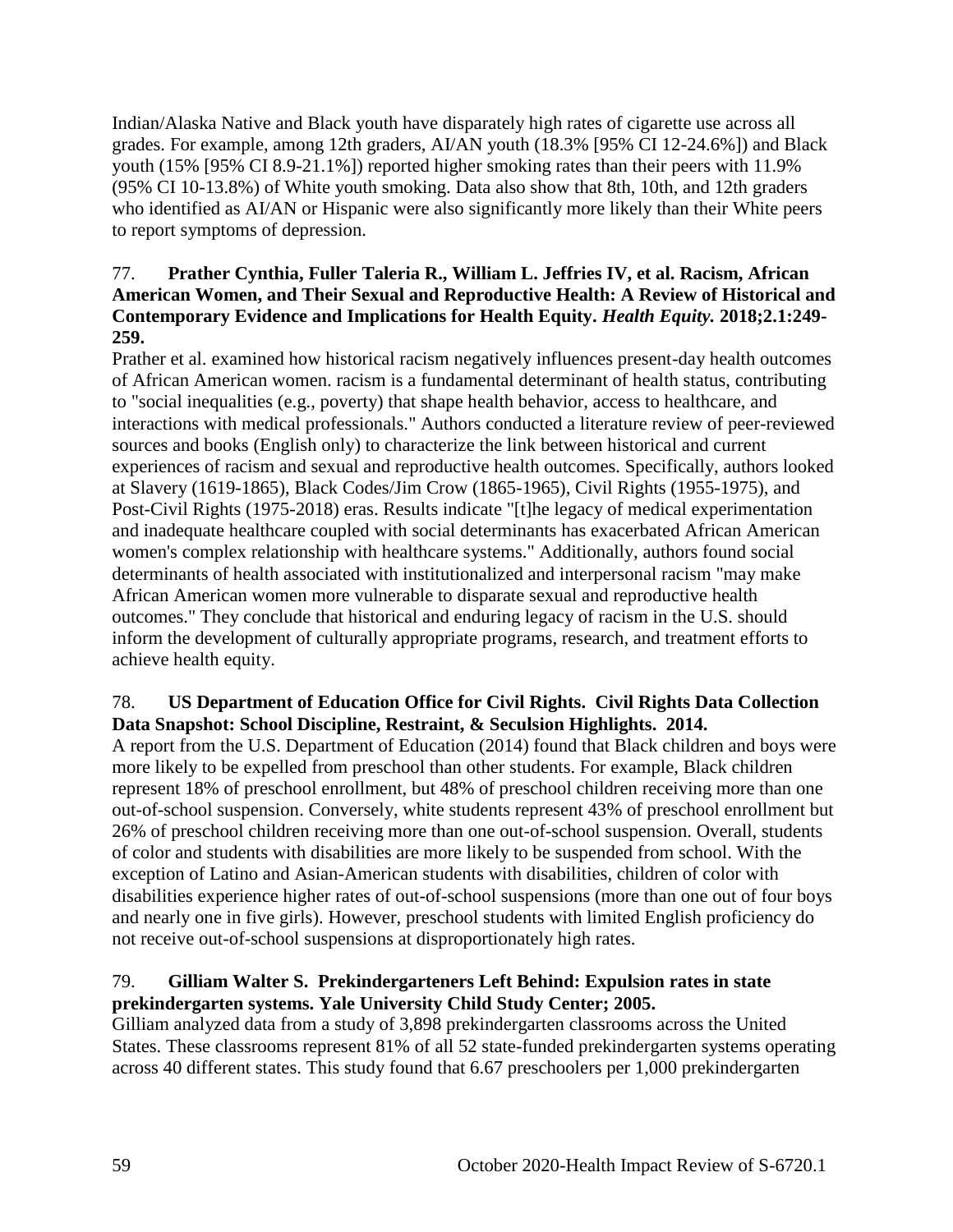Indian/Alaska Native and Black youth have disparately high rates of cigarette use across all grades. For example, among 12th graders, AI/AN youth (18.3% [95% CI 12-24.6%]) and Black youth (15% [95% CI 8.9-21.1%]) reported higher smoking rates than their peers with 11.9% (95% CI 10-13.8%) of White youth smoking. Data also show that 8th, 10th, and 12th graders who identified as AI/AN or Hispanic were also significantly more likely than their White peers to report symptoms of depression.

77. **Prather Cynthia, Fuller Taleria R., William L. Jeffries IV, et al. Racism, African American Women, and Their Sexual and Reproductive Health: A Review of Historical and Contemporary Evidence and Implications for Health Equity. *Health Equity.* 2018;2.1:249-259.**

Prather et al. examined how historical racism negatively influences present-day health outcomes of African American women. racism is a fundamental determinant of health status, contributing to "social inequalities (e.g., poverty) that shape health behavior, access to healthcare, and interactions with medical professionals." Authors conducted a literature review of peer-reviewed sources and books (English only) to characterize the link between historical and current experiences of racism and sexual and reproductive health outcomes. Specifically, authors looked at Slavery (1619-1865), Black Codes/Jim Crow (1865-1965), Civil Rights (1955-1975), and Post-Civil Rights (1975-2018) eras. Results indicate "[t]he legacy of medical experimentation and inadequate healthcare coupled with social determinants has exacerbated African American women's complex relationship with healthcare systems." Additionally, authors found social determinants of health associated with institutionalized and interpersonal racism "may make African American women more vulnerable to disparate sexual and reproductive health outcomes." They conclude that historical and enduring legacy of racism in the U.S. should inform the development of culturally appropriate programs, research, and treatment efforts to achieve health equity.

78. **US Department of Education Office for Civil Rights. Civil Rights Data Collection Data Snapshot: School Discipline, Restraint, & Seculsion Highlights. 2014.**

A report from the U.S. Department of Education (2014) found that Black children and boys were more likely to be expelled from preschool than other students. For example, Black children represent 18% of preschool enrollment, but 48% of preschool children receiving more than one out-of-school suspension. Conversely, white students represent 43% of preschool enrollment but 26% of preschool children receiving more than one out-of-school suspension. Overall, students of color and students with disabilities are more likely to be suspended from school. With the exception of Latino and Asian-American students with disabilities, children of color with disabilities experience higher rates of out-of-school suspensions (more than one out of four boys and nearly one in five girls). However, preschool students with limited English proficiency do not receive out-of-school suspensions at disproportionately high rates.

79. **Gilliam Walter S. Prekindergarteners Left Behind: Expulsion rates in state prekindergarten systems. Yale University Child Study Center; 2005.**

Gilliam analyzed data from a study of 3,898 prekindergarten classrooms across the United States. These classrooms represent 81% of all 52 state-funded prekindergarten systems operating across 40 different states. This study found that 6.67 preschoolers per 1,000 prekindergarten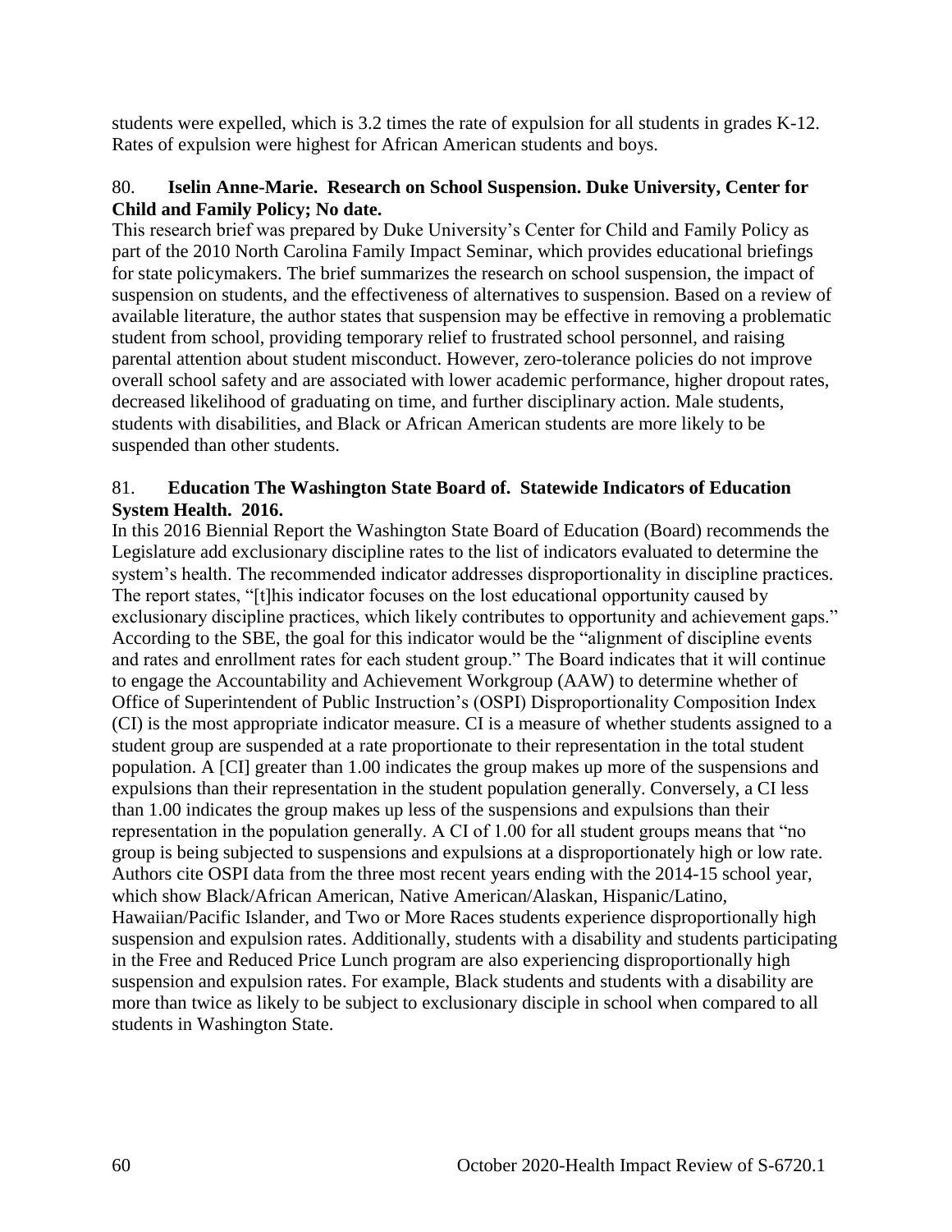students were expelled, which is 3.2 times the rate of expulsion for all students in grades K-12. Rates of expulsion were highest for African American students and boys.

80. **Iselin Anne-Marie. Research on School Suspension. Duke University, Center for Child and Family Policy; No date.**

This research brief was prepared by Duke University's Center for Child and Family Policy as part of the 2010 North Carolina Family Impact Seminar, which provides educational briefings for state policymakers. The brief summarizes the research on school suspension, the impact of suspension on students, and the effectiveness of alternatives to suspension. Based on a review of available literature, the author states that suspension may be effective in removing a problematic student from school, providing temporary relief to frustrated school personnel, and raising parental attention about student misconduct. However, zero-tolerance policies do not improve overall school safety and are associated with lower academic performance, higher dropout rates, decreased likelihood of graduating on time, and further disciplinary action. Male students, students with disabilities, and Black or African American students are more likely to be suspended than other students.

81. **Education The Washington State Board of. Statewide Indicators of Education System Health. 2016.**

In this 2016 Biennial Report the Washington State Board of Education (Board) recommends the Legislature add exclusionary discipline rates to the list of indicators evaluated to determine the system's health. The recommended indicator addresses disproportionality in discipline practices. The report states, "[t]his indicator focuses on the lost educational opportunity caused by exclusionary discipline practices, which likely contributes to opportunity and achievement gaps." According to the SBE, the goal for this indicator would be the "alignment of discipline events and rates and enrollment rates for each student group." The Board indicates that it will continue to engage the Accountability and Achievement Workgroup (AAW) to determine whether of Office of Superintendent of Public Instruction's (OSPI) Disproportionality Composition Index (CI) is the most appropriate indicator measure. CI is a measure of whether students assigned to a student group are suspended at a rate proportionate to their representation in the total student population. A [CI] greater than 1.00 indicates the group makes up more of the suspensions and expulsions than their representation in the student population generally. Conversely, a CI less than 1.00 indicates the group makes up less of the suspensions and expulsions than their representation in the population generally. A CI of 1.00 for all student groups means that "no group is being subjected to suspensions and expulsions at a disproportionately high or low rate. Authors cite OSPI data from the three most recent years ending with the 2014-15 school year, which show Black/African American, Native American/Alaskan, Hispanic/Latino, Hawaiian/Pacific Islander, and Two or More Races students experience disproportionally high suspension and expulsion rates. Additionally, students with a disability and students participating in the Free and Reduced Price Lunch program are also experiencing disproportionately high suspension and expulsion rates. For example, Black students and students with a disability are more than twice as likely to be subject to exclusionary disciple in school when compared to all students in Washington State.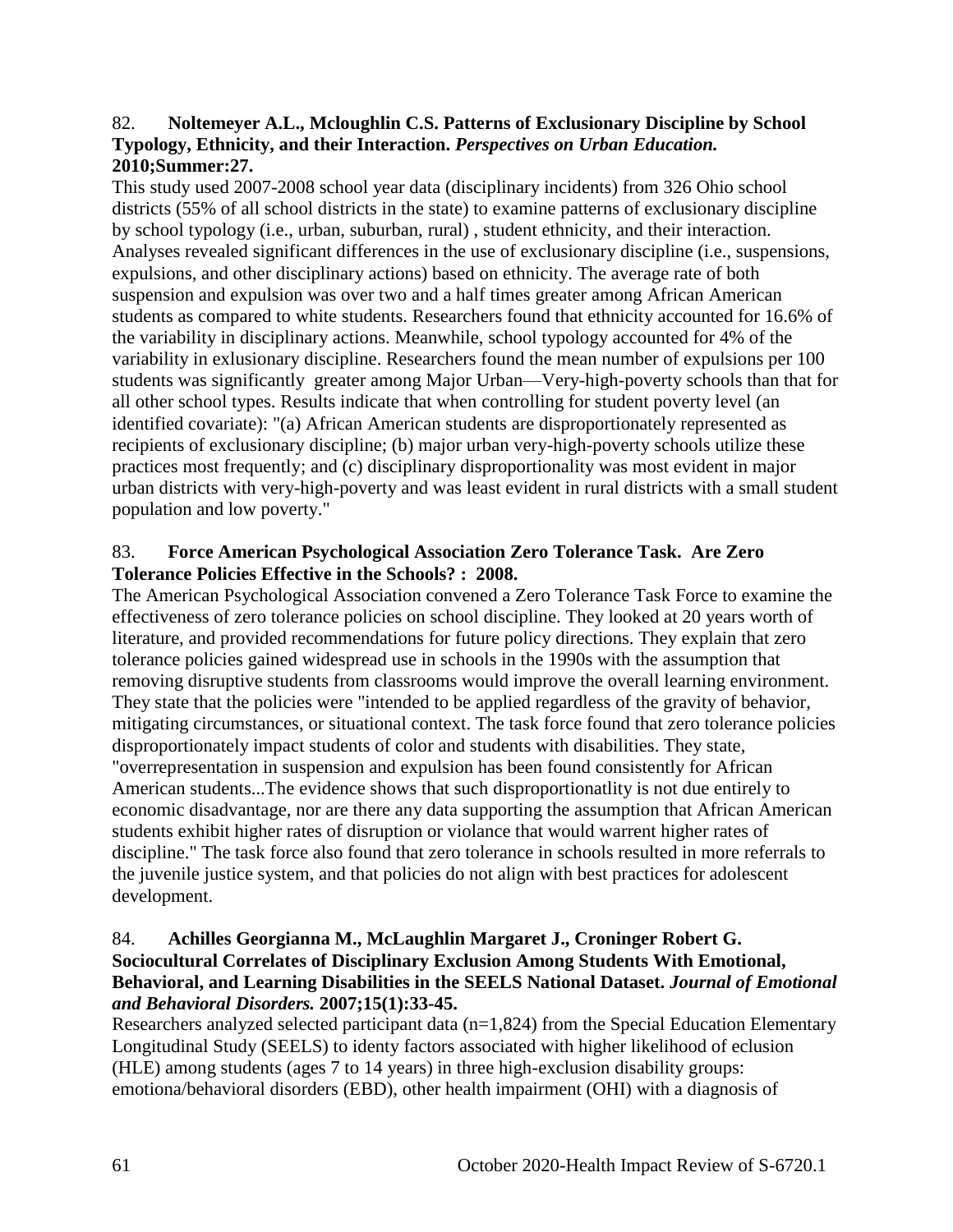82. **Noltemeyer A.L., Mcloughlin C.S. Patterns of Exclusionary Discipline by School Typology, Ethnicity, and their Interaction.** ***Perspectives on Urban Education.*** **2010;Summer:27.**

This study used 2007-2008 school year data (disciplinary incidents) from 326 Ohio school districts (55% of all school districts in the state) to examine patterns of exclusionary discipline by school typology (i.e., urban, suburban, rural) , student ethnicity, and their interaction. Analyses revealed significant differences in the use of exclusionary discipline (i.e., suspensions, expulsions, and other disciplinary actions) based on ethnicity. The average rate of both suspension and expulsion was over two and a half times greater among African American students as compared to white students. Researchers found that ethnicity accounted for 16.6% of the variability in disciplinary actions. Meanwhile, school typology accounted for 4% of the variability in exlusionary discipline. Researchers found the mean number of expulsions per 100 students was significantly greater among Major Urban—Very-high-poverty schools than that for all other school types. Results indicate that when controlling for student poverty level (an identified covariate): "(a) African American students are disproportionately represented as recipients of exclusionary discipline; (b) major urban very-high-poverty schools utilize these practices most frequently; and (c) disciplinary disproportionality was most evident in major urban districts with very-high-poverty and was least evident in rural districts with a small student population and low poverty."

83. **Force American Psychological Association Zero Tolerance Task. Are Zero Tolerance Policies Effective in the Schools? : 2008.**

The American Psychological Association convened a Zero Tolerance Task Force to examine the effectiveness of zero tolerance policies on school discipline. They looked at 20 years worth of literature, and provided recommendations for future policy directions. They explain that zero tolerance policies gained widespread use in schools in the 1990s with the assumption that removing disruptive students from classrooms would improve the overall learning environment. They state that the policies were "intended to be applied regardless of the gravity of behavior, mitigating circumstances, or situational context. The task force found that zero tolerance policies disproportionately impact students of color and students with disabilities. They state, "overrepresentation in suspension and expulsion has been found consistently for African American students...The evidence shows that such disproportionatlity is not due entirely to economic disadvantage, nor are there any data supporting the assumption that African American students exhibit higher rates of disruption or violance that would warrent higher rates of discipline." The task force also found that zero tolerance in schools resulted in more referrals to the juvenile justice system, and that policies do not align with best practices for adolescent development.

84. **Achilles Georgianna M., McLaughlin Margaret J., Croninger Robert G. Sociocultural Correlates of Disciplinary Exclusion Among Students With Emotional, Behavioral, and Learning Disabilities in the SEELS National Dataset.** ***Journal of Emotional and Behavioral Disorders.*** **2007;15(1):33-45.**

Researchers analyzed selected participant data (n=1,824) from the Special Education Elementary Longitudinal Study (SEELS) to identy factors associated with higher likelihood of eclusion (HLE) among students (ages 7 to 14 years) in three high-exclusion disability groups: emotiona/behavioral disorders (EBD), other health impairment (OHI) with a diagnosis of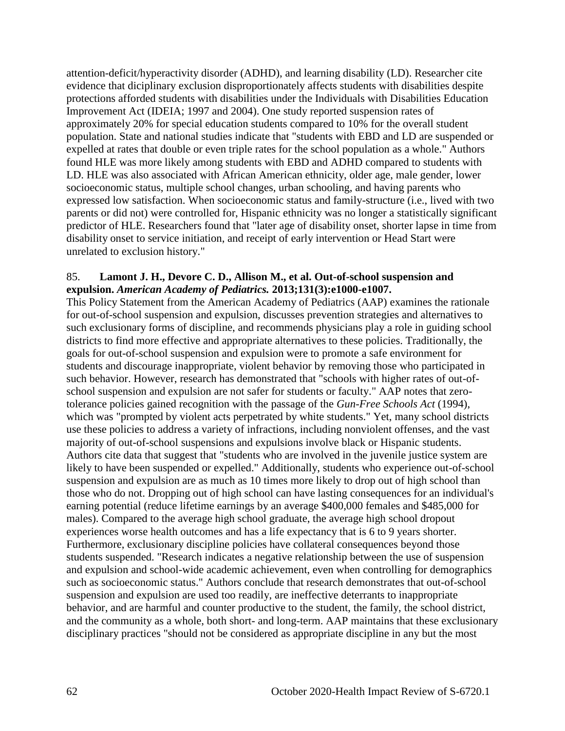attention-deficit/hyperactivity disorder (ADHD), and learning disability (LD). Researcher cite evidence that diciplinary exclusion disproportionately affects students with disabilities despite protections afforded students with disabilities under the Individuals with Disabilities Education Improvement Act (IDEIA; 1997 and 2004). One study reported suspension rates of approximately 20% for special education students compared to 10% for the overall student population. State and national studies indicate that "students with EBD and LD are suspended or expelled at rates that double or even triple rates for the school population as a whole." Authors found HLE was more likely among students with EBD and ADHD compared to students with LD. HLE was also associated with African American ethnicity, older age, male gender, lower socioeconomic status, multiple school changes, urban schooling, and having parents who expressed low satisfaction. When socioeconomic status and family-structure (i.e., lived with two parents or did not) were controlled for, Hispanic ethnicity was no longer a statistically significant predictor of HLE. Researchers found that "later age of disability onset, shorter lapse in time from disability onset to service initiation, and receipt of early intervention or Head Start were unrelated to exclusion history."

85. **Lamont J. H., Devore C. D., Allison M., et al. Out-of-school suspension and expulsion.** ***American Academy of Pediatrics.*** **2013;131(3):e1000-e1007.**

This Policy Statement from the American Academy of Pediatrics (AAP) examines the rationale for out-of-school suspension and expulsion, discusses prevention strategies and alternatives to such exclusionary forms of discipline, and recommends physicians play a role in guiding school districts to find more effective and appropriate alternatives to these policies. Traditionally, the goals for out-of-school suspension and expulsion were to promote a safe environment for students and discourage inappropriate, violent behavior by removing those who participated in such behavior. However, research has demonstrated that "schools with higher rates of out-of-school suspension and expulsion are not safer for students or faculty." AAP notes that zero-tolerance policies gained recognition with the passage of the *Gun-Free Schools Act* (1994), which was "prompted by violent acts perpetrated by white students." Yet, many school districts use these policies to address a variety of infractions, including nonviolent offenses, and the vast majority of out-of-school suspensions and expulsions involve black or Hispanic students. Authors cite data that suggest that "students who are involved in the juvenile justice system are likely to have been suspended or expelled." Additionally, students who experience out-of-school suspension and expulsion are as much as 10 times more likely to drop out of high school than those who do not. Dropping out of high school can have lasting consequences for an individual's earning potential (reduce lifetime earnings by an average $400,000 females and $485,000 for males). Compared to the average high school graduate, the average high school dropout experiences worse health outcomes and has a life expectancy that is 6 to 9 years shorter. Furthermore, exclusionary discipline policies have collateral consequences beyond those students suspended. "Research indicates a negative relationship between the use of suspension and expulsion and school-wide academic achievement, even when controlling for demographics such as socioeconomic status." Authors conclude that research demonstrates that out-of-school suspension and expulsion are used too readily, are ineffective deterrants to inappropriate behavior, and are harmful and counter productive to the student, the family, the school district, and the community as a whole, both short- and long-term. AAP maintains that these exclusionary disciplinary practices "should not be considered as appropriate discipline in any but the most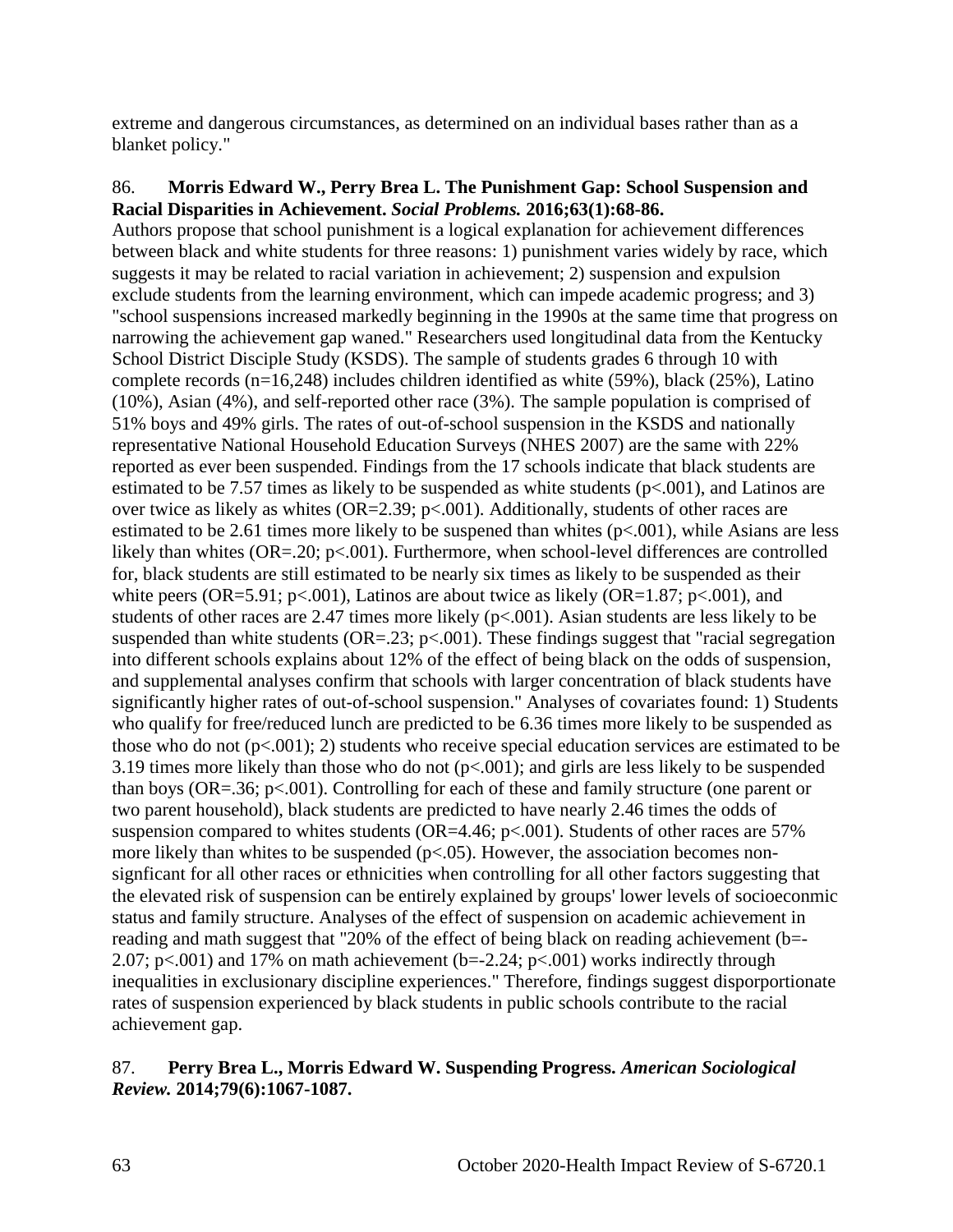extreme and dangerous circumstances, as determined on an individual bases rather than as a blanket policy."

86. **Morris Edward W., Perry Brea L. The Punishment Gap: School Suspension and Racial Disparities in Achievement.** ***Social Problems.*** **2016;63(1):68-86.**

Authors propose that school punishment is a logical explanation for achievement differences between black and white students for three reasons: 1) punishment varies widely by race, which suggests it may be related to racial variation in achievement; 2) suspension and expulsion exclude students from the learning environment, which can impede academic progress; and 3) "school suspensions increased markedly beginning in the 1990s at the same time that progress on narrowing the achievement gap waned." Researchers used longitudinal data from the Kentucky School District Disciple Study (KSDS). The sample of students grades 6 through 10 with complete records (n=16,248) includes children identified as white (59%), black (25%), Latino (10%), Asian (4%), and self-reported other race (3%). The sample population is comprised of 51% boys and 49% girls. The rates of out-of-school suspension in the KSDS and nationally representative National Household Education Surveys (NHES 2007) are the same with 22% reported as ever been suspended. Findings from the 17 schools indicate that black students are estimated to be 7.57 times as likely to be suspended as white students (p<.001), and Latinos are over twice as likely as whites (OR=2.39; p<.001). Additionally, students of other races are estimated to be 2.61 times more likely to be suspened than whites (p<.001), while Asians are less likely than whites (OR=.20; p<.001). Furthermore, when school-level differences are controlled for, black students are still estimated to be nearly six times as likely to be suspended as their white peers (OR=5.91; p<.001), Latinos are about twice as likely (OR=1.87; p<.001), and students of other races are 2.47 times more likely (p<.001). Asian students are less likely to be suspended than white students (OR=.23; p<.001). These findings suggest that "racial segregation into different schools explains about 12% of the effect of being black on the odds of suspension, and supplemental analyses confirm that schools with larger concentration of black students have significantly higher rates of out-of-school suspension." Analyses of covariates found: 1) Students who qualify for free/reduced lunch are predicted to be 6.36 times more likely to be suspended as those who do not (p<.001); 2) students who receive special education services are estimated to be 3.19 times more likely than those who do not (p<.001); and girls are less likely to be suspended than boys (OR=.36; p<.001). Controlling for each of these and family structure (one parent or two parent household), black students are predicted to have nearly 2.46 times the odds of suspension compared to whites students (OR=4.46; p<.001). Students of other races are 57% more likely than whites to be suspended (p<.05). However, the association becomes non-signficant for all other races or ethnicities when controlling for all other factors suggesting that the elevated risk of suspension can be entirely explained by groups' lower levels of socioeconmic status and family structure. Analyses of the effect of suspension on academic achievement in reading and math suggest that "20% of the effect of being black on reading achievement (b=-2.07; p<.001) and 17% on math achievement (b=-2.24; p<.001) works indirectly through inequalities in exclusionary discipline experiences." Therefore, findings suggest disporportionate rates of suspension experienced by black students in public schools contribute to the racial achievement gap.

87. **Perry Brea L., Morris Edward W. Suspending Progress.** ***American Sociological Review.*** **2014;79(6):1067-1087.**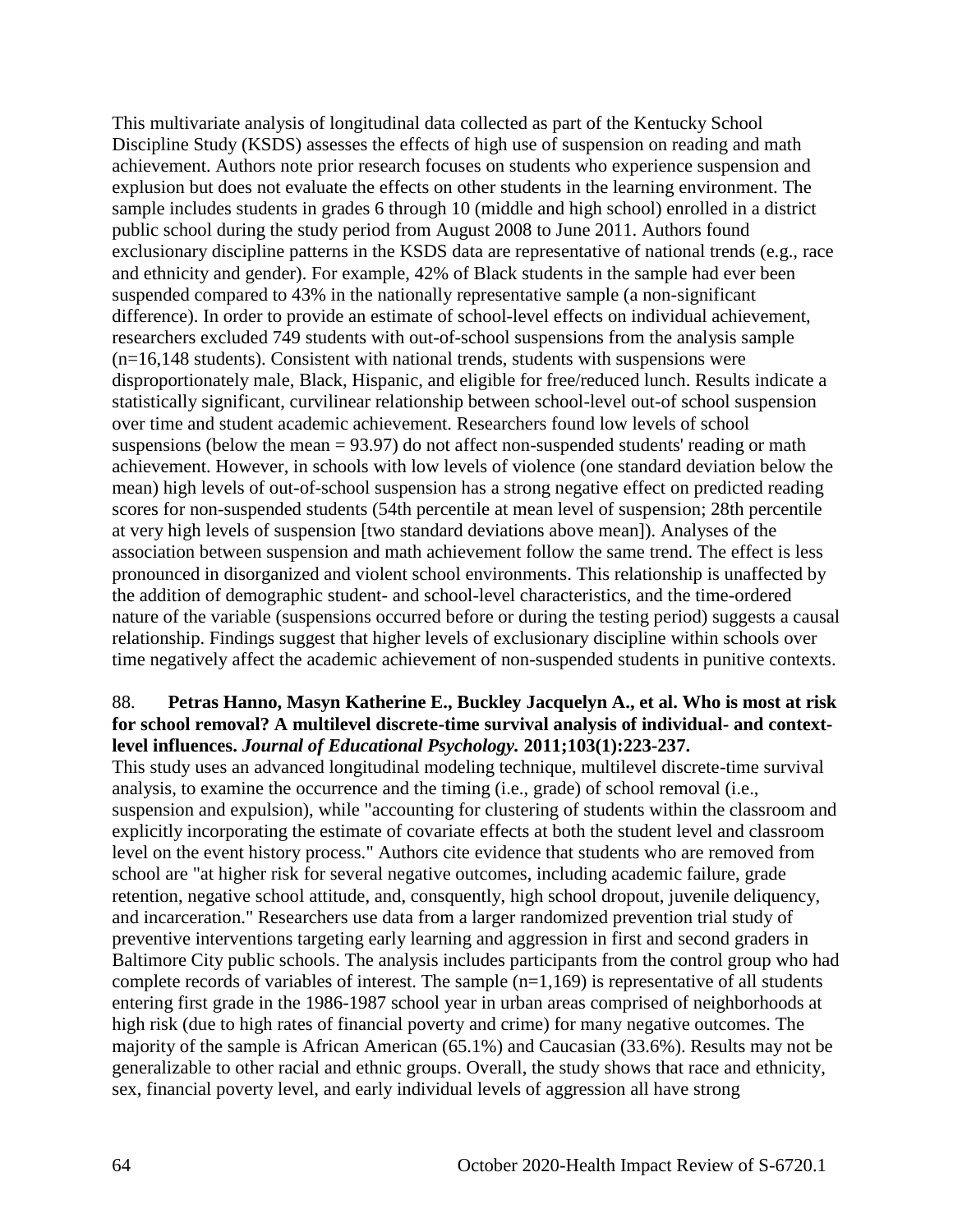This multivariate analysis of longitudinal data collected as part of the Kentucky School Discipline Study (KSDS) assesses the effects of high use of suspension on reading and math achievement. Authors note prior research focuses on students who experience suspension and explusion but does not evaluate the effects on other students in the learning environment. The sample includes students in grades 6 through 10 (middle and high school) enrolled in a district public school during the study period from August 2008 to June 2011. Authors found exclusionary discipline patterns in the KSDS data are representative of national trends (e.g., race and ethnicity and gender). For example, 42% of Black students in the sample had ever been suspended compared to 43% in the nationally representative sample (a non-significant difference). In order to provide an estimate of school-level effects on individual achievement, researchers excluded 749 students with out-of-school suspensions from the analysis sample (n=16,148 students). Consistent with national trends, students with suspensions were disproportionately male, Black, Hispanic, and eligible for free/reduced lunch. Results indicate a statistically significant, curvilinear relationship between school-level out-of school suspension over time and student academic achievement. Researchers found low levels of school suspensions (below the mean = 93.97) do not affect non-suspended students' reading or math achievement. However, in schools with low levels of violence (one standard deviation below the mean) high levels of out-of-school suspension has a strong negative effect on predicted reading scores for non-suspended students (54th percentile at mean level of suspension; 28th percentile at very high levels of suspension [two standard deviations above mean]). Analyses of the association between suspension and math achievement follow the same trend. The effect is less pronounced in disorganized and violent school environments. This relationship is unaffected by the addition of demographic student- and school-level characteristics, and the time-ordered nature of the variable (suspensions occurred before or during the testing period) suggests a causal relationship. Findings suggest that higher levels of exclusionary discipline within schools over time negatively affect the academic achievement of non-suspended students in punitive contexts.

88. **Petras Hanno, Masyn Katherine E., Buckley Jacquelyn A., et al. Who is most at risk for school removal? A multilevel discrete-time survival analysis of individual- and context-level influences. *Journal of Educational Psychology.* 2011;103(1):223-237.**

This study uses an advanced longitudinal modeling technique, multilevel discrete-time survival analysis, to examine the occurrence and the timing (i.e., grade) of school removal (i.e., suspension and expulsion), while "accounting for clustering of students within the classroom and explicitly incorporating the estimate of covariate effects at both the student level and classroom level on the event history process." Authors cite evidence that students who are removed from school are "at higher risk for several negative outcomes, including academic failure, grade retention, negative school attitude, and, consquently, high school dropout, juvenile deliquency, and incarceration." Researchers use data from a larger randomized prevention trial study of preventive interventions targeting early learning and aggression in first and second graders in Baltimore City public schools. The analysis includes participants from the control group who had complete records of variables of interest. The sample (n=1,169) is representative of all students entering first grade in the 1986-1987 school year in urban areas comprised of neighborhoods at high risk (due to high rates of financial poverty and crime) for many negative outcomes. The majority of the sample is African American (65.1%) and Caucasian (33.6%). Results may not be generalizable to other racial and ethnic groups. Overall, the study shows that race and ethnicity, sex, financial poverty level, and early individual levels of aggression all have strong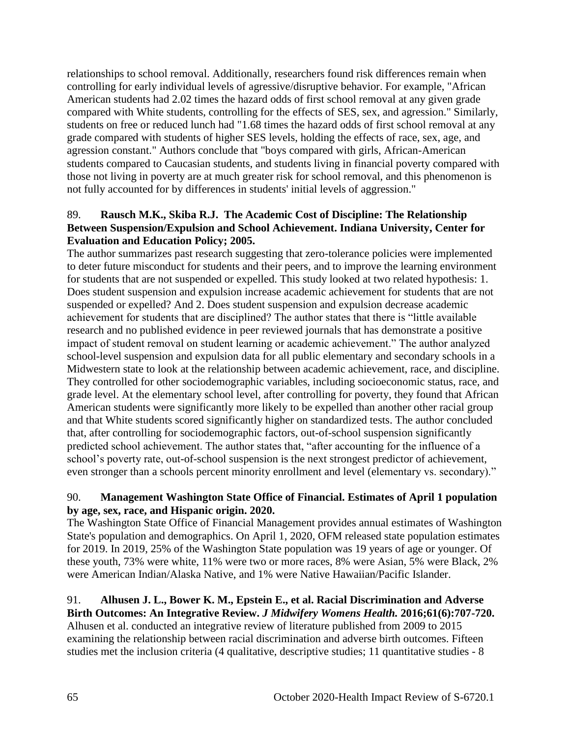relationships to school removal. Additionally, researchers found risk differences remain when controlling for early individual levels of agressive/disruptive behavior. For example, "African American students had 2.02 times the hazard odds of first school removal at any given grade compared with White students, controlling for the effects of SES, sex, and agression." Similarly, students on free or reduced lunch had "1.68 times the hazard odds of first school removal at any grade compared with students of higher SES levels, holding the effects of race, sex, age, and agression constant." Authors conclude that "boys compared with girls, African-American students compared to Caucasian students, and students living in financial poverty compared with those not living in poverty are at much greater risk for school removal, and this phenomenon is not fully accounted for by differences in students' initial levels of aggression."

89. **Rausch M.K., Skiba R.J. The Academic Cost of Discipline: The Relationship Between Suspension/Expulsion and School Achievement. Indiana University, Center for Evaluation and Education Policy; 2005.**
The author summarizes past research suggesting that zero-tolerance policies were implemented to deter future misconduct for students and their peers, and to improve the learning environment for students that are not suspended or expelled. This study looked at two related hypothesis: 1. Does student suspension and expulsion increase academic achievement for students that are not suspended or expelled? And 2. Does student suspension and expulsion decrease academic achievement for students that are disciplined? The author states that there is "little available research and no published evidence in peer reviewed journals that has demonstrate a positive impact of student removal on student learning or academic achievement." The author analyzed school-level suspension and expulsion data for all public elementary and secondary schools in a Midwestern state to look at the relationship between academic achievement, race, and discipline. They controlled for other sociodemographic variables, including socioeconomic status, race, and grade level. At the elementary school level, after controlling for poverty, they found that African American students were significantly more likely to be expelled than another other racial group and that White students scored significantly higher on standardized tests. The author concluded that, after controlling for sociodemographic factors, out-of-school suspension significantly predicted school achievement. The author states that, "after accounting for the influence of a school's poverty rate, out-of-school suspension is the next strongest predictor of achievement, even stronger than a schools percent minority enrollment and level (elementary vs. secondary)."

90. **Management Washington State Office of Financial. Estimates of April 1 population by age, sex, race, and Hispanic origin. 2020.**
The Washington State Office of Financial Management provides annual estimates of Washington State's population and demographics. On April 1, 2020, OFM released state population estimates for 2019. In 2019, 25% of the Washington State population was 19 years of age or younger. Of these youth, 73% were white, 11% were two or more races, 8% were Asian, 5% were Black, 2% were American Indian/Alaska Native, and 1% were Native Hawaiian/Pacific Islander.

91. **Alhusen J. L., Bower K. M., Epstein E., et al. Racial Discrimination and Adverse Birth Outcomes: An Integrative Review. *J Midwifery Womens Health.* 2016;61(6):707-720.**
Alhusen et al. conducted an integrative review of literature published from 2009 to 2015 examining the relationship between racial discrimination and adverse birth outcomes. Fifteen studies met the inclusion criteria (4 qualitative, descriptive studies; 11 quantitative studies - 8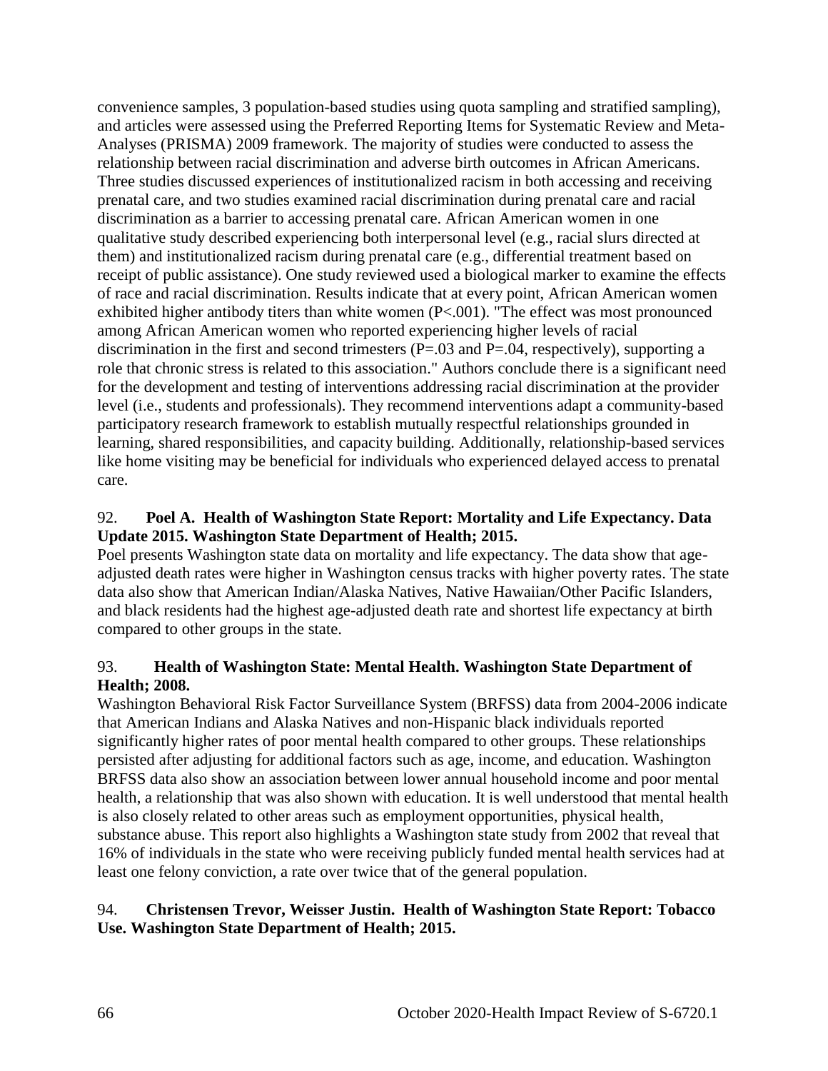convenience samples, 3 population-based studies using quota sampling and stratified sampling), and articles were assessed using the Preferred Reporting Items for Systematic Review and Meta-Analyses (PRISMA) 2009 framework. The majority of studies were conducted to assess the relationship between racial discrimination and adverse birth outcomes in African Americans. Three studies discussed experiences of institutionalized racism in both accessing and receiving prenatal care, and two studies examined racial discrimination during prenatal care and racial discrimination as a barrier to accessing prenatal care. African American women in one qualitative study described experiencing both interpersonal level (e.g., racial slurs directed at them) and institutionalized racism during prenatal care (e.g., differential treatment based on receipt of public assistance). One study reviewed used a biological marker to examine the effects of race and racial discrimination. Results indicate that at every point, African American women exhibited higher antibody titers than white women ($P<.001$). "The effect was most pronounced among African American women who reported experiencing higher levels of racial discrimination in the first and second trimesters ($P=.03$ and $P=.04$, respectively), supporting a role that chronic stress is related to this association." Authors conclude there is a significant need for the development and testing of interventions addressing racial discrimination at the provider level (i.e., students and professionals). They recommend interventions adapt a community-based participatory research framework to establish mutually respectful relationships grounded in learning, shared responsibilities, and capacity building. Additionally, relationship-based services like home visiting may be beneficial for individuals who experienced delayed access to prenatal care.

92. **Poel A. Health of Washington State Report: Mortality and Life Expectancy. Data Update 2015. Washington State Department of Health; 2015.**

Poel presents Washington state data on mortality and life expectancy. The data show that age-adjusted death rates were higher in Washington census tracks with higher poverty rates. The state data also show that American Indian/Alaska Natives, Native Hawaiian/Other Pacific Islanders, and black residents had the highest age-adjusted death rate and shortest life expectancy at birth compared to other groups in the state.

93. **Health of Washington State: Mental Health. Washington State Department of Health; 2008.**

Washington Behavioral Risk Factor Surveillance System (BRFSS) data from 2004-2006 indicate that American Indians and Alaska Natives and non-Hispanic black individuals reported significantly higher rates of poor mental health compared to other groups. These relationships persisted after adjusting for additional factors such as age, income, and education. Washington BRFSS data also show an association between lower annual household income and poor mental health, a relationship that was also shown with education. It is well understood that mental health is also closely related to other areas such as employment opportunities, physical health, substance abuse. This report also highlights a Washington state study from 2002 that reveal that 16% of individuals in the state who were receiving publicly funded mental health services had at least one felony conviction, a rate over twice that of the general population.

94. **Christensen Trevor, Weisser Justin. Health of Washington State Report: Tobacco Use. Washington State Department of Health; 2015.**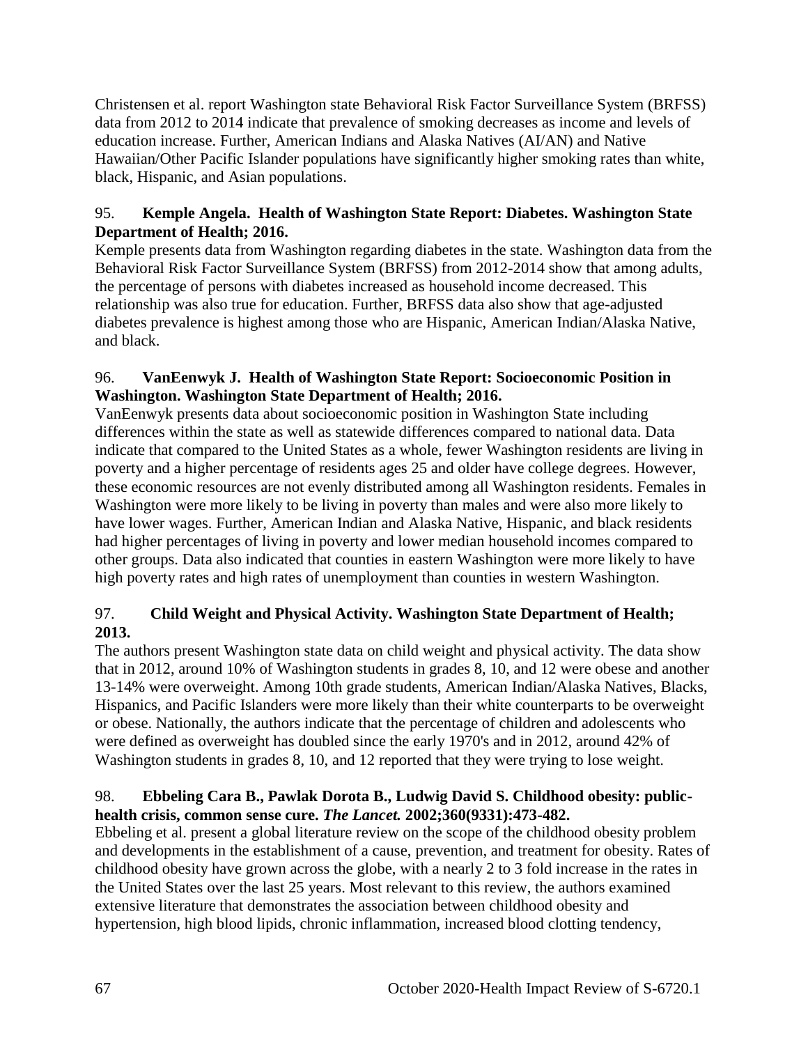Christensen et al. report Washington state Behavioral Risk Factor Surveillance System (BRFSS) data from 2012 to 2014 indicate that prevalence of smoking decreases as income and levels of education increase. Further, American Indians and Alaska Natives (AI/AN) and Native Hawaiian/Other Pacific Islander populations have significantly higher smoking rates than white, black, Hispanic, and Asian populations.

95. **Kemple Angela. Health of Washington State Report: Diabetes. Washington State Department of Health; 2016.**
Kemple presents data from Washington regarding diabetes in the state. Washington data from the Behavioral Risk Factor Surveillance System (BRFSS) from 2012-2014 show that among adults, the percentage of persons with diabetes increased as household income decreased. This relationship was also true for education. Further, BRFSS data also show that age-adjusted diabetes prevalence is highest among those who are Hispanic, American Indian/Alaska Native, and black.

96. **VanEenwyk J. Health of Washington State Report: Socioeconomic Position in Washington. Washington State Department of Health; 2016.**
VanEenwyk presents data about socioeconomic position in Washington State including differences within the state as well as statewide differences compared to national data. Data indicate that compared to the United States as a whole, fewer Washington residents are living in poverty and a higher percentage of residents ages 25 and older have college degrees. However, these economic resources are not evenly distributed among all Washington residents. Females in Washington were more likely to be living in poverty than males and were also more likely to have lower wages. Further, American Indian and Alaska Native, Hispanic, and black residents had higher percentages of living in poverty and lower median household incomes compared to other groups. Data also indicated that counties in eastern Washington were more likely to have high poverty rates and high rates of unemployment than counties in western Washington.

97. **Child Weight and Physical Activity. Washington State Department of Health; 2013.**
The authors present Washington state data on child weight and physical activity. The data show that in 2012, around 10% of Washington students in grades 8, 10, and 12 were obese and another 13-14% were overweight. Among 10th grade students, American Indian/Alaska Natives, Blacks, Hispanics, and Pacific Islanders were more likely than their white counterparts to be overweight or obese. Nationally, the authors indicate that the percentage of children and adolescents who were defined as overweight has doubled since the early 1970's and in 2012, around 42% of Washington students in grades 8, 10, and 12 reported that they were trying to lose weight.

98. **Ebbeling Cara B., Pawlak Dorota B., Ludwig David S. Childhood obesity: public-health crisis, common sense cure. *The Lancet.* 2002;360(9331):473-482.**
Ebbeling et al. present a global literature review on the scope of the childhood obesity problem and developments in the establishment of a cause, prevention, and treatment for obesity. Rates of childhood obesity have grown across the globe, with a nearly 2 to 3 fold increase in the rates in the United States over the last 25 years. Most relevant to this review, the authors examined extensive literature that demonstrates the association between childhood obesity and hypertension, high blood lipids, chronic inflammation, increased blood clotting tendency,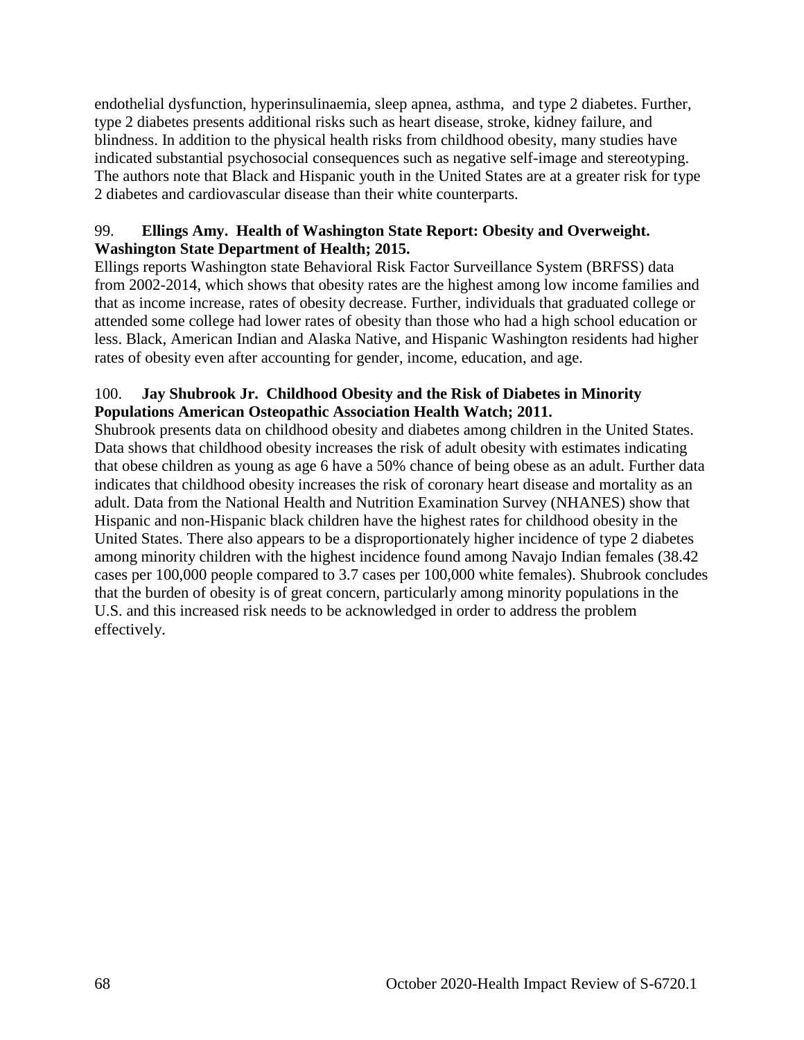endothelial dysfunction, hyperinsulinaemia, sleep apnea, asthma,  and type 2 diabetes. Further, type 2 diabetes presents additional risks such as heart disease, stroke, kidney failure, and blindness. In addition to the physical health risks from childhood obesity, many studies have indicated substantial psychosocial consequences such as negative self-image and stereotyping. The authors note that Black and Hispanic youth in the United States are at a greater risk for type 2 diabetes and cardiovascular disease than their white counterparts.

99. **Ellings Amy.  Health of Washington State Report: Obesity and Overweight. Washington State Department of Health; 2015.**

Ellings reports Washington state Behavioral Risk Factor Surveillance System (BRFSS) data from 2002-2014, which shows that obesity rates are the highest among low income families and that as income increase, rates of obesity decrease. Further, individuals that graduated college or attended some college had lower rates of obesity than those who had a high school education or less. Black, American Indian and Alaska Native, and Hispanic Washington residents had higher rates of obesity even after accounting for gender, income, education, and age.

100. **Jay Shubrook Jr.  Childhood Obesity and the Risk of Diabetes in Minority Populations American Osteopathic Association Health Watch; 2011.**

Shubrook presents data on childhood obesity and diabetes among children in the United States. Data shows that childhood obesity increases the risk of adult obesity with estimates indicating that obese children as young as age 6 have a 50% chance of being obese as an adult. Further data indicates that childhood obesity increases the risk of coronary heart disease and mortality as an adult. Data from the National Health and Nutrition Examination Survey (NHANES) show that Hispanic and non-Hispanic black children have the highest rates for childhood obesity in the United States. There also appears to be a disproportionately higher incidence of type 2 diabetes among minority children with the highest incidence found among Navajo Indian females (38.42 cases per 100,000 people compared to 3.7 cases per 100,000 white females). Shubrook concludes that the burden of obesity is of great concern, particularly among minority populations in the U.S. and this increased risk needs to be acknowledged in order to address the problem effectively.